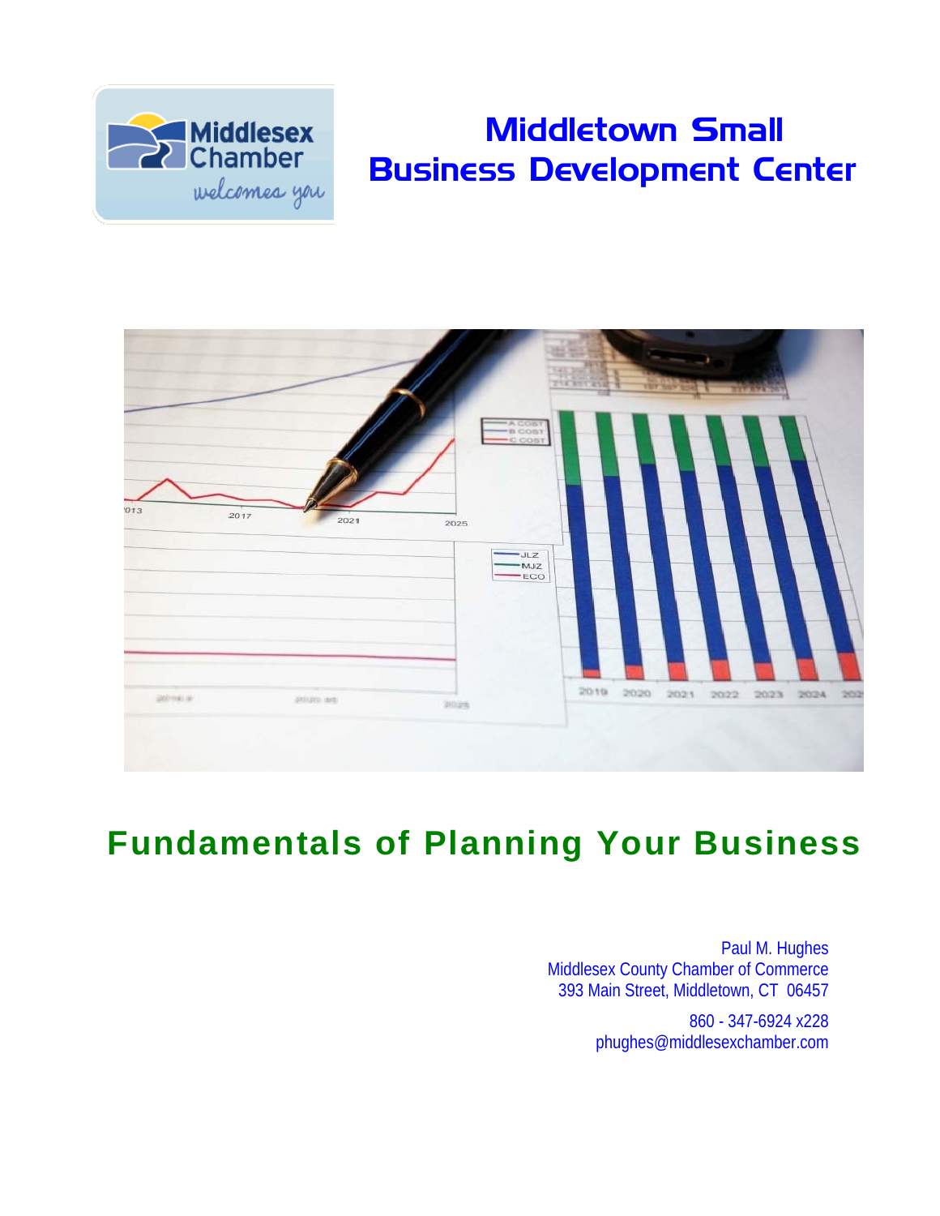# Middletown Small Business Development Center

## Fundamentals of Planning Your Business

Paul M. Hughes
Middlesex County Chamber of Commerce
393 Main Street, Middletown, CT 06457

860 - 347-6924 x228
phughes@middlesexchamber.com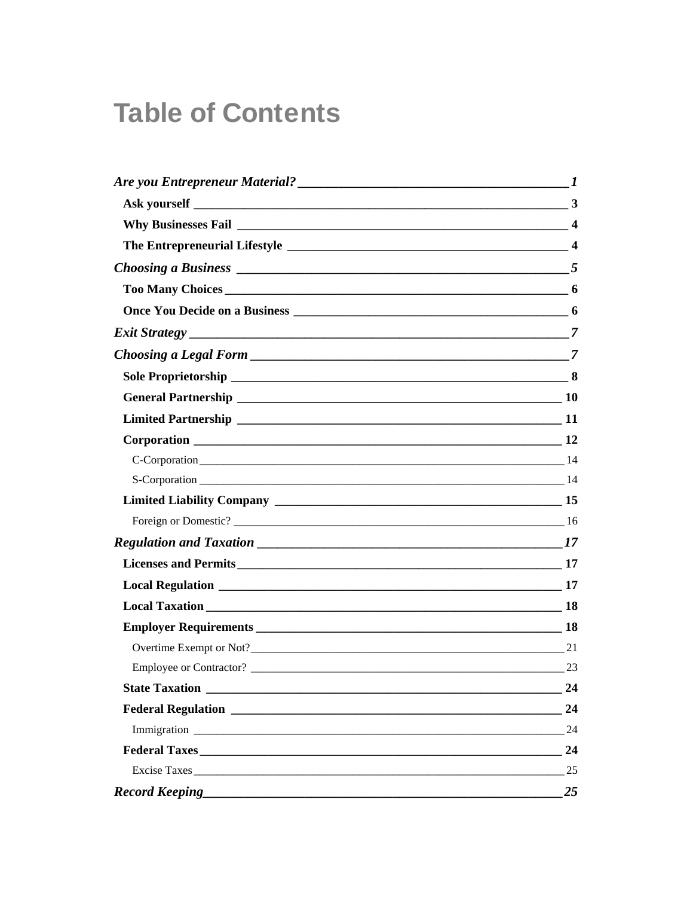# Table of Contents

*Are you Entrepreneur Material?* — *1*

- **Ask yourself** — 3
- **Why Businesses Fail** — 4
- **The Entrepreneurial Lifestyle** — 4

*Choosing a Business* — *5*

- **Too Many Choices** — 6
- **Once You Decide on a Business** — 6

*Exit Strategy* — *7*

*Choosing a Legal Form* — *7*

- **Sole Proprietorship** — 8
- **General Partnership** — 10
- **Limited Partnership** — 11
- **Corporation** — 12
  - C-Corporation — 14
  - S-Corporation — 14
- **Limited Liability Company** — 15
  - Foreign or Domestic? — 16

*Regulation and Taxation* — *17*

- **Licenses and Permits** — 17
- **Local Regulation** — 17
- **Local Taxation** — 18
- **Employer Requirements** — 18
  - Overtime Exempt or Not? — 21
  - Employee or Contractor? — 23
- **State Taxation** — 24
- **Federal Regulation** — 24
  - Immigration — 24
- **Federal Taxes** — 24
  - Excise Taxes — 25

*Record Keeping* — *25*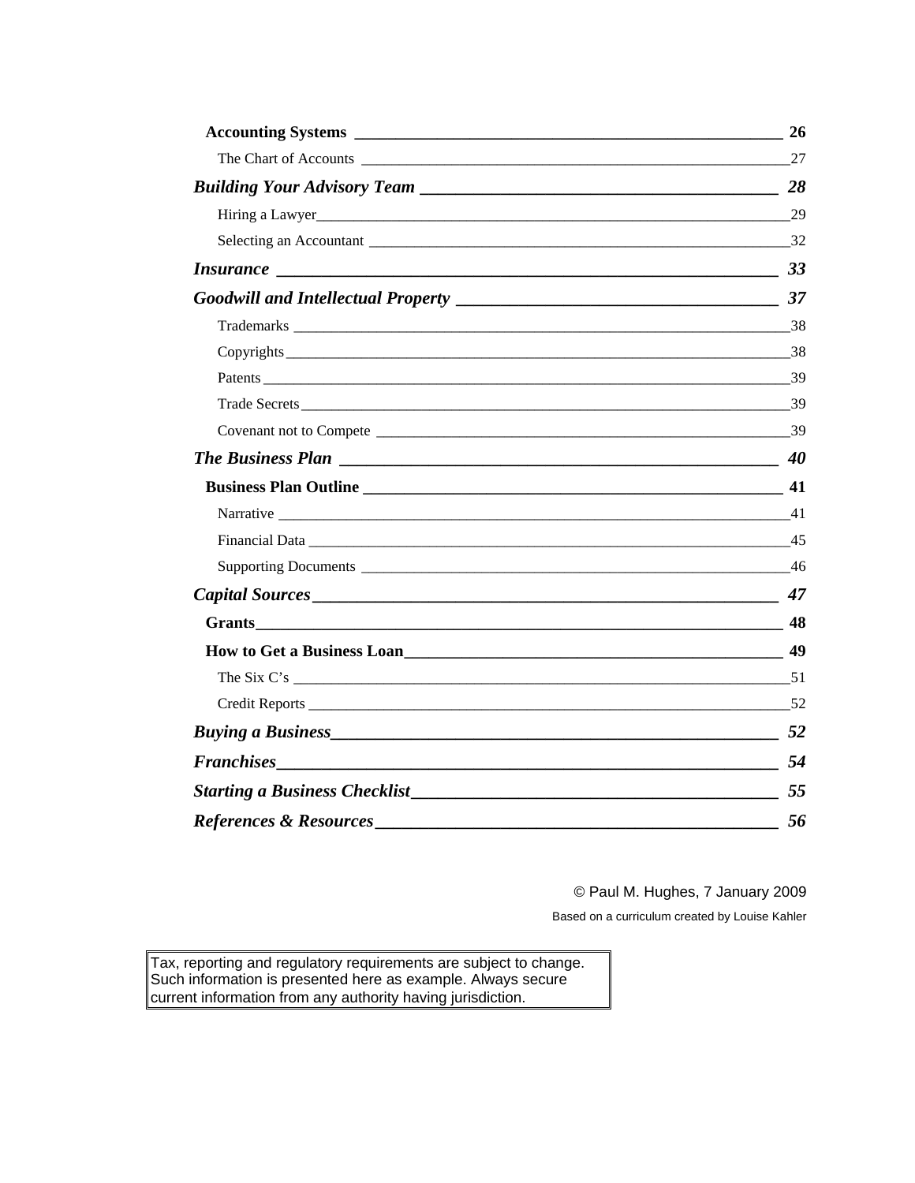**Accounting Systems** 26

The Chart of Accounts 27

***Building Your Advisory Team*** 28

Hiring a Lawyer 29

Selecting an Accountant 32

***Insurance*** 33

***Goodwill and Intellectual Property*** 37

Trademarks 38

Copyrights 38

Patents 39

Trade Secrets 39

Covenant not to Compete 39

***The Business Plan*** 40

**Business Plan Outline** 41

Narrative 41

Financial Data 45

Supporting Documents 46

***Capital Sources*** 47

**Grants** 48

**How to Get a Business Loan** 49

The Six C's 51

Credit Reports 52

***Buying a Business*** 52

***Franchises*** 54

***Starting a Business Checklist*** 55

***References & Resources*** 56

© Paul M. Hughes, 7 January 2009

Based on a curriculum created by Louise Kahler

Tax, reporting and regulatory requirements are subject to change. Such information is presented here as example. Always secure current information from any authority having jurisdiction.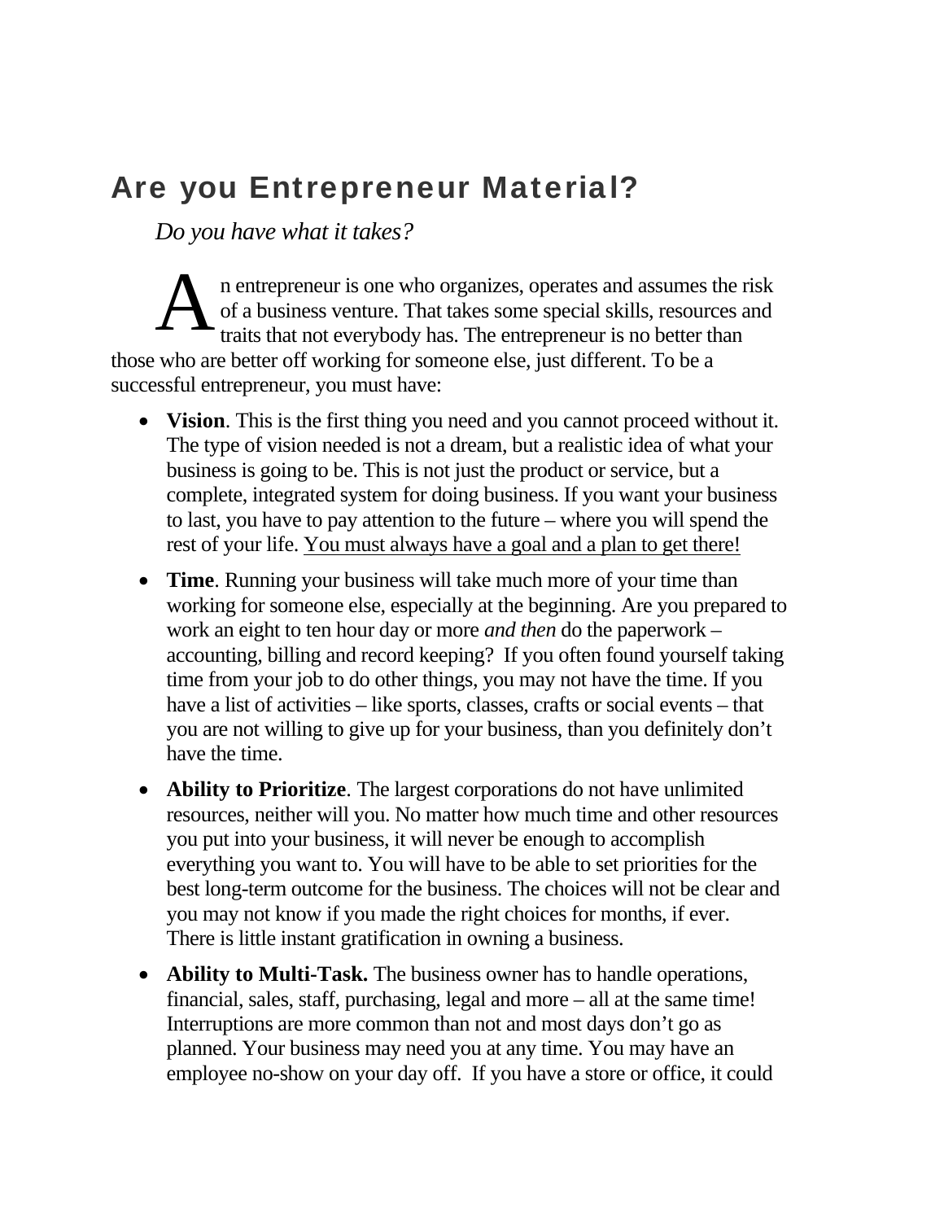# Are you Entrepreneur Material?

*Do you have what it takes?*

An entrepreneur is one who organizes, operates and assumes the risk of a business venture. That takes some special skills, resources and traits that not everybody has. The entrepreneur is no better than those who are better off working for someone else, just different. To be a successful entrepreneur, you must have:

- **Vision**. This is the first thing you need and you cannot proceed without it. The type of vision needed is not a dream, but a realistic idea of what your business is going to be. This is not just the product or service, but a complete, integrated system for doing business. If you want your business to last, you have to pay attention to the future – where you will spend the rest of your life. <u>You must always have a goal and a plan to get there!</u>

- **Time**. Running your business will take much more of your time than working for someone else, especially at the beginning. Are you prepared to work an eight to ten hour day or more *and then* do the paperwork – accounting, billing and record keeping? If you often found yourself taking time from your job to do other things, you may not have the time. If you have a list of activities – like sports, classes, crafts or social events – that you are not willing to give up for your business, than you definitely don't have the time.

- **Ability to Prioritize**. The largest corporations do not have unlimited resources, neither will you. No matter how much time and other resources you put into your business, it will never be enough to accomplish everything you want to. You will have to be able to set priorities for the best long-term outcome for the business. The choices will not be clear and you may not know if you made the right choices for months, if ever. There is little instant gratification in owning a business.

- **Ability to Multi-Task.** The business owner has to handle operations, financial, sales, staff, purchasing, legal and more – all at the same time! Interruptions are more common than not and most days don't go as planned. Your business may need you at any time. You may have an employee no-show on your day off. If you have a store or office, it could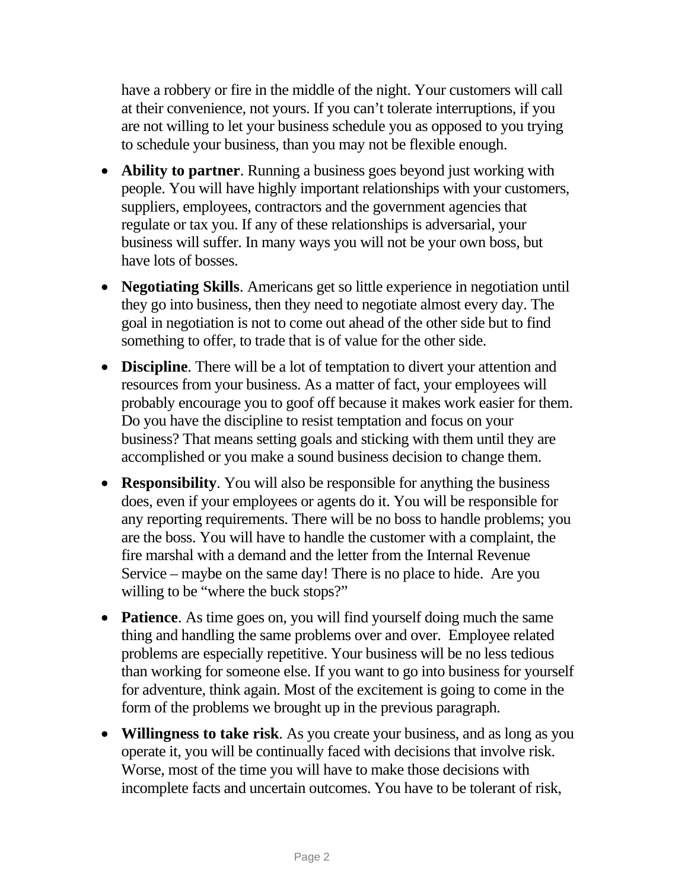have a robbery or fire in the middle of the night. Your customers will call at their convenience, not yours. If you can't tolerate interruptions, if you are not willing to let your business schedule you as opposed to you trying to schedule your business, than you may not be flexible enough.

- **Ability to partner**. Running a business goes beyond just working with people. You will have highly important relationships with your customers, suppliers, employees, contractors and the government agencies that regulate or tax you. If any of these relationships is adversarial, your business will suffer. In many ways you will not be your own boss, but have lots of bosses.
- **Negotiating Skills**. Americans get so little experience in negotiation until they go into business, then they need to negotiate almost every day. The goal in negotiation is not to come out ahead of the other side but to find something to offer, to trade that is of value for the other side.
- **Discipline**. There will be a lot of temptation to divert your attention and resources from your business. As a matter of fact, your employees will probably encourage you to goof off because it makes work easier for them. Do you have the discipline to resist temptation and focus on your business? That means setting goals and sticking with them until they are accomplished or you make a sound business decision to change them.
- **Responsibility**. You will also be responsible for anything the business does, even if your employees or agents do it. You will be responsible for any reporting requirements. There will be no boss to handle problems; you are the boss. You will have to handle the customer with a complaint, the fire marshal with a demand and the letter from the Internal Revenue Service – maybe on the same day! There is no place to hide. Are you willing to be "where the buck stops?"
- **Patience**. As time goes on, you will find yourself doing much the same thing and handling the same problems over and over. Employee related problems are especially repetitive. Your business will be no less tedious than working for someone else. If you want to go into business for yourself for adventure, think again. Most of the excitement is going to come in the form of the problems we brought up in the previous paragraph.
- **Willingness to take risk**. As you create your business, and as long as you operate it, you will be continually faced with decisions that involve risk. Worse, most of the time you will have to make those decisions with incomplete facts and uncertain outcomes. You have to be tolerant of risk,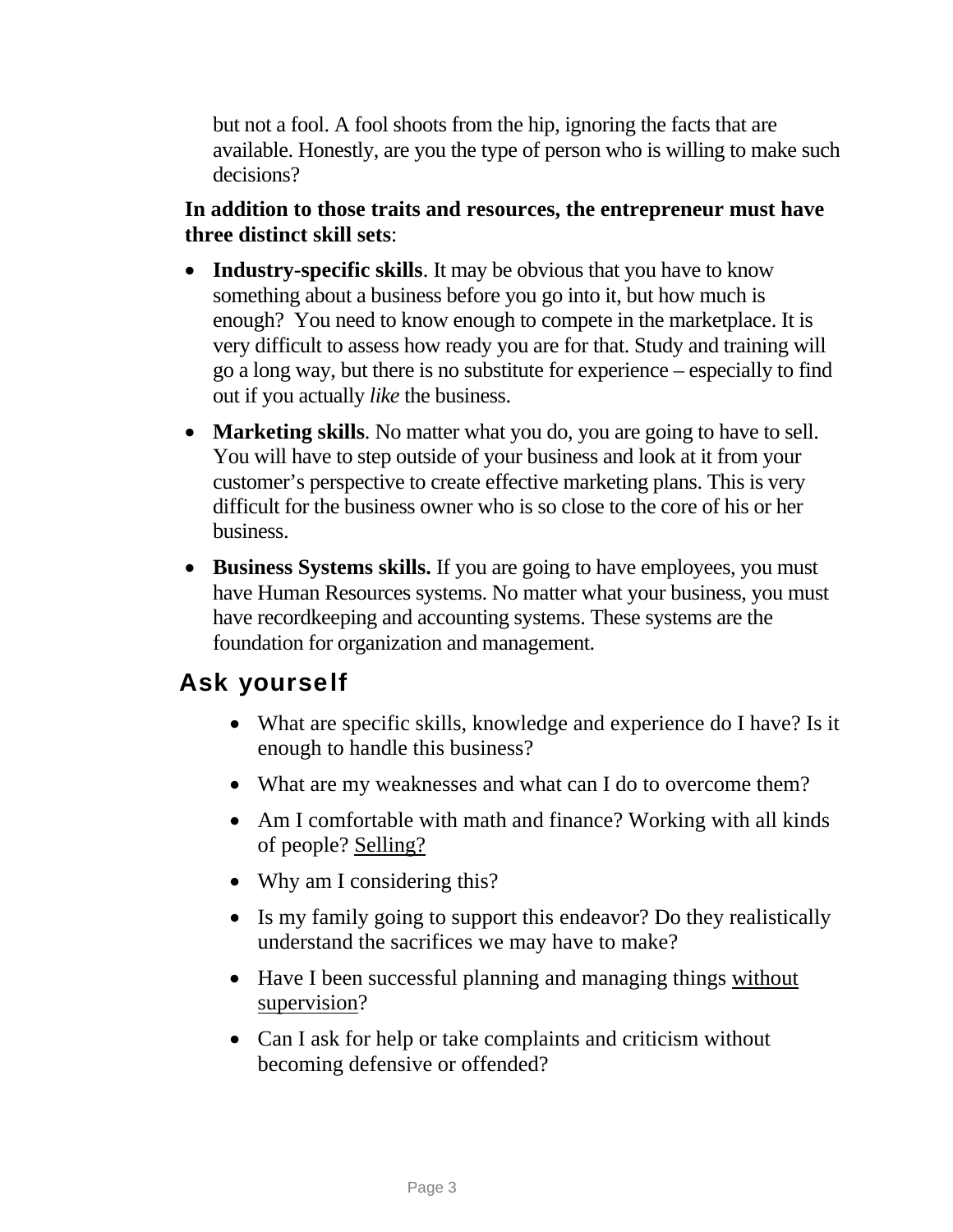but not a fool. A fool shoots from the hip, ignoring the facts that are available. Honestly, are you the type of person who is willing to make such decisions?

**In addition to those traits and resources, the entrepreneur must have three distinct skill sets**:

- **Industry-specific skills**. It may be obvious that you have to know something about a business before you go into it, but how much is enough? You need to know enough to compete in the marketplace. It is very difficult to assess how ready you are for that. Study and training will go a long way, but there is no substitute for experience – especially to find out if you actually *like* the business.
- **Marketing skills**. No matter what you do, you are going to have to sell. You will have to step outside of your business and look at it from your customer's perspective to create effective marketing plans. This is very difficult for the business owner who is so close to the core of his or her business.
- **Business Systems skills.** If you are going to have employees, you must have Human Resources systems. No matter what your business, you must have recordkeeping and accounting systems. These systems are the foundation for organization and management.

## Ask yourself

- What are specific skills, knowledge and experience do I have? Is it enough to handle this business?
- What are my weaknesses and what can I do to overcome them?
- Am I comfortable with math and finance? Working with all kinds of people? <u>Selling?</u>
- Why am I considering this?
- Is my family going to support this endeavor? Do they realistically understand the sacrifices we may have to make?
- Have I been successful planning and managing things <u>without supervision</u>?
- Can I ask for help or take complaints and criticism without becoming defensive or offended?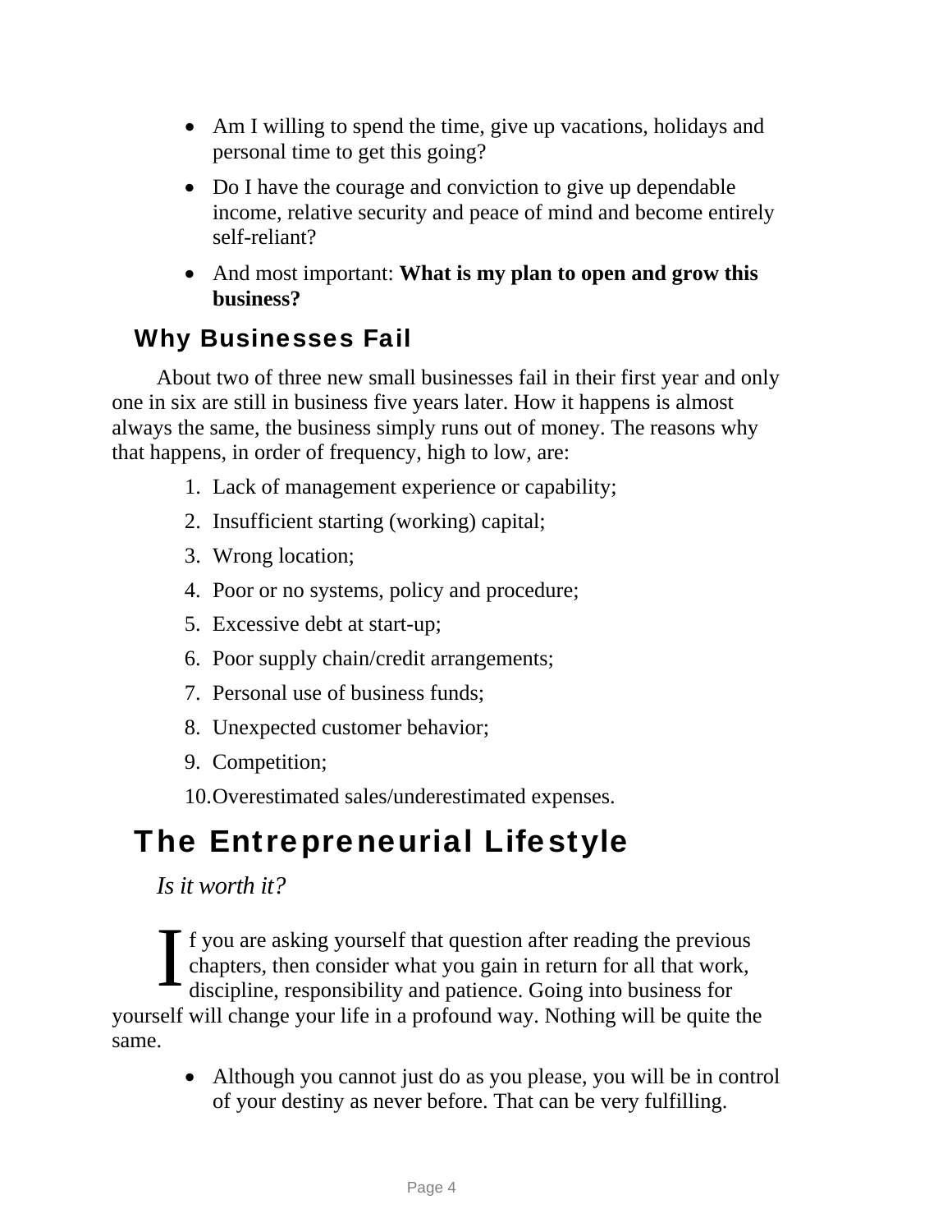- Am I willing to spend the time, give up vacations, holidays and personal time to get this going?
- Do I have the courage and conviction to give up dependable income, relative security and peace of mind and become entirely self-reliant?
- And most important: **What is my plan to open and grow this business?**

### Why Businesses Fail

About two of three new small businesses fail in their first year and only one in six are still in business five years later. How it happens is almost always the same, the business simply runs out of money. The reasons why that happens, in order of frequency, high to low, are:

1. Lack of management experience or capability;
2. Insufficient starting (working) capital;
3. Wrong location;
4. Poor or no systems, policy and procedure;
5. Excessive debt at start-up;
6. Poor supply chain/credit arrangements;
7. Personal use of business funds;
8. Unexpected customer behavior;
9. Competition;
10. Overestimated sales/underestimated expenses.

## The Entrepreneurial Lifestyle

*Is it worth it?*

If you are asking yourself that question after reading the previous chapters, then consider what you gain in return for all that work, discipline, responsibility and patience. Going into business for yourself will change your life in a profound way. Nothing will be quite the same.

- Although you cannot just do as you please, you will be in control of your destiny as never before. That can be very fulfilling.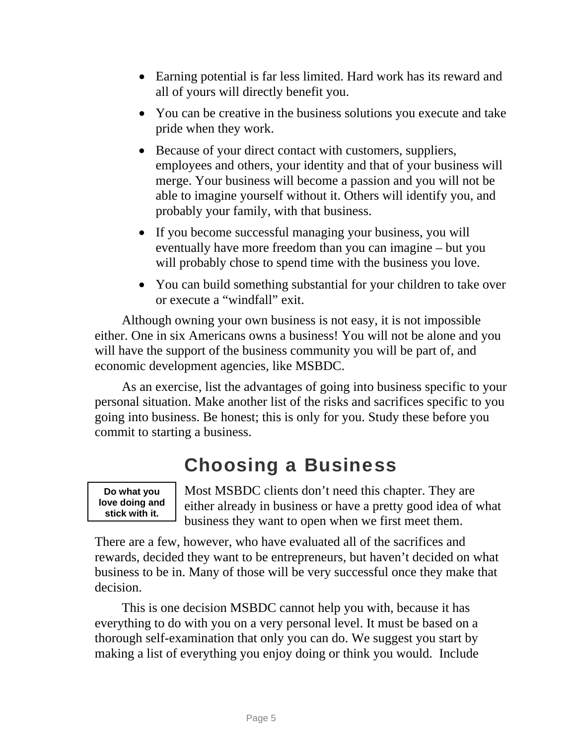- Earning potential is far less limited. Hard work has its reward and all of yours will directly benefit you.
- You can be creative in the business solutions you execute and take pride when they work.
- Because of your direct contact with customers, suppliers, employees and others, your identity and that of your business will merge. Your business will become a passion and you will not be able to imagine yourself without it. Others will identify you, and probably your family, with that business.
- If you become successful managing your business, you will eventually have more freedom than you can imagine – but you will probably chose to spend time with the business you love.
- You can build something substantial for your children to take over or execute a “windfall” exit.

Although owning your own business is not easy, it is not impossible either. One in six Americans owns a business! You will not be alone and you will have the support of the business community you will be part of, and economic development agencies, like MSBDC.

As an exercise, list the advantages of going into business specific to your personal situation. Make another list of the risks and sacrifices specific to you going into business. Be honest; this is only for you. Study these before you commit to starting a business.

## Choosing a Business

**Do what you love doing and stick with it.**

Most MSBDC clients don’t need this chapter. They are either already in business or have a pretty good idea of what business they want to open when we first meet them. There are a few, however, who have evaluated all of the sacrifices and rewards, decided they want to be entrepreneurs, but haven’t decided on what business to be in. Many of those will be very successful once they make that decision.

This is one decision MSBDC cannot help you with, because it has everything to do with you on a very personal level. It must be based on a thorough self-examination that only you can do. We suggest you start by making a list of everything you enjoy doing or think you would. Include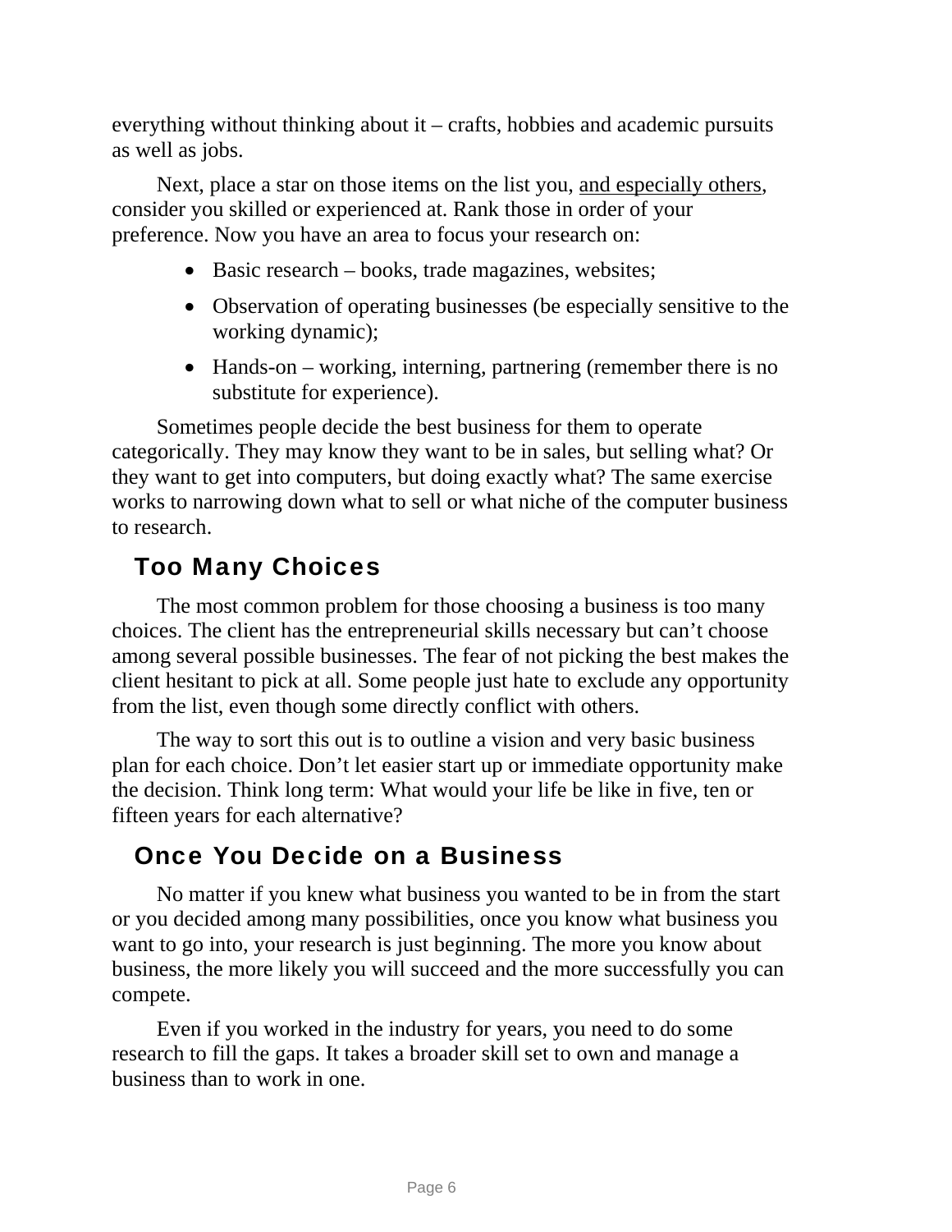everything without thinking about it – crafts, hobbies and academic pursuits as well as jobs.

Next, place a star on those items on the list you, <u>and especially others</u>, consider you skilled or experienced at. Rank those in order of your preference. Now you have an area to focus your research on:

- Basic research – books, trade magazines, websites;
- Observation of operating businesses (be especially sensitive to the working dynamic);
- Hands-on – working, interning, partnering (remember there is no substitute for experience).

Sometimes people decide the best business for them to operate categorically. They may know they want to be in sales, but selling what? Or they want to get into computers, but doing exactly what? The same exercise works to narrowing down what to sell or what niche of the computer business to research.

## Too Many Choices

The most common problem for those choosing a business is too many choices. The client has the entrepreneurial skills necessary but can't choose among several possible businesses. The fear of not picking the best makes the client hesitant to pick at all. Some people just hate to exclude any opportunity from the list, even though some directly conflict with others.

The way to sort this out is to outline a vision and very basic business plan for each choice. Don't let easier start up or immediate opportunity make the decision. Think long term: What would your life be like in five, ten or fifteen years for each alternative?

## Once You Decide on a Business

No matter if you knew what business you wanted to be in from the start or you decided among many possibilities, once you know what business you want to go into, your research is just beginning. The more you know about business, the more likely you will succeed and the more successfully you can compete.

Even if you worked in the industry for years, you need to do some research to fill the gaps. It takes a broader skill set to own and manage a business than to work in one.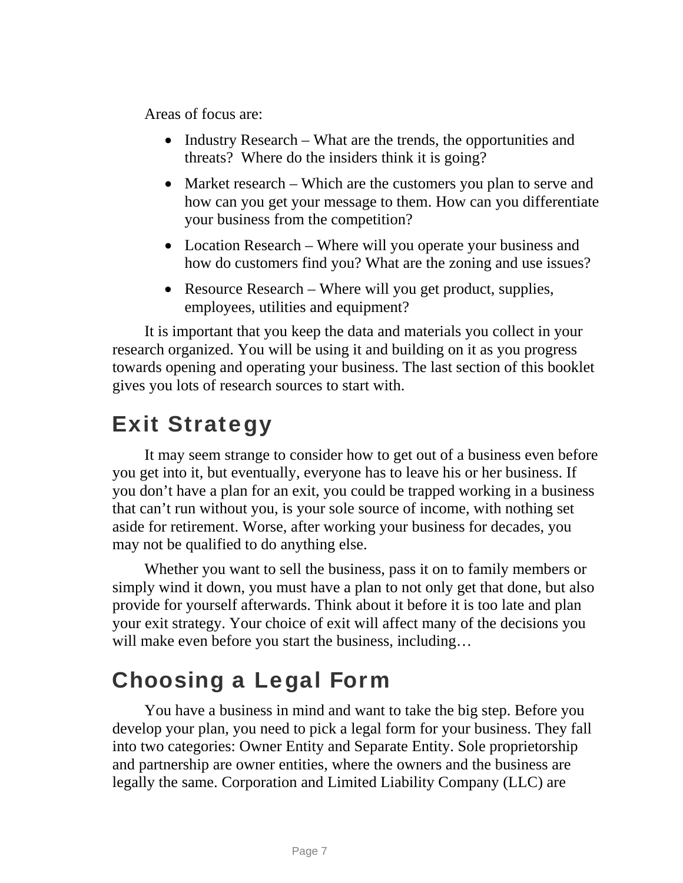Areas of focus are:

- Industry Research – What are the trends, the opportunities and threats?  Where do the insiders think it is going?
- Market research – Which are the customers you plan to serve and how can you get your message to them. How can you differentiate your business from the competition?
- Location Research – Where will you operate your business and how do customers find you? What are the zoning and use issues?
- Resource Research – Where will you get product, supplies, employees, utilities and equipment?

It is important that you keep the data and materials you collect in your research organized. You will be using it and building on it as you progress towards opening and operating your business. The last section of this booklet gives you lots of research sources to start with.

## Exit Strategy

It may seem strange to consider how to get out of a business even before you get into it, but eventually, everyone has to leave his or her business. If you don't have a plan for an exit, you could be trapped working in a business that can't run without you, is your sole source of income, with nothing set aside for retirement. Worse, after working your business for decades, you may not be qualified to do anything else.

Whether you want to sell the business, pass it on to family members or simply wind it down, you must have a plan to not only get that done, but also provide for yourself afterwards. Think about it before it is too late and plan your exit strategy. Your choice of exit will affect many of the decisions you will make even before you start the business, including…

## Choosing a Legal Form

You have a business in mind and want to take the big step. Before you develop your plan, you need to pick a legal form for your business. They fall into two categories: Owner Entity and Separate Entity. Sole proprietorship and partnership are owner entities, where the owners and the business are legally the same. Corporation and Limited Liability Company (LLC) are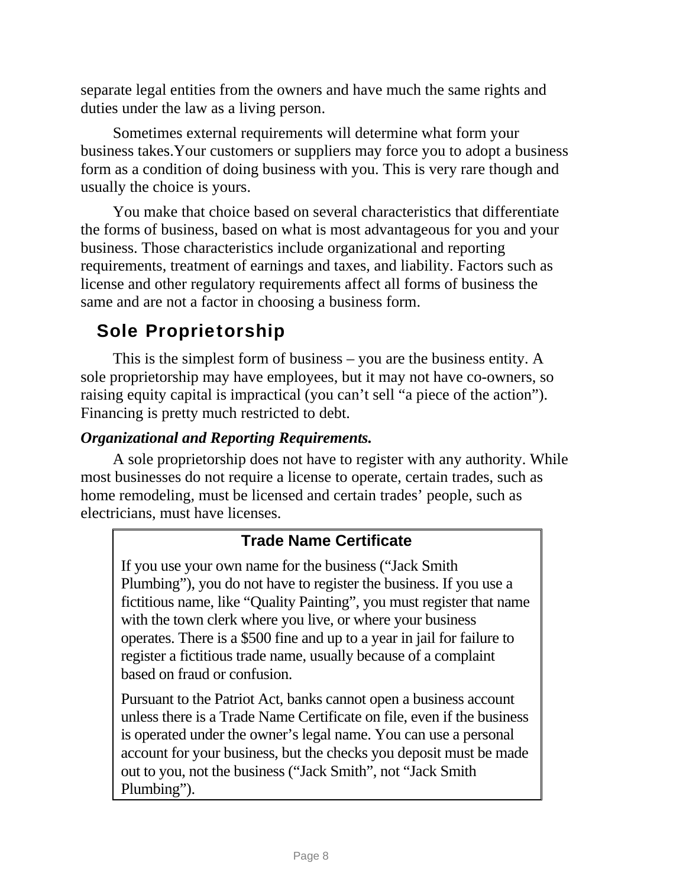separate legal entities from the owners and have much the same rights and duties under the law as a living person.

Sometimes external requirements will determine what form your business takes.Your customers or suppliers may force you to adopt a business form as a condition of doing business with you. This is very rare though and usually the choice is yours.

You make that choice based on several characteristics that differentiate the forms of business, based on what is most advantageous for you and your business. Those characteristics include organizational and reporting requirements, treatment of earnings and taxes, and liability. Factors such as license and other regulatory requirements affect all forms of business the same and are not a factor in choosing a business form.

## Sole Proprietorship

This is the simplest form of business – you are the business entity. A sole proprietorship may have employees, but it may not have co-owners, so raising equity capital is impractical (you can't sell "a piece of the action"). Financing is pretty much restricted to debt.

***Organizational and Reporting Requirements.***

A sole proprietorship does not have to register with any authority. While most businesses do not require a license to operate, certain trades, such as home remodeling, must be licensed and certain trades' people, such as electricians, must have licenses.

> **Trade Name Certificate**
>
> If you use your own name for the business ("Jack Smith Plumbing"), you do not have to register the business. If you use a fictitious name, like "Quality Painting", you must register that name with the town clerk where you live, or where your business operates. There is a $500 fine and up to a year in jail for failure to register a fictitious trade name, usually because of a complaint based on fraud or confusion.
>
> Pursuant to the Patriot Act, banks cannot open a business account unless there is a Trade Name Certificate on file, even if the business is operated under the owner's legal name. You can use a personal account for your business, but the checks you deposit must be made out to you, not the business ("Jack Smith", not "Jack Smith Plumbing").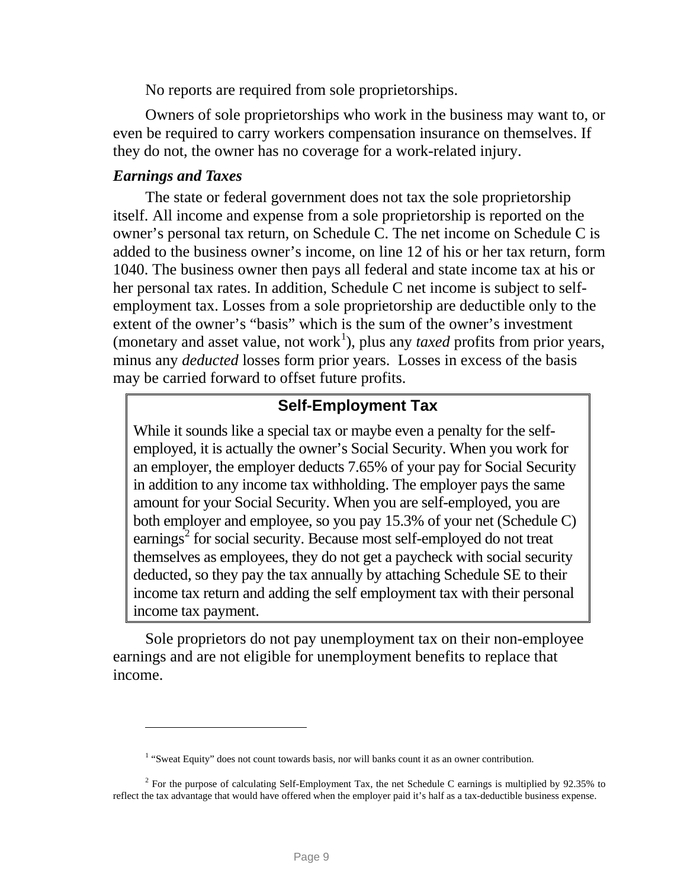No reports are required from sole proprietorships.

Owners of sole proprietorships who work in the business may want to, or even be required to carry workers compensation insurance on themselves. If they do not, the owner has no coverage for a work-related injury.

### *Earnings and Taxes*

The state or federal government does not tax the sole proprietorship itself. All income and expense from a sole proprietorship is reported on the owner's personal tax return, on Schedule C. The net income on Schedule C is added to the business owner's income, on line 12 of his or her tax return, form 1040. The business owner then pays all federal and state income tax at his or her personal tax rates. In addition, Schedule C net income is subject to self-employment tax. Losses from a sole proprietorship are deductible only to the extent of the owner's "basis" which is the sum of the owner's investment (monetary and asset value, not work[1]), plus any *taxed* profits from prior years, minus any *deducted* losses form prior years. Losses in excess of the basis may be carried forward to offset future profits.

> **Self-Employment Tax**
>
> While it sounds like a special tax or maybe even a penalty for the self-employed, it is actually the owner's Social Security. When you work for an employer, the employer deducts 7.65% of your pay for Social Security in addition to any income tax withholding. The employer pays the same amount for your Social Security. When you are self-employed, you are both employer and employee, so you pay 15.3% of your net (Schedule C) earnings[2] for social security. Because most self-employed do not treat themselves as employees, they do not get a paycheck with social security deducted, so they pay the tax annually by attaching Schedule SE to their income tax return and adding the self employment tax with their personal income tax payment.

Sole proprietors do not pay unemployment tax on their non-employee earnings and are not eligible for unemployment benefits to replace that income.

---

[1] "Sweat Equity" does not count towards basis, nor will banks count it as an owner contribution.

[2] For the purpose of calculating Self-Employment Tax, the net Schedule C earnings is multiplied by 92.35% to reflect the tax advantage that would have offered when the employer paid it's half as a tax-deductible business expense.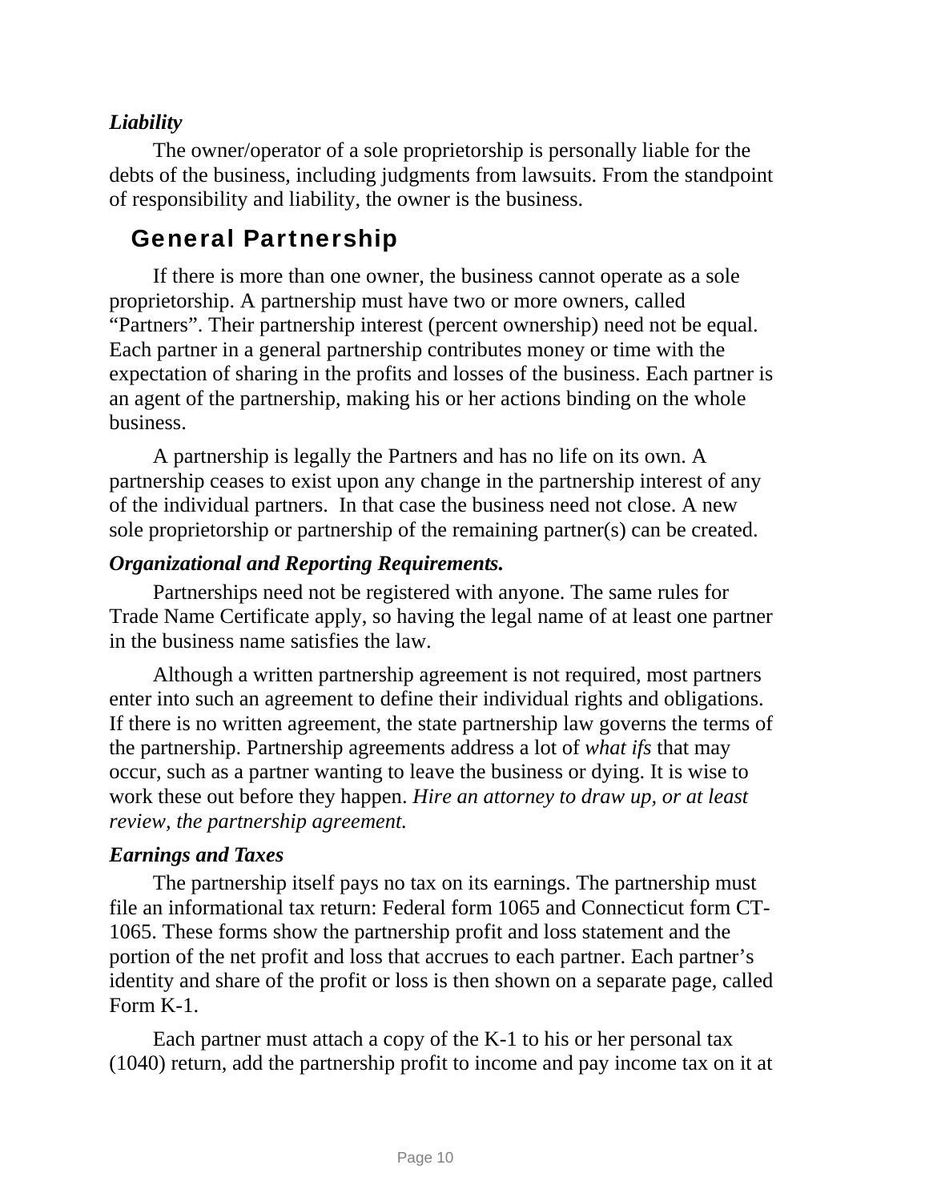### *Liability*

The owner/operator of a sole proprietorship is personally liable for the debts of the business, including judgments from lawsuits. From the standpoint of responsibility and liability, the owner is the business.

## General Partnership

If there is more than one owner, the business cannot operate as a sole proprietorship. A partnership must have two or more owners, called "Partners". Their partnership interest (percent ownership) need not be equal. Each partner in a general partnership contributes money or time with the expectation of sharing in the profits and losses of the business. Each partner is an agent of the partnership, making his or her actions binding on the whole business.

A partnership is legally the Partners and has no life on its own. A partnership ceases to exist upon any change in the partnership interest of any of the individual partners. In that case the business need not close. A new sole proprietorship or partnership of the remaining partner(s) can be created.

### *Organizational and Reporting Requirements.*

Partnerships need not be registered with anyone. The same rules for Trade Name Certificate apply, so having the legal name of at least one partner in the business name satisfies the law.

Although a written partnership agreement is not required, most partners enter into such an agreement to define their individual rights and obligations. If there is no written agreement, the state partnership law governs the terms of the partnership. Partnership agreements address a lot of *what ifs* that may occur, such as a partner wanting to leave the business or dying. It is wise to work these out before they happen. *Hire an attorney to draw up, or at least review, the partnership agreement.*

### *Earnings and Taxes*

The partnership itself pays no tax on its earnings. The partnership must file an informational tax return: Federal form 1065 and Connecticut form CT-1065. These forms show the partnership profit and loss statement and the portion of the net profit and loss that accrues to each partner. Each partner's identity and share of the profit or loss is then shown on a separate page, called Form K-1.

Each partner must attach a copy of the K-1 to his or her personal tax (1040) return, add the partnership profit to income and pay income tax on it at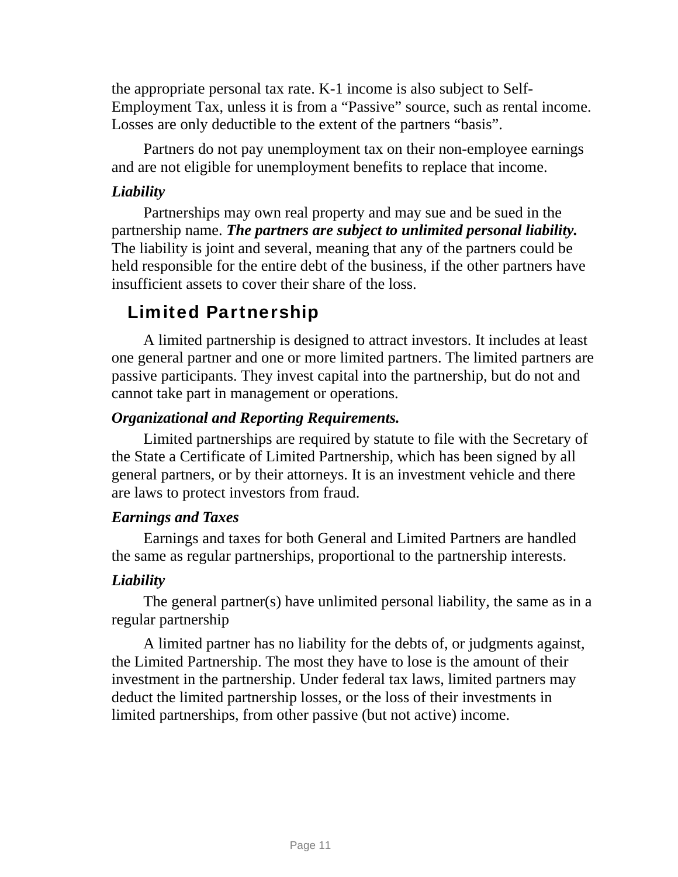the appropriate personal tax rate. K-1 income is also subject to Self-Employment Tax, unless it is from a “Passive” source, such as rental income. Losses are only deductible to the extent of the partners “basis”.

Partners do not pay unemployment tax on their non-employee earnings and are not eligible for unemployment benefits to replace that income.

***Liability***

Partnerships may own real property and may sue and be sued in the partnership name. ***The partners are subject to unlimited personal liability.*** The liability is joint and several, meaning that any of the partners could be held responsible for the entire debt of the business, if the other partners have insufficient assets to cover their share of the loss.

## Limited Partnership

A limited partnership is designed to attract investors. It includes at least one general partner and one or more limited partners. The limited partners are passive participants. They invest capital into the partnership, but do not and cannot take part in management or operations.

***Organizational and Reporting Requirements.***

Limited partnerships are required by statute to file with the Secretary of the State a Certificate of Limited Partnership, which has been signed by all general partners, or by their attorneys. It is an investment vehicle and there are laws to protect investors from fraud.

***Earnings and Taxes***

Earnings and taxes for both General and Limited Partners are handled the same as regular partnerships, proportional to the partnership interests.

***Liability***

The general partner(s) have unlimited personal liability, the same as in a regular partnership

A limited partner has no liability for the debts of, or judgments against, the Limited Partnership. The most they have to lose is the amount of their investment in the partnership. Under federal tax laws, limited partners may deduct the limited partnership losses, or the loss of their investments in limited partnerships, from other passive (but not active) income.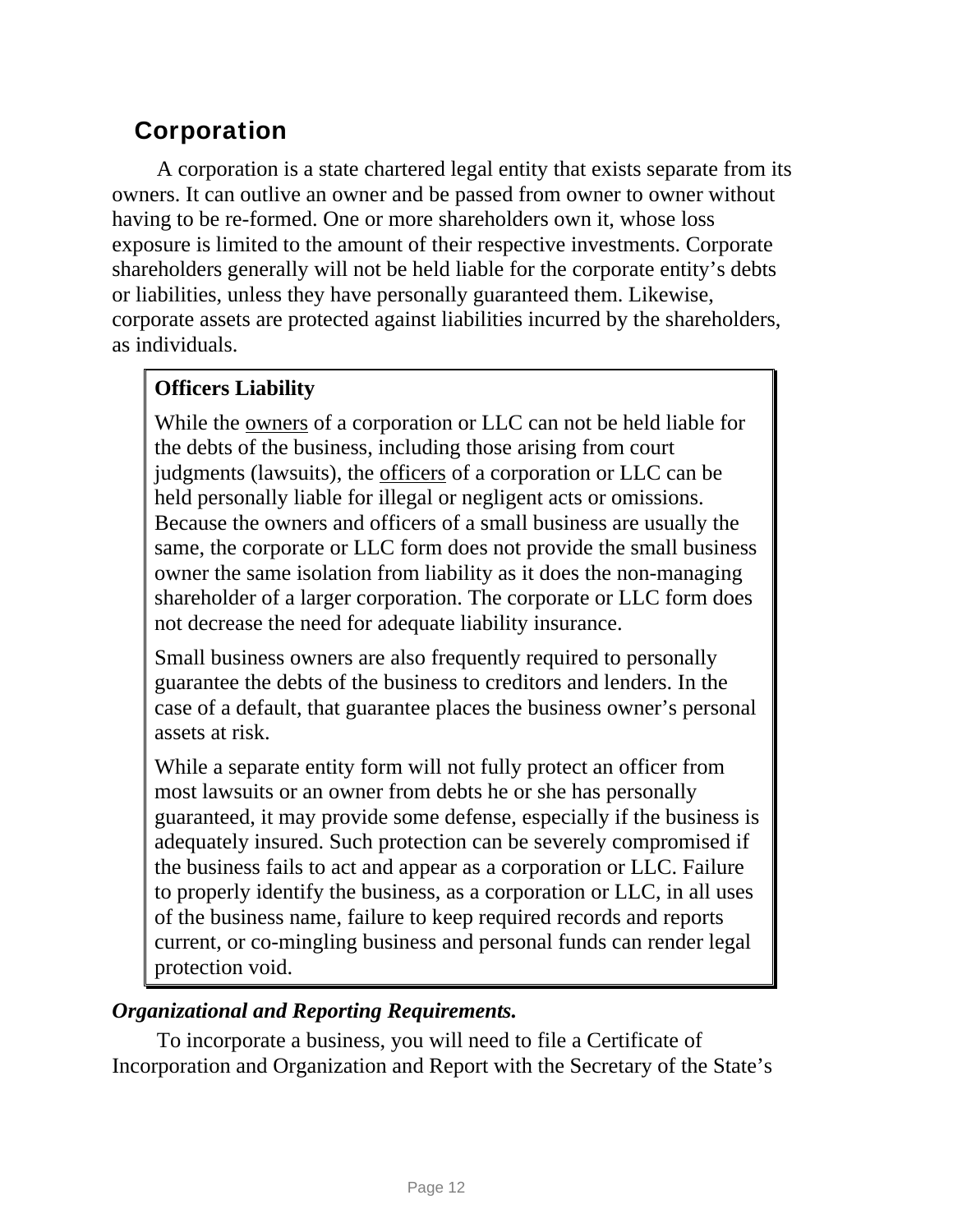## Corporation

A corporation is a state chartered legal entity that exists separate from its owners. It can outlive an owner and be passed from owner to owner without having to be re-formed. One or more shareholders own it, whose loss exposure is limited to the amount of their respective investments. Corporate shareholders generally will not be held liable for the corporate entity's debts or liabilities, unless they have personally guaranteed them. Likewise, corporate assets are protected against liabilities incurred by the shareholders, as individuals.

> **Officers Liability**
>
> While the <u>owners</u> of a corporation or LLC can not be held liable for the debts of the business, including those arising from court judgments (lawsuits), the <u>officers</u> of a corporation or LLC can be held personally liable for illegal or negligent acts or omissions. Because the owners and officers of a small business are usually the same, the corporate or LLC form does not provide the small business owner the same isolation from liability as it does the non-managing shareholder of a larger corporation. The corporate or LLC form does not decrease the need for adequate liability insurance.
>
> Small business owners are also frequently required to personally guarantee the debts of the business to creditors and lenders. In the case of a default, that guarantee places the business owner's personal assets at risk.
>
> While a separate entity form will not fully protect an officer from most lawsuits or an owner from debts he or she has personally guaranteed, it may provide some defense, especially if the business is adequately insured. Such protection can be severely compromised if the business fails to act and appear as a corporation or LLC. Failure to properly identify the business, as a corporation or LLC, in all uses of the business name, failure to keep required records and reports current, or co-mingling business and personal funds can render legal protection void.

***Organizational and Reporting Requirements.***

To incorporate a business, you will need to file a Certificate of Incorporation and Organization and Report with the Secretary of the State's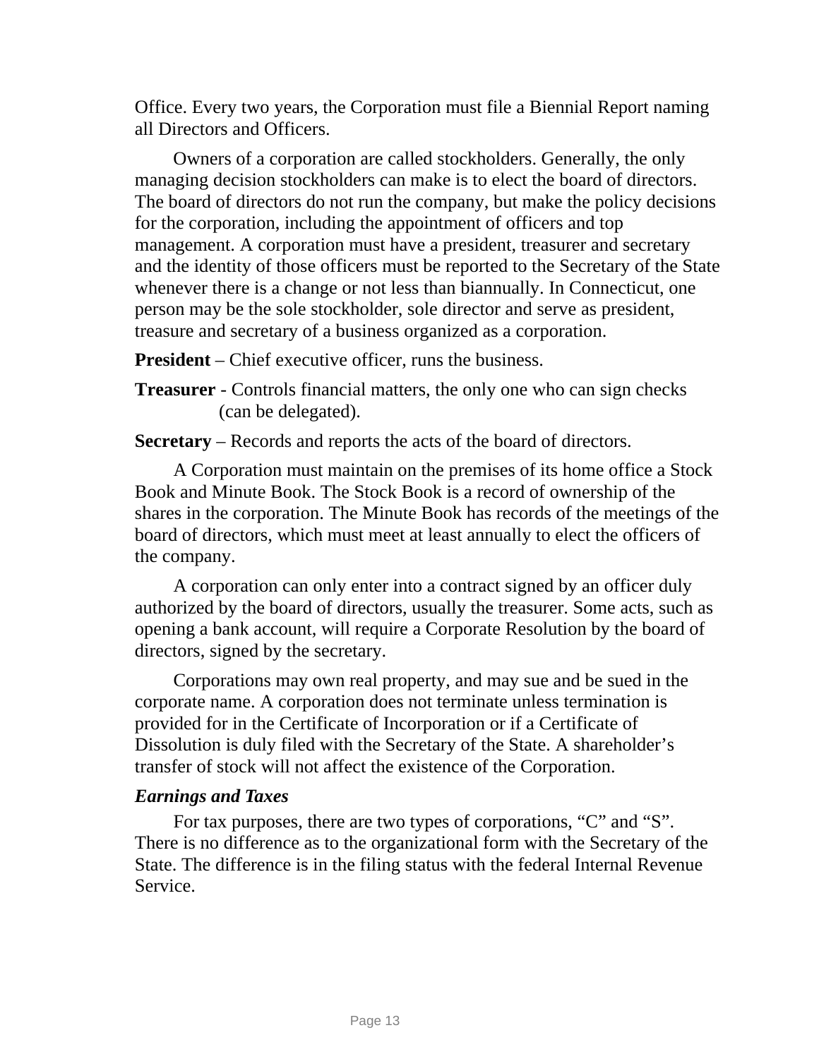Office. Every two years, the Corporation must file a Biennial Report naming all Directors and Officers.

Owners of a corporation are called stockholders. Generally, the only managing decision stockholders can make is to elect the board of directors. The board of directors do not run the company, but make the policy decisions for the corporation, including the appointment of officers and top management. A corporation must have a president, treasurer and secretary and the identity of those officers must be reported to the Secretary of the State whenever there is a change or not less than biannually. In Connecticut, one person may be the sole stockholder, sole director and serve as president, treasure and secretary of a business organized as a corporation.

**President** – Chief executive officer, runs the business.

**Treasurer** - Controls financial matters, the only one who can sign checks (can be delegated).

**Secretary** – Records and reports the acts of the board of directors.

A Corporation must maintain on the premises of its home office a Stock Book and Minute Book. The Stock Book is a record of ownership of the shares in the corporation. The Minute Book has records of the meetings of the board of directors, which must meet at least annually to elect the officers of the company.

A corporation can only enter into a contract signed by an officer duly authorized by the board of directors, usually the treasurer. Some acts, such as opening a bank account, will require a Corporate Resolution by the board of directors, signed by the secretary.

Corporations may own real property, and may sue and be sued in the corporate name. A corporation does not terminate unless termination is provided for in the Certificate of Incorporation or if a Certificate of Dissolution is duly filed with the Secretary of the State. A shareholder's transfer of stock will not affect the existence of the Corporation.

***Earnings and Taxes***

For tax purposes, there are two types of corporations, "C" and "S". There is no difference as to the organizational form with the Secretary of the State. The difference is in the filing status with the federal Internal Revenue Service.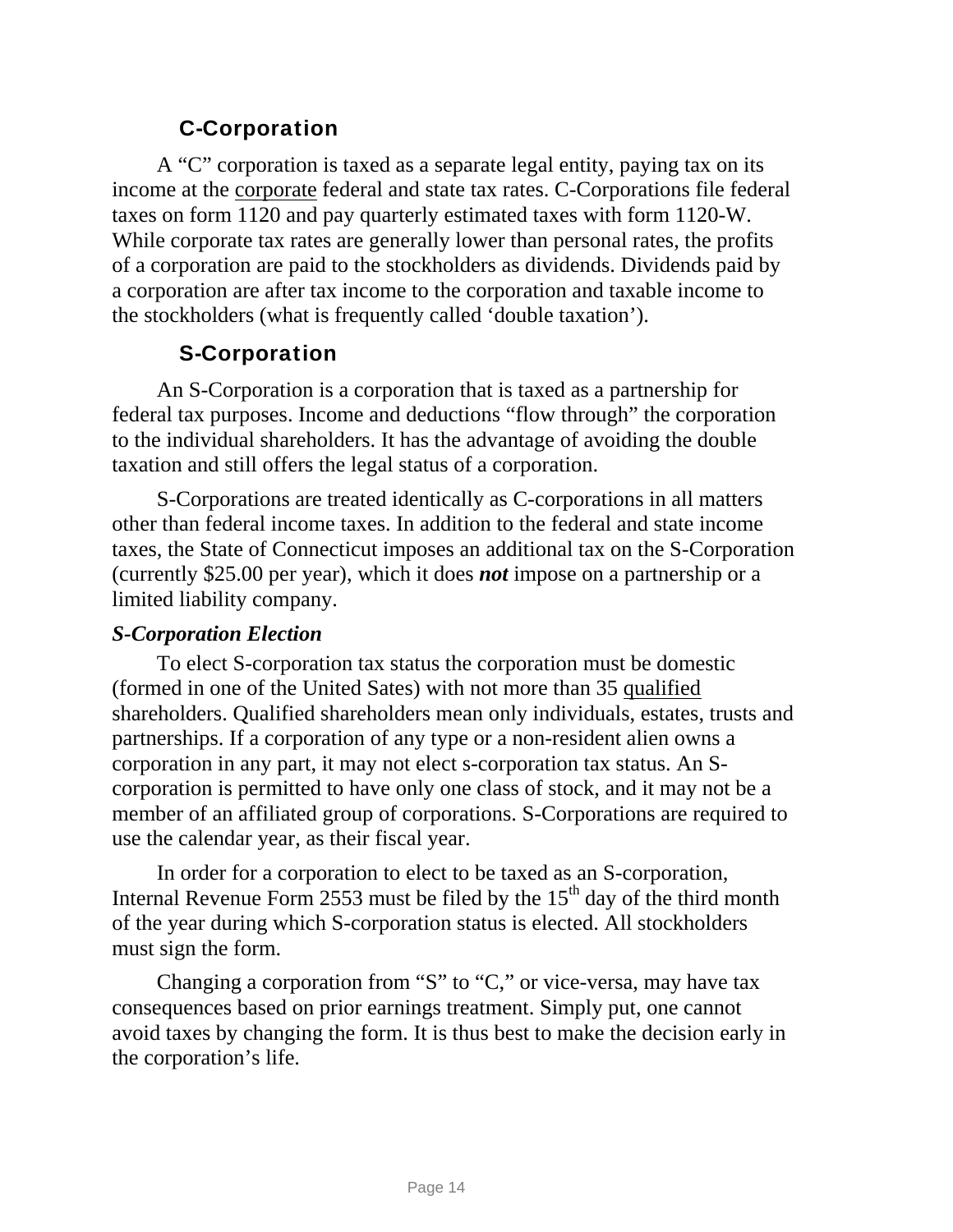## C-Corporation

A "C" corporation is taxed as a separate legal entity, paying tax on its income at the corporate federal and state tax rates. C-Corporations file federal taxes on form 1120 and pay quarterly estimated taxes with form 1120-W. While corporate tax rates are generally lower than personal rates, the profits of a corporation are paid to the stockholders as dividends. Dividends paid by a corporation are after tax income to the corporation and taxable income to the stockholders (what is frequently called 'double taxation').

## S-Corporation

An S-Corporation is a corporation that is taxed as a partnership for federal tax purposes. Income and deductions "flow through" the corporation to the individual shareholders. It has the advantage of avoiding the double taxation and still offers the legal status of a corporation.

S-Corporations are treated identically as C-corporations in all matters other than federal income taxes. In addition to the federal and state income taxes, the State of Connecticut imposes an additional tax on the S-Corporation (currently $25.00 per year), which it does ***not*** impose on a partnership or a limited liability company.

### *S-Corporation Election*

To elect S-corporation tax status the corporation must be domestic (formed in one of the United Sates) with not more than 35 qualified shareholders. Qualified shareholders mean only individuals, estates, trusts and partnerships. If a corporation of any type or a non-resident alien owns a corporation in any part, it may not elect s-corporation tax status. An S-corporation is permitted to have only one class of stock, and it may not be a member of an affiliated group of corporations. S-Corporations are required to use the calendar year, as their fiscal year.

In order for a corporation to elect to be taxed as an S-corporation, Internal Revenue Form 2553 must be filed by the 15th day of the third month of the year during which S-corporation status is elected. All stockholders must sign the form.

Changing a corporation from "S" to "C," or vice-versa, may have tax consequences based on prior earnings treatment. Simply put, one cannot avoid taxes by changing the form. It is thus best to make the decision early in the corporation's life.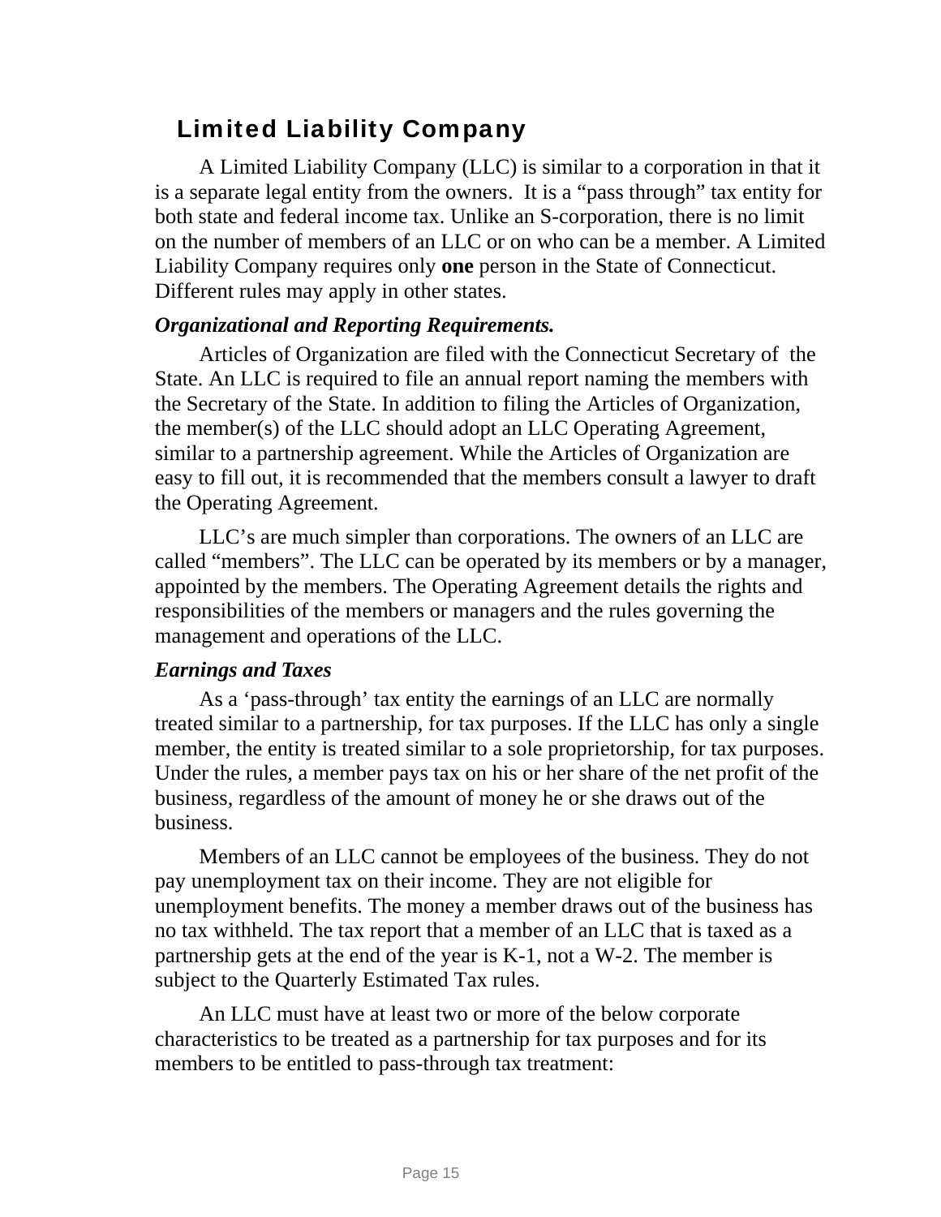## Limited Liability Company

A Limited Liability Company (LLC) is similar to a corporation in that it is a separate legal entity from the owners. It is a "pass through" tax entity for both state and federal income tax. Unlike an S-corporation, there is no limit on the number of members of an LLC or on who can be a member. A Limited Liability Company requires only **one** person in the State of Connecticut. Different rules may apply in other states.

***Organizational and Reporting Requirements.***

Articles of Organization are filed with the Connecticut Secretary of the State. An LLC is required to file an annual report naming the members with the Secretary of the State. In addition to filing the Articles of Organization, the member(s) of the LLC should adopt an LLC Operating Agreement, similar to a partnership agreement. While the Articles of Organization are easy to fill out, it is recommended that the members consult a lawyer to draft the Operating Agreement.

LLC's are much simpler than corporations. The owners of an LLC are called "members". The LLC can be operated by its members or by a manager, appointed by the members. The Operating Agreement details the rights and responsibilities of the members or managers and the rules governing the management and operations of the LLC.

***Earnings and Taxes***

As a 'pass-through' tax entity the earnings of an LLC are normally treated similar to a partnership, for tax purposes. If the LLC has only a single member, the entity is treated similar to a sole proprietorship, for tax purposes. Under the rules, a member pays tax on his or her share of the net profit of the business, regardless of the amount of money he or she draws out of the business.

Members of an LLC cannot be employees of the business. They do not pay unemployment tax on their income. They are not eligible for unemployment benefits. The money a member draws out of the business has no tax withheld. The tax report that a member of an LLC that is taxed as a partnership gets at the end of the year is K-1, not a W-2. The member is subject to the Quarterly Estimated Tax rules.

An LLC must have at least two or more of the below corporate characteristics to be treated as a partnership for tax purposes and for its members to be entitled to pass-through tax treatment: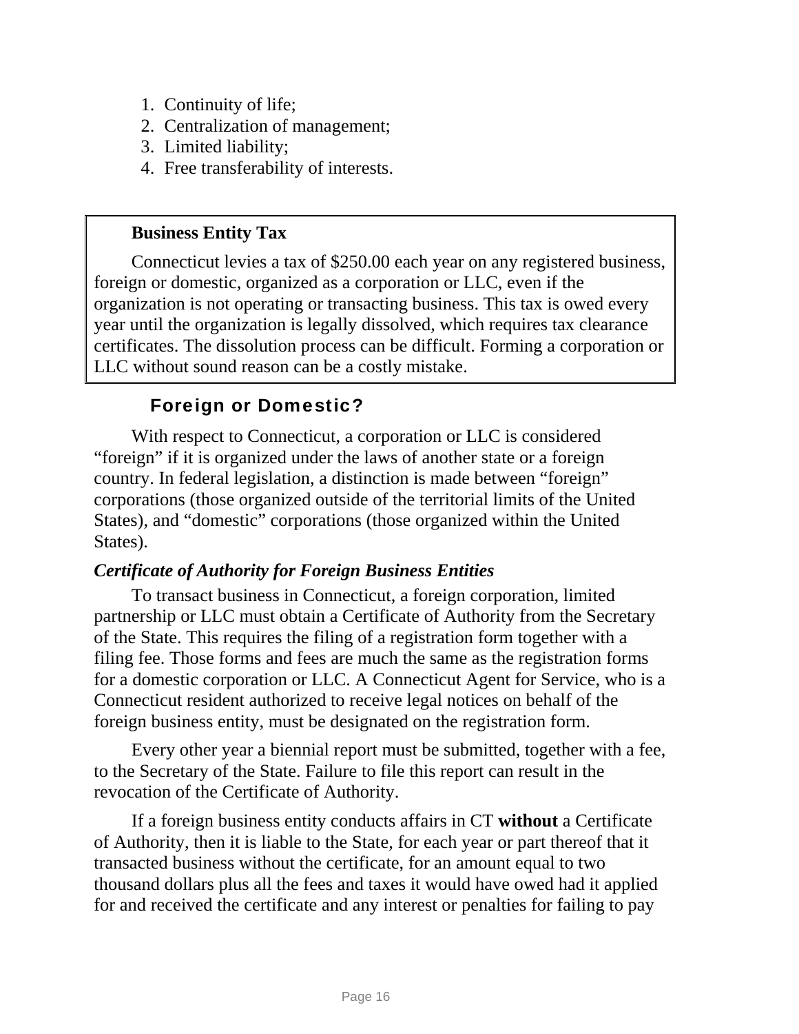1. Continuity of life;
2. Centralization of management;
3. Limited liability;
4. Free transferability of interests.

> **Business Entity Tax**
>
> Connecticut levies a tax of $250.00 each year on any registered business, foreign or domestic, organized as a corporation or LLC, even if the organization is not operating or transacting business. This tax is owed every year until the organization is legally dissolved, which requires tax clearance certificates. The dissolution process can be difficult. Forming a corporation or LLC without sound reason can be a costly mistake.

### Foreign or Domestic?

With respect to Connecticut, a corporation or LLC is considered "foreign" if it is organized under the laws of another state or a foreign country. In federal legislation, a distinction is made between "foreign" corporations (those organized outside of the territorial limits of the United States), and "domestic" corporations (those organized within the United States).

#### *Certificate of Authority for Foreign Business Entities*

To transact business in Connecticut, a foreign corporation, limited partnership or LLC must obtain a Certificate of Authority from the Secretary of the State. This requires the filing of a registration form together with a filing fee. Those forms and fees are much the same as the registration forms for a domestic corporation or LLC. A Connecticut Agent for Service, who is a Connecticut resident authorized to receive legal notices on behalf of the foreign business entity, must be designated on the registration form.

Every other year a biennial report must be submitted, together with a fee, to the Secretary of the State. Failure to file this report can result in the revocation of the Certificate of Authority.

If a foreign business entity conducts affairs in CT **without** a Certificate of Authority, then it is liable to the State, for each year or part thereof that it transacted business without the certificate, for an amount equal to two thousand dollars plus all the fees and taxes it would have owed had it applied for and received the certificate and any interest or penalties for failing to pay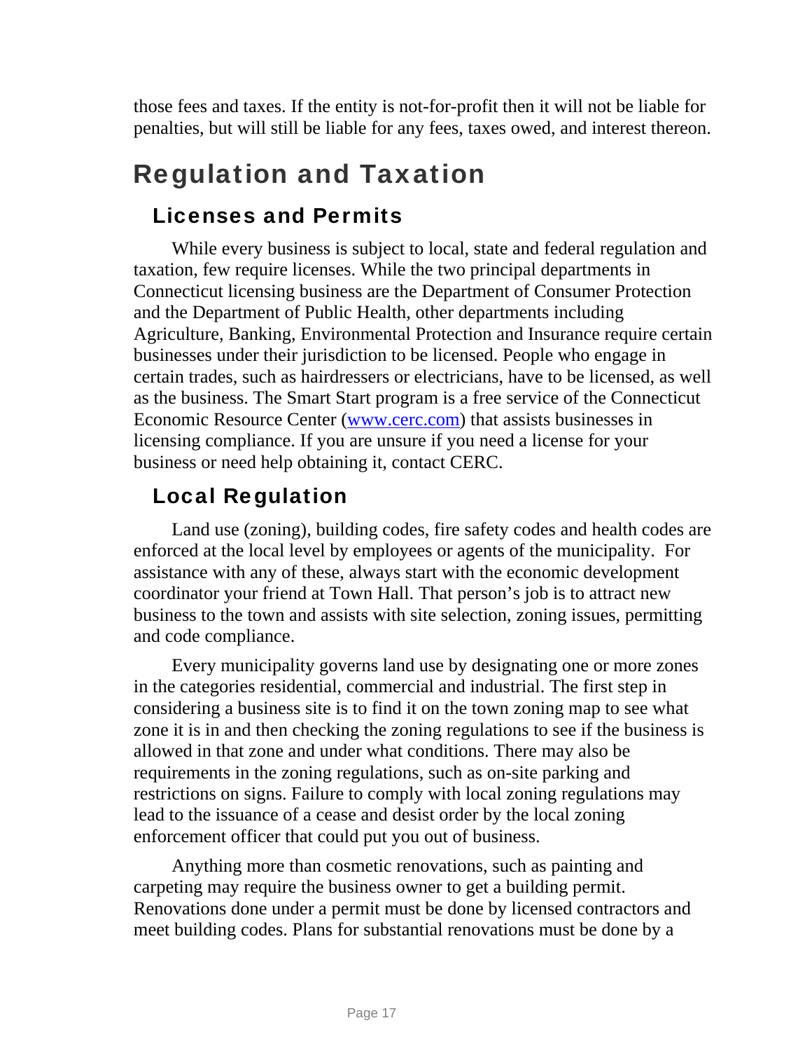those fees and taxes. If the entity is not-for-profit then it will not be liable for penalties, but will still be liable for any fees, taxes owed, and interest thereon.

# Regulation and Taxation

## Licenses and Permits

While every business is subject to local, state and federal regulation and taxation, few require licenses. While the two principal departments in Connecticut licensing business are the Department of Consumer Protection and the Department of Public Health, other departments including Agriculture, Banking, Environmental Protection and Insurance require certain businesses under their jurisdiction to be licensed. People who engage in certain trades, such as hairdressers or electricians, have to be licensed, as well as the business. The Smart Start program is a free service of the Connecticut Economic Resource Center ([www.cerc.com](http://www.cerc.com)) that assists businesses in licensing compliance. If you are unsure if you need a license for your business or need help obtaining it, contact CERC.

## Local Regulation

Land use (zoning), building codes, fire safety codes and health codes are enforced at the local level by employees or agents of the municipality. For assistance with any of these, always start with the economic development coordinator your friend at Town Hall. That person's job is to attract new business to the town and assists with site selection, zoning issues, permitting and code compliance.

Every municipality governs land use by designating one or more zones in the categories residential, commercial and industrial. The first step in considering a business site is to find it on the town zoning map to see what zone it is in and then checking the zoning regulations to see if the business is allowed in that zone and under what conditions. There may also be requirements in the zoning regulations, such as on-site parking and restrictions on signs. Failure to comply with local zoning regulations may lead to the issuance of a cease and desist order by the local zoning enforcement officer that could put you out of business.

Anything more than cosmetic renovations, such as painting and carpeting may require the business owner to get a building permit. Renovations done under a permit must be done by licensed contractors and meet building codes. Plans for substantial renovations must be done by a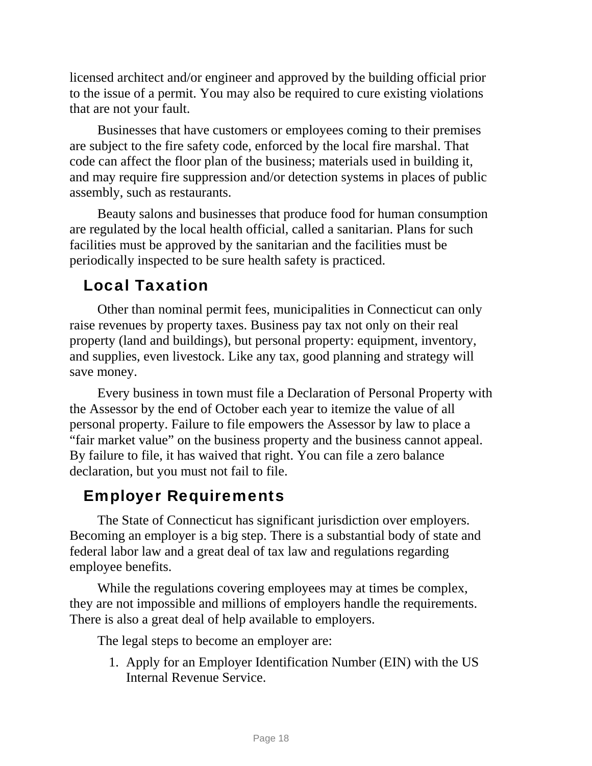licensed architect and/or engineer and approved by the building official prior to the issue of a permit. You may also be required to cure existing violations that are not your fault.

Businesses that have customers or employees coming to their premises are subject to the fire safety code, enforced by the local fire marshal. That code can affect the floor plan of the business; materials used in building it, and may require fire suppression and/or detection systems in places of public assembly, such as restaurants.

Beauty salons and businesses that produce food for human consumption are regulated by the local health official, called a sanitarian. Plans for such facilities must be approved by the sanitarian and the facilities must be periodically inspected to be sure health safety is practiced.

## Local Taxation

Other than nominal permit fees, municipalities in Connecticut can only raise revenues by property taxes. Business pay tax not only on their real property (land and buildings), but personal property: equipment, inventory, and supplies, even livestock. Like any tax, good planning and strategy will save money.

Every business in town must file a Declaration of Personal Property with the Assessor by the end of October each year to itemize the value of all personal property. Failure to file empowers the Assessor by law to place a "fair market value" on the business property and the business cannot appeal. By failure to file, it has waived that right. You can file a zero balance declaration, but you must not fail to file.

## Employer Requirements

The State of Connecticut has significant jurisdiction over employers. Becoming an employer is a big step. There is a substantial body of state and federal labor law and a great deal of tax law and regulations regarding employee benefits.

While the regulations covering employees may at times be complex, they are not impossible and millions of employers handle the requirements. There is also a great deal of help available to employers.

The legal steps to become an employer are:

1. Apply for an Employer Identification Number (EIN) with the US Internal Revenue Service.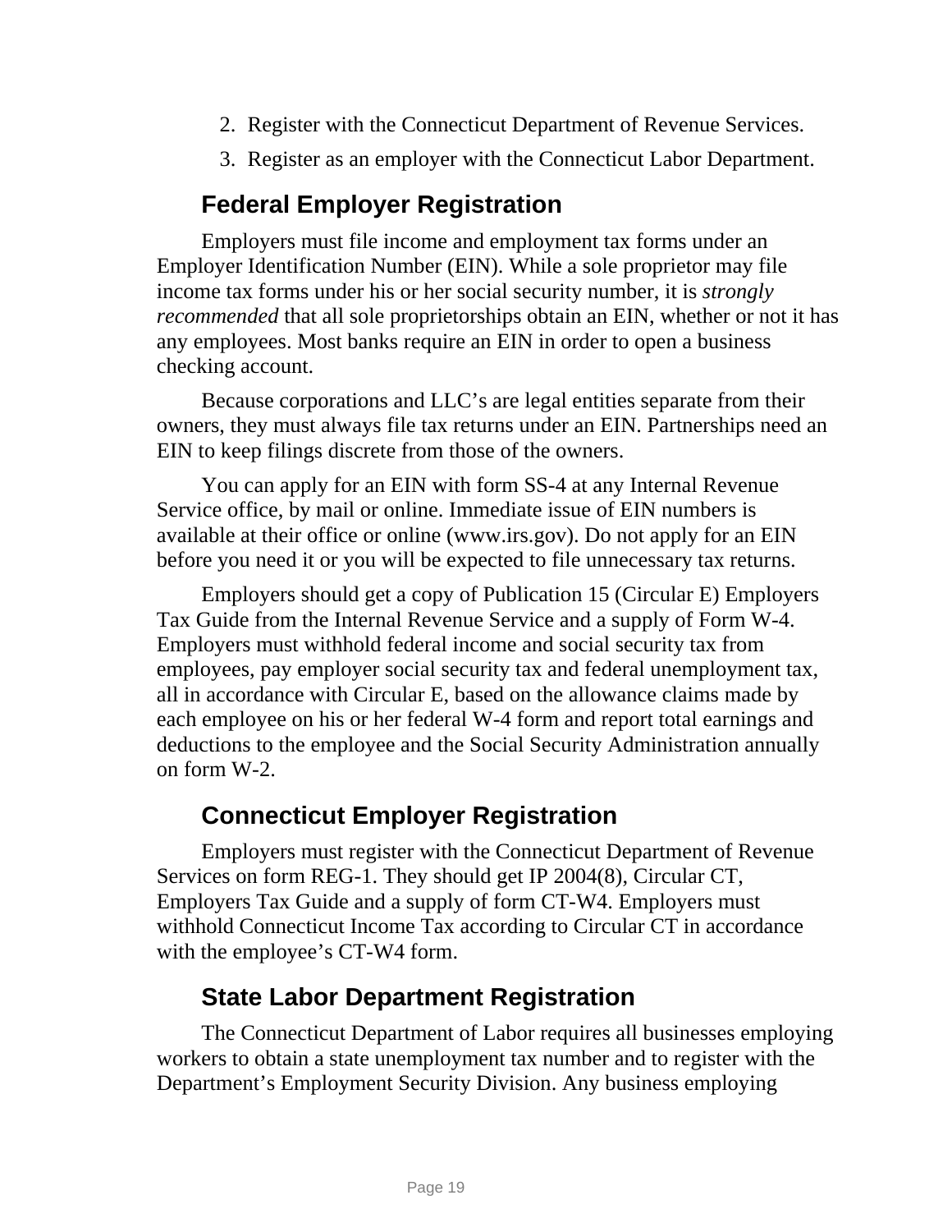2. Register with the Connecticut Department of Revenue Services.
3. Register as an employer with the Connecticut Labor Department.

### Federal Employer Registration

Employers must file income and employment tax forms under an Employer Identification Number (EIN). While a sole proprietor may file income tax forms under his or her social security number, it is *strongly recommended* that all sole proprietorships obtain an EIN, whether or not it has any employees. Most banks require an EIN in order to open a business checking account.

Because corporations and LLC's are legal entities separate from their owners, they must always file tax returns under an EIN. Partnerships need an EIN to keep filings discrete from those of the owners.

You can apply for an EIN with form SS-4 at any Internal Revenue Service office, by mail or online. Immediate issue of EIN numbers is available at their office or online (www.irs.gov). Do not apply for an EIN before you need it or you will be expected to file unnecessary tax returns.

Employers should get a copy of Publication 15 (Circular E) Employers Tax Guide from the Internal Revenue Service and a supply of Form W-4. Employers must withhold federal income and social security tax from employees, pay employer social security tax and federal unemployment tax, all in accordance with Circular E, based on the allowance claims made by each employee on his or her federal W-4 form and report total earnings and deductions to the employee and the Social Security Administration annually on form W-2.

### Connecticut Employer Registration

Employers must register with the Connecticut Department of Revenue Services on form REG-1. They should get IP 2004(8), Circular CT, Employers Tax Guide and a supply of form CT-W4. Employers must withhold Connecticut Income Tax according to Circular CT in accordance with the employee's CT-W4 form.

### State Labor Department Registration

The Connecticut Department of Labor requires all businesses employing workers to obtain a state unemployment tax number and to register with the Department's Employment Security Division. Any business employing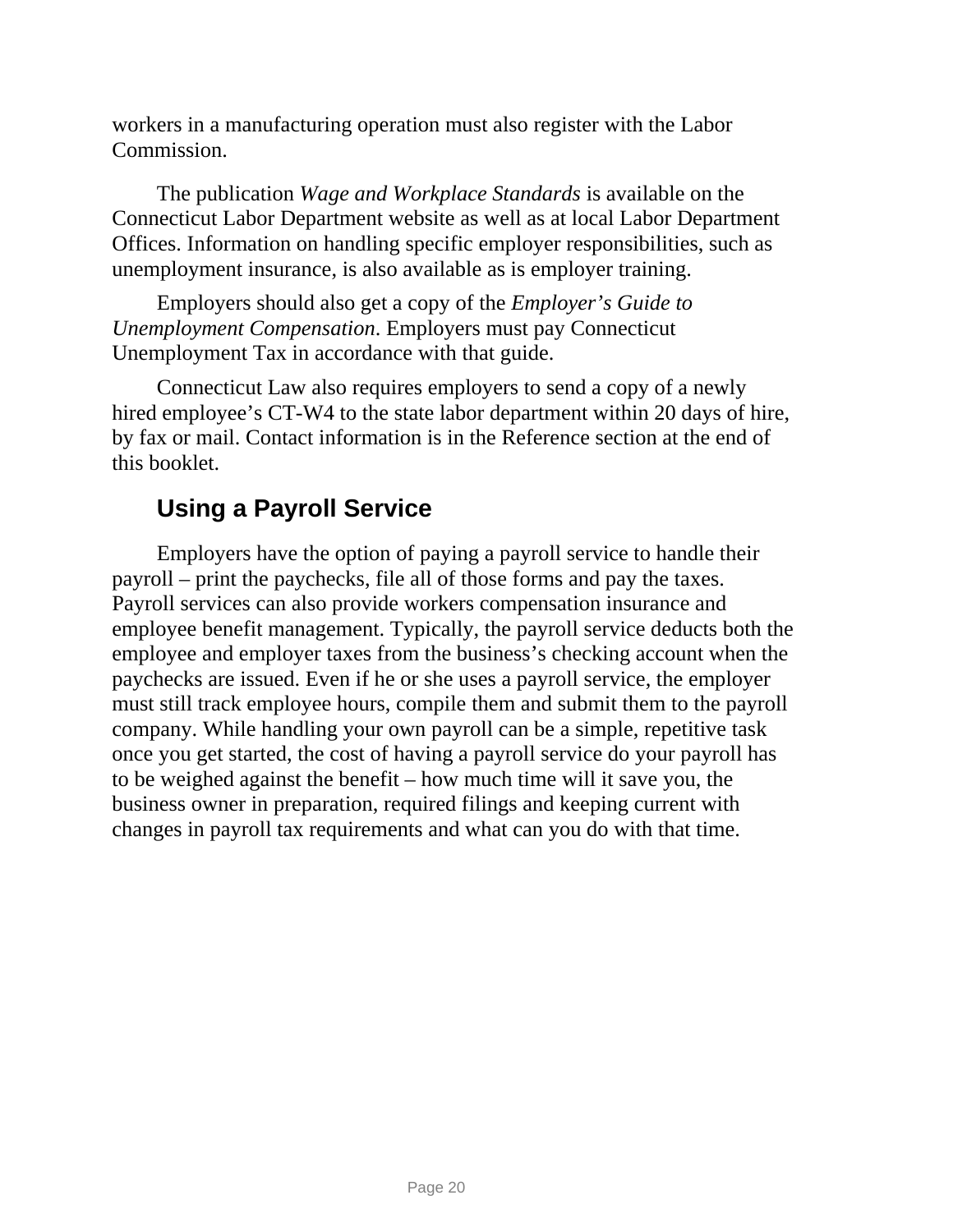workers in a manufacturing operation must also register with the Labor Commission.

The publication *Wage and Workplace Standards* is available on the Connecticut Labor Department website as well as at local Labor Department Offices. Information on handling specific employer responsibilities, such as unemployment insurance, is also available as is employer training.

Employers should also get a copy of the *Employer's Guide to Unemployment Compensation*. Employers must pay Connecticut Unemployment Tax in accordance with that guide.

Connecticut Law also requires employers to send a copy of a newly hired employee's CT-W4 to the state labor department within 20 days of hire, by fax or mail. Contact information is in the Reference section at the end of this booklet.

## Using a Payroll Service

Employers have the option of paying a payroll service to handle their payroll – print the paychecks, file all of those forms and pay the taxes. Payroll services can also provide workers compensation insurance and employee benefit management. Typically, the payroll service deducts both the employee and employer taxes from the business's checking account when the paychecks are issued. Even if he or she uses a payroll service, the employer must still track employee hours, compile them and submit them to the payroll company. While handling your own payroll can be a simple, repetitive task once you get started, the cost of having a payroll service do your payroll has to be weighed against the benefit – how much time will it save you, the business owner in preparation, required filings and keeping current with changes in payroll tax requirements and what can you do with that time.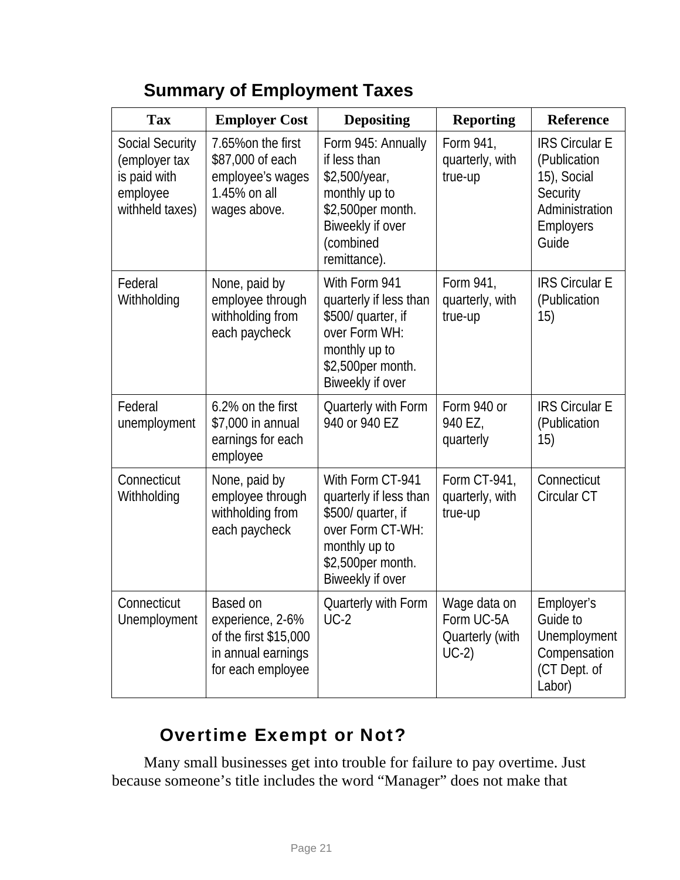## Summary of Employment Taxes

| Tax | Employer Cost | Depositing | Reporting | Reference |
|---|---|---|---|---|
| Social Security (employer tax is paid with employee withheld taxes) | 7.65%on the first $87,000 of each employee's wages 1.45% on all wages above. | Form 945: Annually if less than $2,500/year, monthly up to $2,500per month. Biweekly if over (combined remittance). | Form 941, quarterly, with true-up | IRS Circular E (Publication 15), Social Security Administration Employers Guide |
| Federal Withholding | None, paid by employee through withholding from each paycheck | With Form 941 quarterly if less than $500/ quarter, if over Form WH: monthly up to $2,500per month. Biweekly if over | Form 941, quarterly, with true-up | IRS Circular E (Publication 15) |
| Federal unemployment | 6.2% on the first $7,000 in annual earnings for each employee | Quarterly with Form 940 or 940 EZ | Form 940 or 940 EZ, quarterly | IRS Circular E (Publication 15) |
| Connecticut Withholding | None, paid by employee through withholding from each paycheck | With Form CT-941 quarterly if less than $500/ quarter, if over Form CT-WH: monthly up to $2,500per month. Biweekly if over | Form CT-941, quarterly, with true-up | Connecticut Circular CT |
| Connecticut Unemployment | Based on experience, 2-6% of the first $15,000 in annual earnings for each employee | Quarterly with Form UC-2 | Wage data on Form UC-5A Quarterly (with UC-2) | Employer's Guide to Unemployment Compensation (CT Dept. of Labor) |

## Overtime Exempt or Not?

Many small businesses get into trouble for failure to pay overtime. Just because someone's title includes the word "Manager" does not make that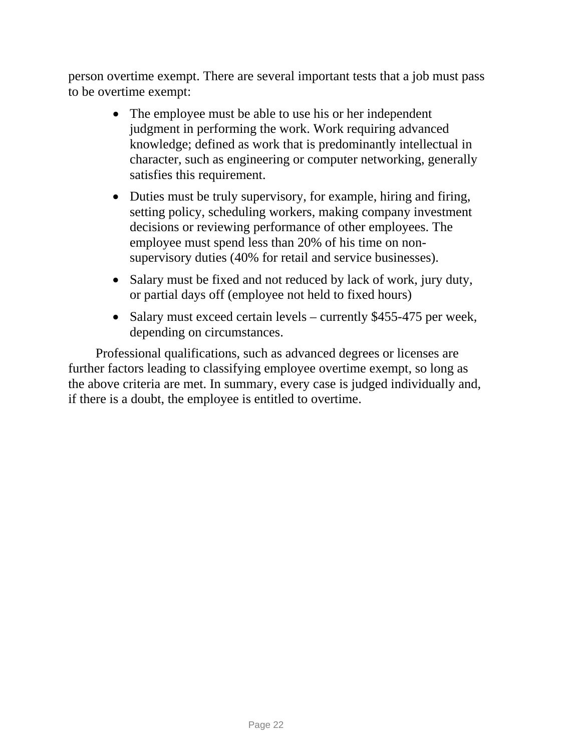person overtime exempt. There are several important tests that a job must pass to be overtime exempt:

- The employee must be able to use his or her independent judgment in performing the work. Work requiring advanced knowledge; defined as work that is predominantly intellectual in character, such as engineering or computer networking, generally satisfies this requirement.
- Duties must be truly supervisory, for example, hiring and firing, setting policy, scheduling workers, making company investment decisions or reviewing performance of other employees. The employee must spend less than 20% of his time on non-supervisory duties (40% for retail and service businesses).
- Salary must be fixed and not reduced by lack of work, jury duty, or partial days off (employee not held to fixed hours)
- Salary must exceed certain levels – currently $455-475 per week, depending on circumstances.

Professional qualifications, such as advanced degrees or licenses are further factors leading to classifying employee overtime exempt, so long as the above criteria are met. In summary, every case is judged individually and, if there is a doubt, the employee is entitled to overtime.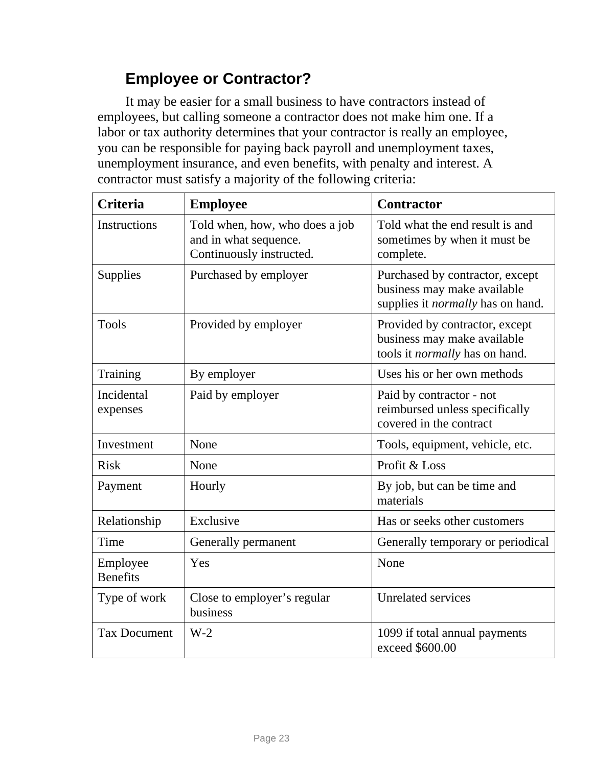## Employee or Contractor?

It may be easier for a small business to have contractors instead of employees, but calling someone a contractor does not make him one. If a labor or tax authority determines that your contractor is really an employee, you can be responsible for paying back payroll and unemployment taxes, unemployment insurance, and even benefits, with penalty and interest. A contractor must satisfy a majority of the following criteria:

| Criteria | Employee | Contractor |
|---|---|---|
| Instructions | Told when, how, who does a job and in what sequence. Continuously instructed. | Told what the end result is and sometimes by when it must be complete. |
| Supplies | Purchased by employer | Purchased by contractor, except business may make available supplies it *normally* has on hand. |
| Tools | Provided by employer | Provided by contractor, except business may make available tools it *normally* has on hand. |
| Training | By employer | Uses his or her own methods |
| Incidental expenses | Paid by employer | Paid by contractor - not reimbursed unless specifically covered in the contract |
| Investment | None | Tools, equipment, vehicle, etc. |
| Risk | None | Profit & Loss |
| Payment | Hourly | By job, but can be time and materials |
| Relationship | Exclusive | Has or seeks other customers |
| Time | Generally permanent | Generally temporary or periodical |
| Employee Benefits | Yes | None |
| Type of work | Close to employer's regular business | Unrelated services |
| Tax Document | W-2 | 1099 if total annual payments exceed $600.00 |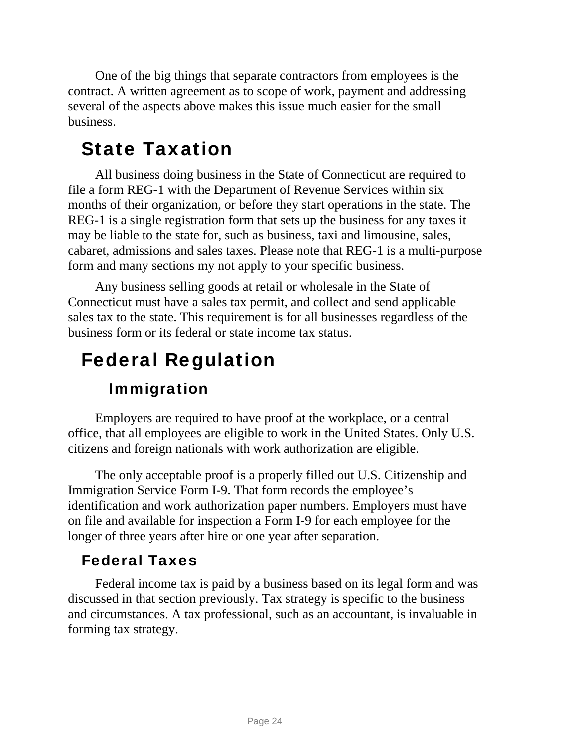One of the big things that separate contractors from employees is the contract. A written agreement as to scope of work, payment and addressing several of the aspects above makes this issue much easier for the small business.

## State Taxation

All business doing business in the State of Connecticut are required to file a form REG-1 with the Department of Revenue Services within six months of their organization, or before they start operations in the state. The REG-1 is a single registration form that sets up the business for any taxes it may be liable to the state for, such as business, taxi and limousine, sales, cabaret, admissions and sales taxes. Please note that REG-1 is a multi-purpose form and many sections my not apply to your specific business.

Any business selling goods at retail or wholesale in the State of Connecticut must have a sales tax permit, and collect and send applicable sales tax to the state. This requirement is for all businesses regardless of the business form or its federal or state income tax status.

## Federal Regulation

### Immigration

Employers are required to have proof at the workplace, or a central office, that all employees are eligible to work in the United States. Only U.S. citizens and foreign nationals with work authorization are eligible.

The only acceptable proof is a properly filled out U.S. Citizenship and Immigration Service Form I-9. That form records the employee’s identification and work authorization paper numbers. Employers must have on file and available for inspection a Form I-9 for each employee for the longer of three years after hire or one year after separation.

### Federal Taxes

Federal income tax is paid by a business based on its legal form and was discussed in that section previously. Tax strategy is specific to the business and circumstances. A tax professional, such as an accountant, is invaluable in forming tax strategy.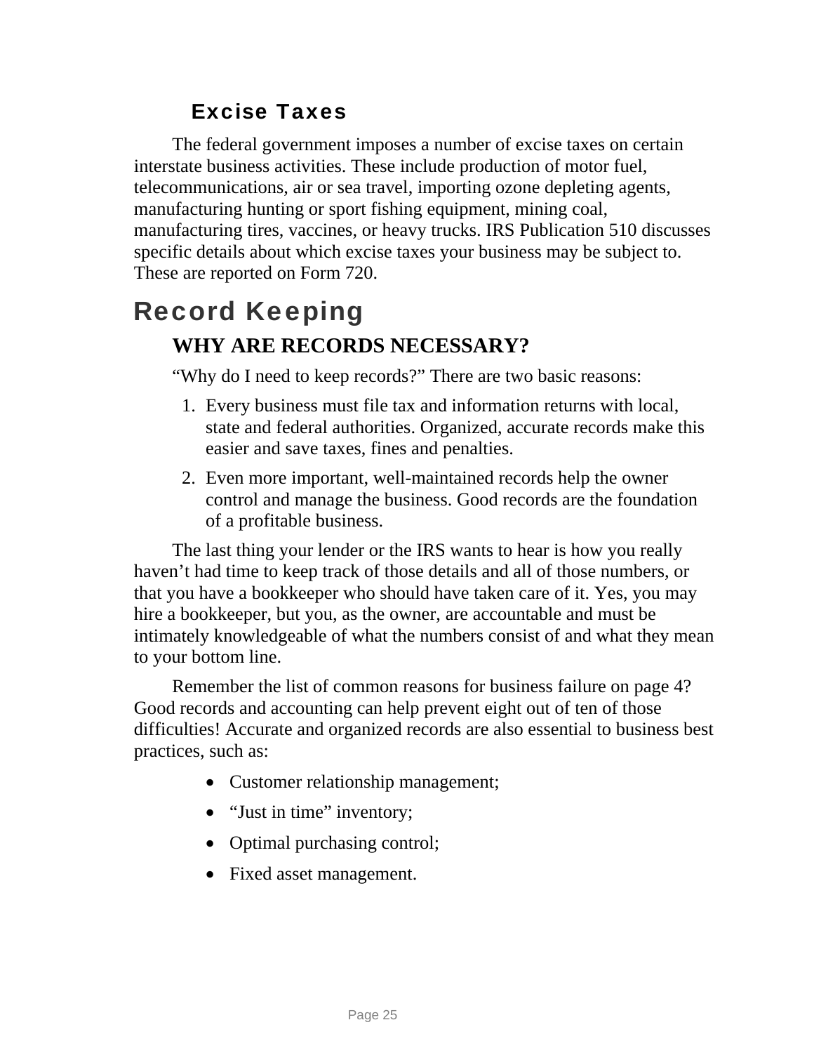### Excise Taxes

The federal government imposes a number of excise taxes on certain interstate business activities. These include production of motor fuel, telecommunications, air or sea travel, importing ozone depleting agents, manufacturing hunting or sport fishing equipment, mining coal, manufacturing tires, vaccines, or heavy trucks. IRS Publication 510 discusses specific details about which excise taxes your business may be subject to. These are reported on Form 720.

## Record Keeping

### WHY ARE RECORDS NECESSARY?

"Why do I need to keep records?" There are two basic reasons:

1. Every business must file tax and information returns with local, state and federal authorities. Organized, accurate records make this easier and save taxes, fines and penalties.
2. Even more important, well-maintained records help the owner control and manage the business. Good records are the foundation of a profitable business.

The last thing your lender or the IRS wants to hear is how you really haven't had time to keep track of those details and all of those numbers, or that you have a bookkeeper who should have taken care of it. Yes, you may hire a bookkeeper, but you, as the owner, are accountable and must be intimately knowledgeable of what the numbers consist of and what they mean to your bottom line.

Remember the list of common reasons for business failure on page 4? Good records and accounting can help prevent eight out of ten of those difficulties! Accurate and organized records are also essential to business best practices, such as:

- Customer relationship management;
- "Just in time" inventory;
- Optimal purchasing control;
- Fixed asset management.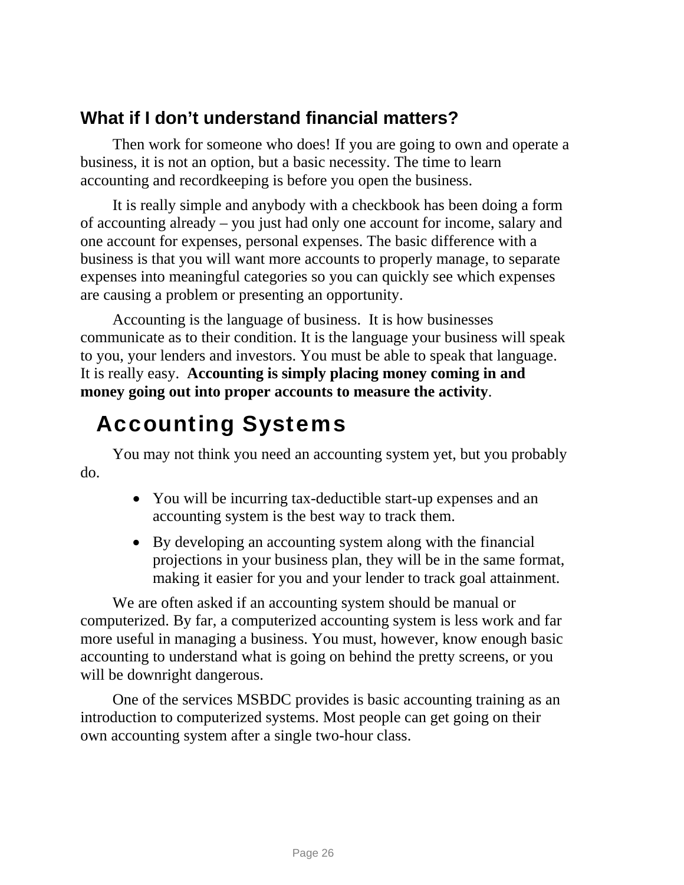### What if I don't understand financial matters?

Then work for someone who does! If you are going to own and operate a business, it is not an option, but a basic necessity. The time to learn accounting and recordkeeping is before you open the business.

It is really simple and anybody with a checkbook has been doing a form of accounting already – you just had only one account for income, salary and one account for expenses, personal expenses. The basic difference with a business is that you will want more accounts to properly manage, to separate expenses into meaningful categories so you can quickly see which expenses are causing a problem or presenting an opportunity.

Accounting is the language of business. It is how businesses communicate as to their condition. It is the language your business will speak to you, your lenders and investors. You must be able to speak that language. It is really easy. **Accounting is simply placing money coming in and money going out into proper accounts to measure the activity**.

## Accounting Systems

You may not think you need an accounting system yet, but you probably do.

- You will be incurring tax-deductible start-up expenses and an accounting system is the best way to track them.
- By developing an accounting system along with the financial projections in your business plan, they will be in the same format, making it easier for you and your lender to track goal attainment.

We are often asked if an accounting system should be manual or computerized. By far, a computerized accounting system is less work and far more useful in managing a business. You must, however, know enough basic accounting to understand what is going on behind the pretty screens, or you will be downright dangerous.

One of the services MSBDC provides is basic accounting training as an introduction to computerized systems. Most people can get going on their own accounting system after a single two-hour class.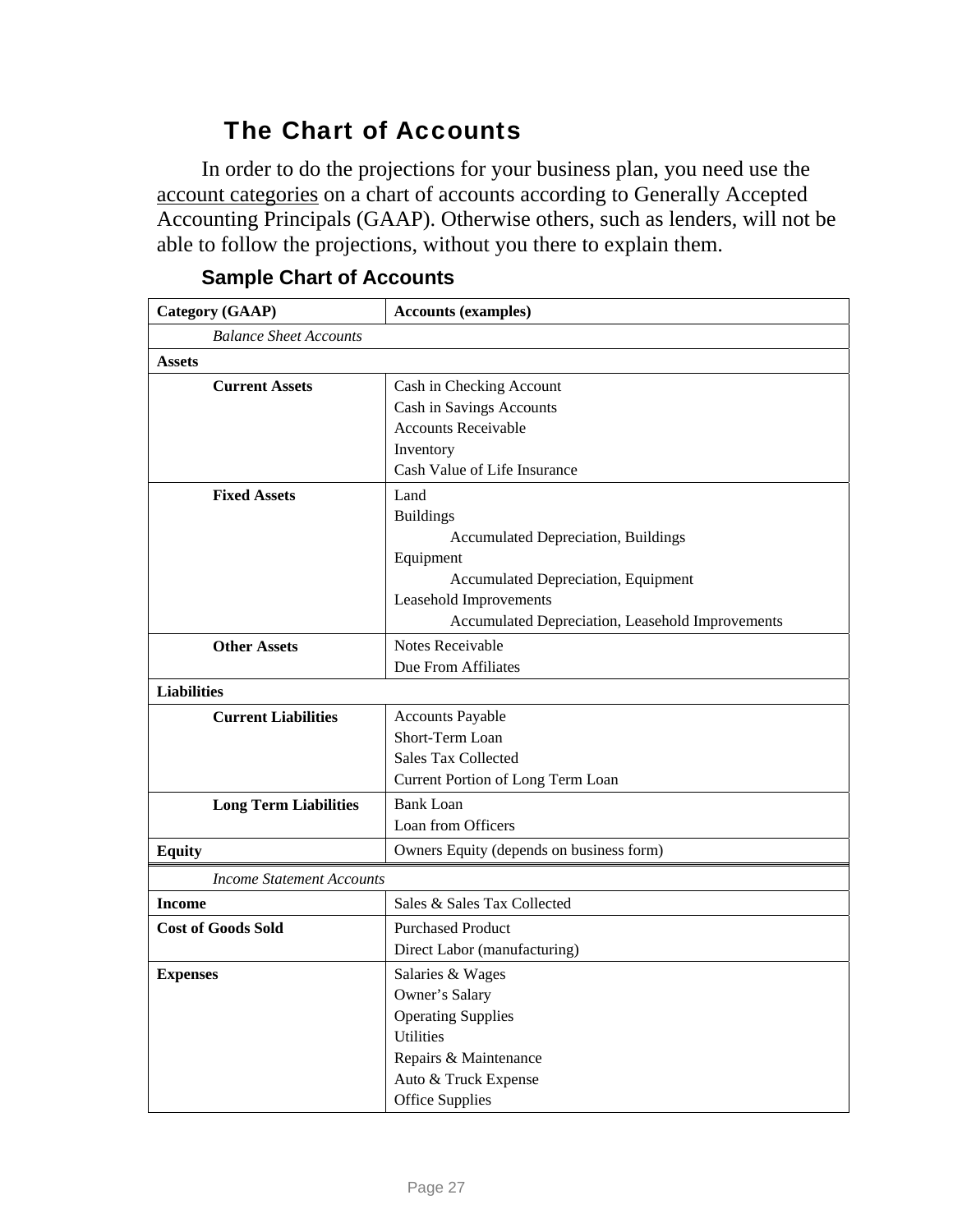## The Chart of Accounts

In order to do the projections for your business plan, you need use the account categories on a chart of accounts according to Generally Accepted Accounting Principals (GAAP). Otherwise others, such as lenders, will not be able to follow the projections, without you there to explain them.

### Sample Chart of Accounts

| Category (GAAP) | Accounts (examples) |
|---|---|
| *Balance Sheet Accounts* | |
| **Assets** | |
| **Current Assets** | Cash in Checking Account<br>Cash in Savings Accounts<br>Accounts Receivable<br>Inventory<br>Cash Value of Life Insurance |
| **Fixed Assets** | Land<br>Buildings<br>Accumulated Depreciation, Buildings<br>Equipment<br>Accumulated Depreciation, Equipment<br>Leasehold Improvements<br>Accumulated Depreciation, Leasehold Improvements |
| **Other Assets** | Notes Receivable<br>Due From Affiliates |
| **Liabilities** | |
| **Current Liabilities** | Accounts Payable<br>Short-Term Loan<br>Sales Tax Collected<br>Current Portion of Long Term Loan |
| **Long Term Liabilities** | Bank Loan<br>Loan from Officers |
| **Equity** | Owners Equity (depends on business form) |
| *Income Statement Accounts* | |
| **Income** | Sales & Sales Tax Collected |
| **Cost of Goods Sold** | Purchased Product<br>Direct Labor (manufacturing) |
| **Expenses** | Salaries & Wages<br>Owner's Salary<br>Operating Supplies<br>Utilities<br>Repairs & Maintenance<br>Auto & Truck Expense<br>Office Supplies |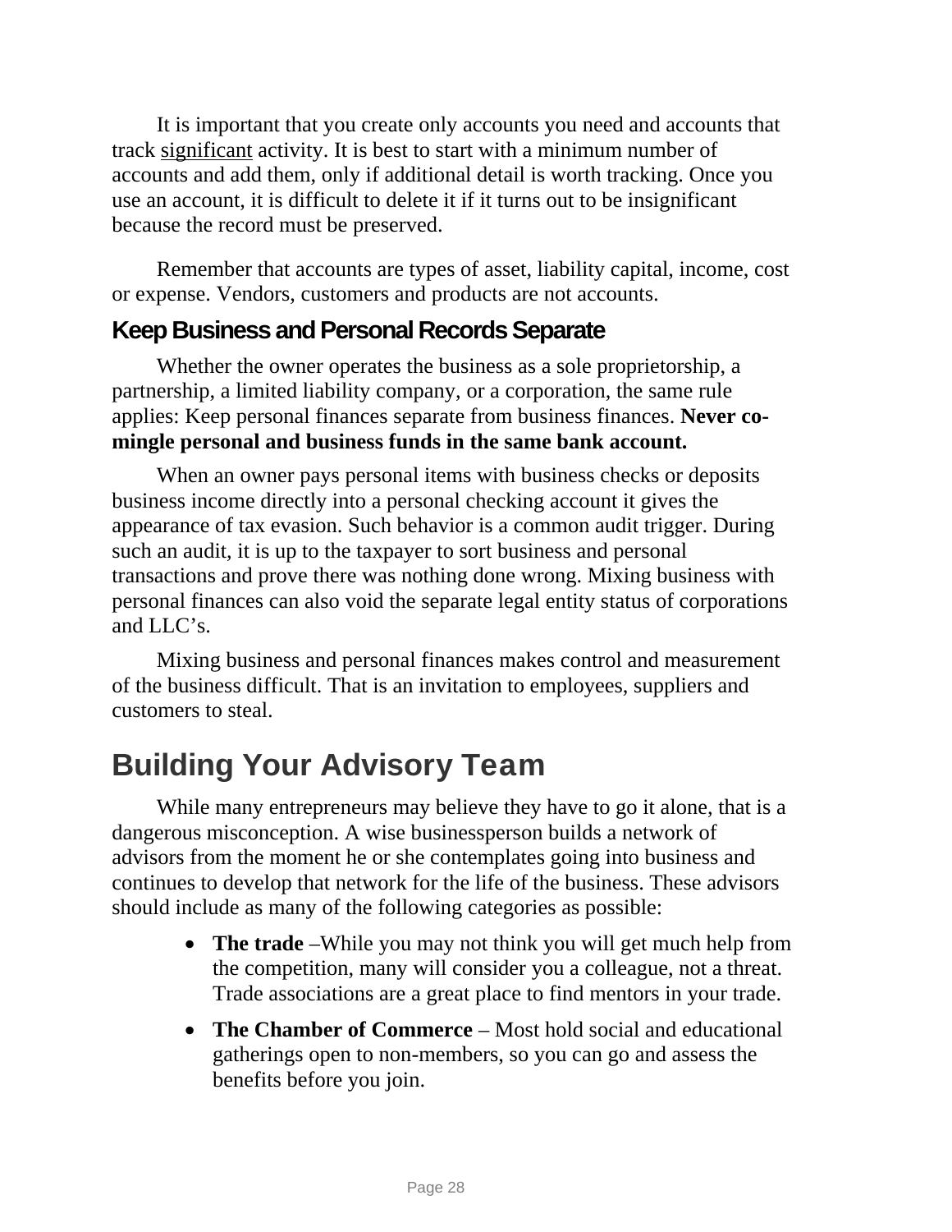It is important that you create only accounts you need and accounts that track significant activity. It is best to start with a minimum number of accounts and add them, only if additional detail is worth tracking. Once you use an account, it is difficult to delete it if it turns out to be insignificant because the record must be preserved.

Remember that accounts are types of asset, liability capital, income, cost or expense. Vendors, customers and products are not accounts.

### Keep Business and Personal Records Separate

Whether the owner operates the business as a sole proprietorship, a partnership, a limited liability company, or a corporation, the same rule applies: Keep personal finances separate from business finances. **Never co-mingle personal and business funds in the same bank account.**

When an owner pays personal items with business checks or deposits business income directly into a personal checking account it gives the appearance of tax evasion. Such behavior is a common audit trigger. During such an audit, it is up to the taxpayer to sort business and personal transactions and prove there was nothing done wrong. Mixing business with personal finances can also void the separate legal entity status of corporations and LLC's.

Mixing business and personal finances makes control and measurement of the business difficult. That is an invitation to employees, suppliers and customers to steal.

## Building Your Advisory Team

While many entrepreneurs may believe they have to go it alone, that is a dangerous misconception. A wise businessperson builds a network of advisors from the moment he or she contemplates going into business and continues to develop that network for the life of the business. These advisors should include as many of the following categories as possible:

- **The trade** –While you may not think you will get much help from the competition, many will consider you a colleague, not a threat. Trade associations are a great place to find mentors in your trade.
- **The Chamber of Commerce** – Most hold social and educational gatherings open to non-members, so you can go and assess the benefits before you join.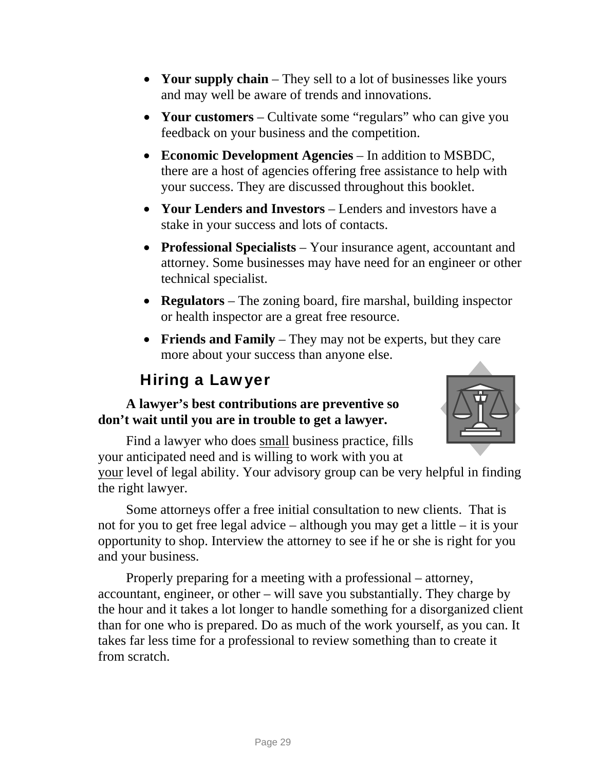- **Your supply chain** – They sell to a lot of businesses like yours and may well be aware of trends and innovations.
- **Your customers** – Cultivate some "regulars" who can give you feedback on your business and the competition.
- **Economic Development Agencies** – In addition to MSBDC, there are a host of agencies offering free assistance to help with your success. They are discussed throughout this booklet.
- **Your Lenders and Investors** – Lenders and investors have a stake in your success and lots of contacts.
- **Professional Specialists** – Your insurance agent, accountant and attorney. Some businesses may have need for an engineer or other technical specialist.
- **Regulators** – The zoning board, fire marshal, building inspector or health inspector are a great free resource.
- **Friends and Family** – They may not be experts, but they care more about your success than anyone else.

## Hiring a Lawyer

**A lawyer's best contributions are preventive so don't wait until you are in trouble to get a lawyer.**

Find a lawyer who does small business practice, fills your anticipated need and is willing to work with you at your level of legal ability. Your advisory group can be very helpful in finding the right lawyer.

Some attorneys offer a free initial consultation to new clients. That is not for you to get free legal advice – although you may get a little – it is your opportunity to shop. Interview the attorney to see if he or she is right for you and your business.

Properly preparing for a meeting with a professional – attorney, accountant, engineer, or other – will save you substantially. They charge by the hour and it takes a lot longer to handle something for a disorganized client than for one who is prepared. Do as much of the work yourself, as you can. It takes far less time for a professional to review something than to create it from scratch.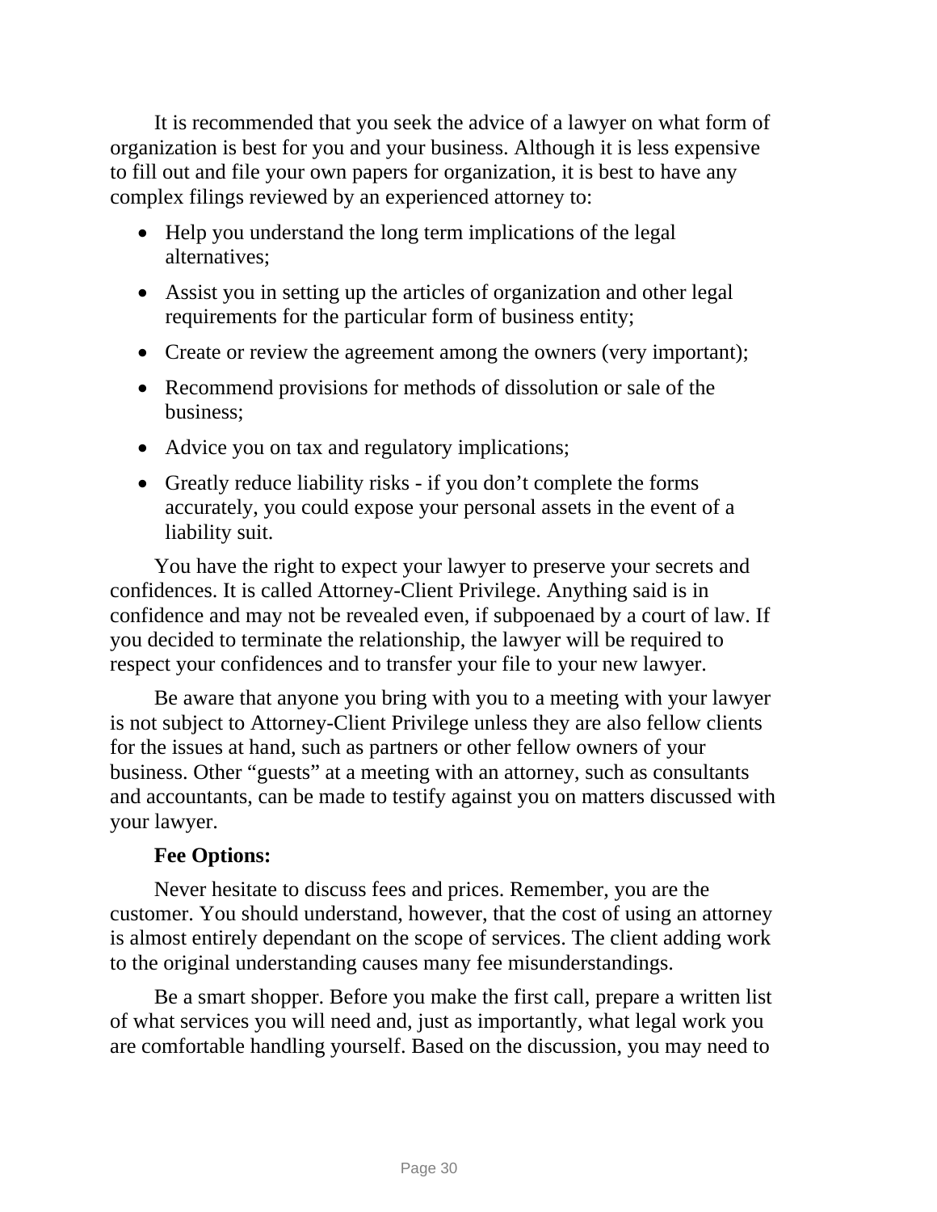It is recommended that you seek the advice of a lawyer on what form of organization is best for you and your business. Although it is less expensive to fill out and file your own papers for organization, it is best to have any complex filings reviewed by an experienced attorney to:

- Help you understand the long term implications of the legal alternatives;
- Assist you in setting up the articles of organization and other legal requirements for the particular form of business entity;
- Create or review the agreement among the owners (very important);
- Recommend provisions for methods of dissolution or sale of the business;
- Advice you on tax and regulatory implications;
- Greatly reduce liability risks - if you don't complete the forms accurately, you could expose your personal assets in the event of a liability suit.

You have the right to expect your lawyer to preserve your secrets and confidences. It is called Attorney-Client Privilege. Anything said is in confidence and may not be revealed even, if subpoenaed by a court of law. If you decided to terminate the relationship, the lawyer will be required to respect your confidences and to transfer your file to your new lawyer.

Be aware that anyone you bring with you to a meeting with your lawyer is not subject to Attorney-Client Privilege unless they are also fellow clients for the issues at hand, such as partners or other fellow owners of your business. Other "guests" at a meeting with an attorney, such as consultants and accountants, can be made to testify against you on matters discussed with your lawyer.

**Fee Options:**

Never hesitate to discuss fees and prices. Remember, you are the customer. You should understand, however, that the cost of using an attorney is almost entirely dependant on the scope of services. The client adding work to the original understanding causes many fee misunderstandings.

Be a smart shopper. Before you make the first call, prepare a written list of what services you will need and, just as importantly, what legal work you are comfortable handling yourself. Based on the discussion, you may need to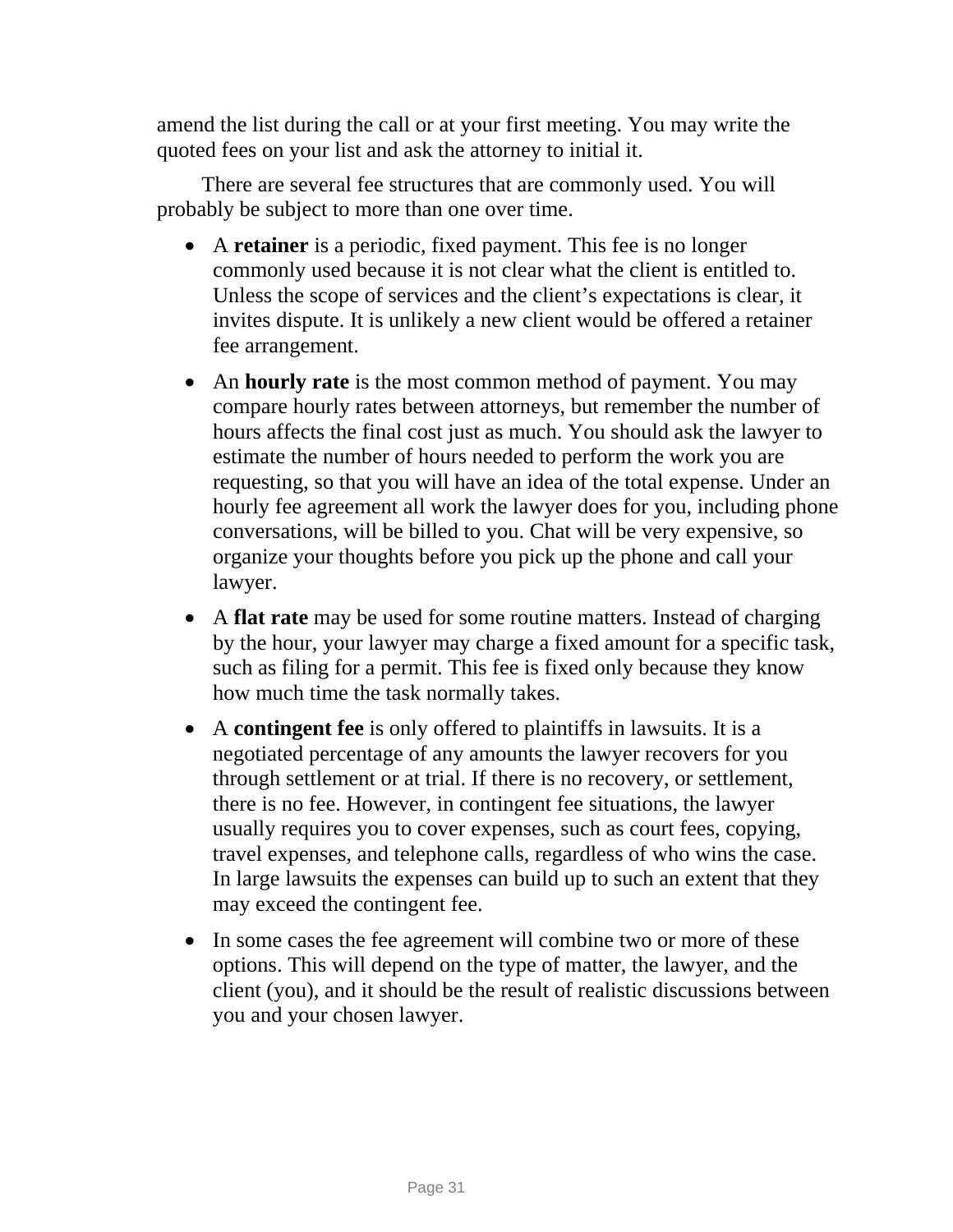amend the list during the call or at your first meeting. You may write the quoted fees on your list and ask the attorney to initial it.

There are several fee structures that are commonly used. You will probably be subject to more than one over time.

- A **retainer** is a periodic, fixed payment. This fee is no longer commonly used because it is not clear what the client is entitled to. Unless the scope of services and the client’s expectations is clear, it invites dispute. It is unlikely a new client would be offered a retainer fee arrangement.
- An **hourly rate** is the most common method of payment. You may compare hourly rates between attorneys, but remember the number of hours affects the final cost just as much. You should ask the lawyer to estimate the number of hours needed to perform the work you are requesting, so that you will have an idea of the total expense. Under an hourly fee agreement all work the lawyer does for you, including phone conversations, will be billed to you. Chat will be very expensive, so organize your thoughts before you pick up the phone and call your lawyer.
- A **flat rate** may be used for some routine matters. Instead of charging by the hour, your lawyer may charge a fixed amount for a specific task, such as filing for a permit. This fee is fixed only because they know how much time the task normally takes.
- A **contingent fee** is only offered to plaintiffs in lawsuits. It is a negotiated percentage of any amounts the lawyer recovers for you through settlement or at trial. If there is no recovery, or settlement, there is no fee. However, in contingent fee situations, the lawyer usually requires you to cover expenses, such as court fees, copying, travel expenses, and telephone calls, regardless of who wins the case. In large lawsuits the expenses can build up to such an extent that they may exceed the contingent fee.
- In some cases the fee agreement will combine two or more of these options. This will depend on the type of matter, the lawyer, and the client (you), and it should be the result of realistic discussions between you and your chosen lawyer.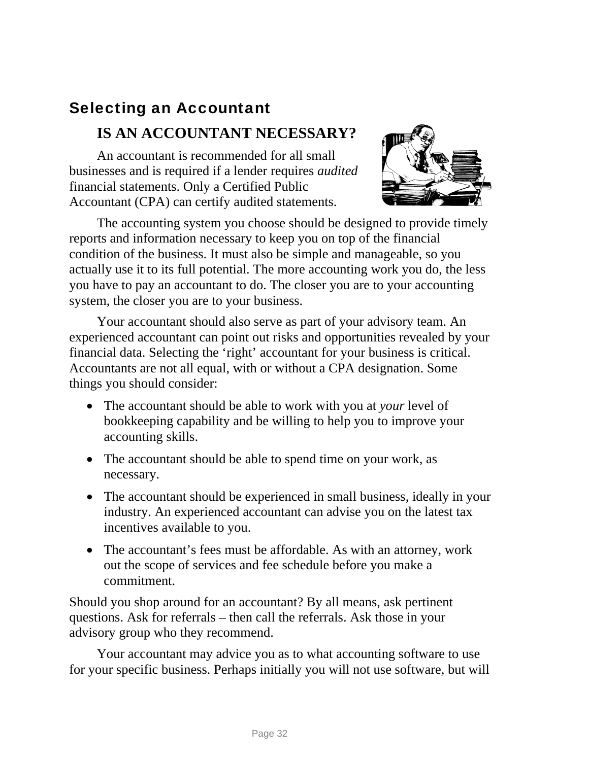## Selecting an Accountant

### IS AN ACCOUNTANT NECESSARY?

An accountant is recommended for all small businesses and is required if a lender requires *audited* financial statements. Only a Certified Public Accountant (CPA) can certify audited statements.

The accounting system you choose should be designed to provide timely reports and information necessary to keep you on top of the financial condition of the business. It must also be simple and manageable, so you actually use it to its full potential. The more accounting work you do, the less you have to pay an accountant to do. The closer you are to your accounting system, the closer you are to your business.

Your accountant should also serve as part of your advisory team. An experienced accountant can point out risks and opportunities revealed by your financial data. Selecting the 'right' accountant for your business is critical. Accountants are not all equal, with or without a CPA designation. Some things you should consider:

- The accountant should be able to work with you at *your* level of bookkeeping capability and be willing to help you to improve your accounting skills.
- The accountant should be able to spend time on your work, as necessary.
- The accountant should be experienced in small business, ideally in your industry. An experienced accountant can advise you on the latest tax incentives available to you.
- The accountant's fees must be affordable. As with an attorney, work out the scope of services and fee schedule before you make a commitment.

Should you shop around for an accountant? By all means, ask pertinent questions. Ask for referrals – then call the referrals. Ask those in your advisory group who they recommend.

Your accountant may advice you as to what accounting software to use for your specific business. Perhaps initially you will not use software, but will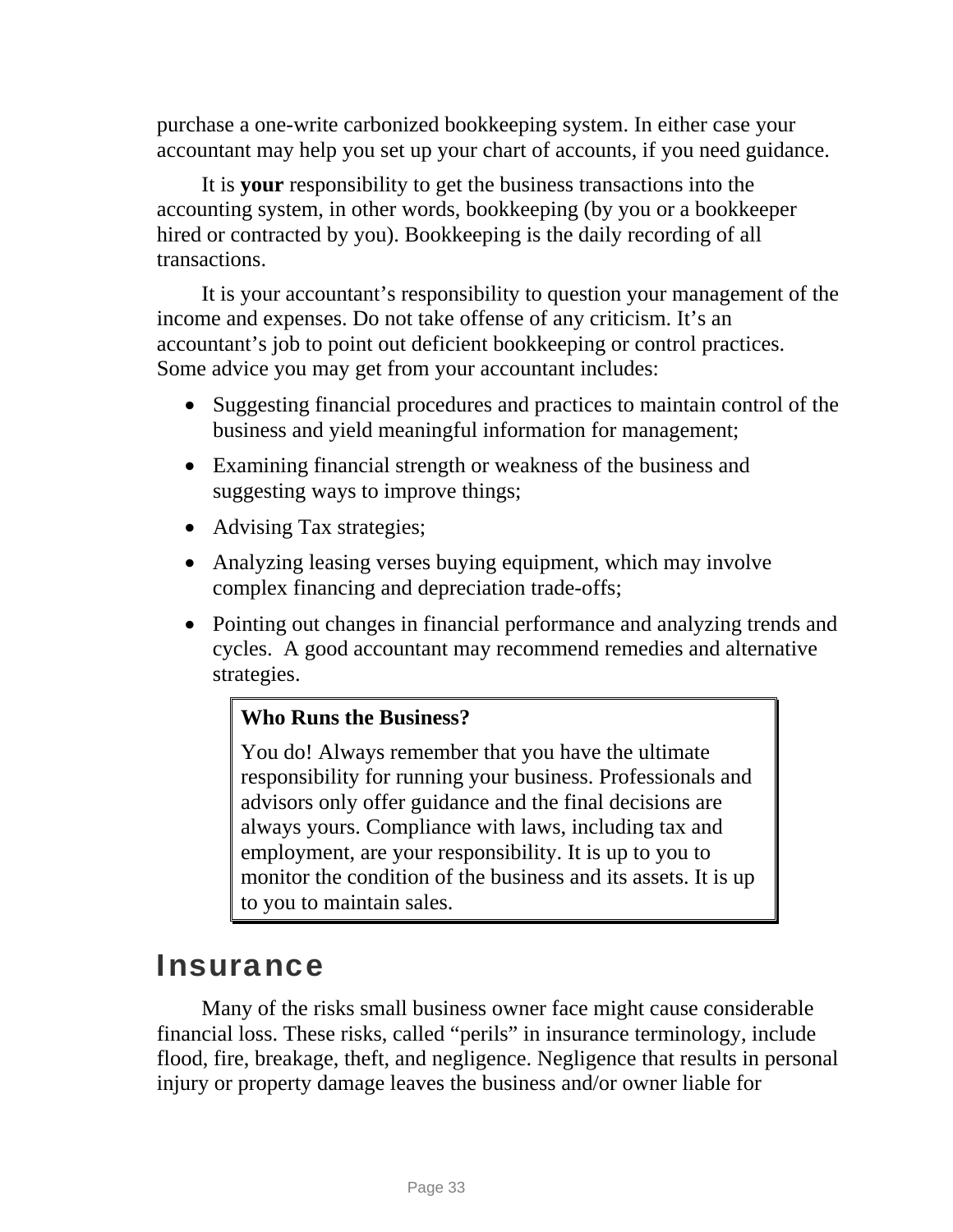purchase a one-write carbonized bookkeeping system. In either case your accountant may help you set up your chart of accounts, if you need guidance.

It is **your** responsibility to get the business transactions into the accounting system, in other words, bookkeeping (by you or a bookkeeper hired or contracted by you). Bookkeeping is the daily recording of all transactions.

It is your accountant's responsibility to question your management of the income and expenses. Do not take offense of any criticism. It's an accountant's job to point out deficient bookkeeping or control practices. Some advice you may get from your accountant includes:

- Suggesting financial procedures and practices to maintain control of the business and yield meaningful information for management;
- Examining financial strength or weakness of the business and suggesting ways to improve things;
- Advising Tax strategies;
- Analyzing leasing verses buying equipment, which may involve complex financing and depreciation trade-offs;
- Pointing out changes in financial performance and analyzing trends and cycles. A good accountant may recommend remedies and alternative strategies.

> **Who Runs the Business?**
>
> You do! Always remember that you have the ultimate responsibility for running your business. Professionals and advisors only offer guidance and the final decisions are always yours. Compliance with laws, including tax and employment, are your responsibility. It is up to you to monitor the condition of the business and its assets. It is up to you to maintain sales.

## Insurance

Many of the risks small business owner face might cause considerable financial loss. These risks, called "perils" in insurance terminology, include flood, fire, breakage, theft, and negligence. Negligence that results in personal injury or property damage leaves the business and/or owner liable for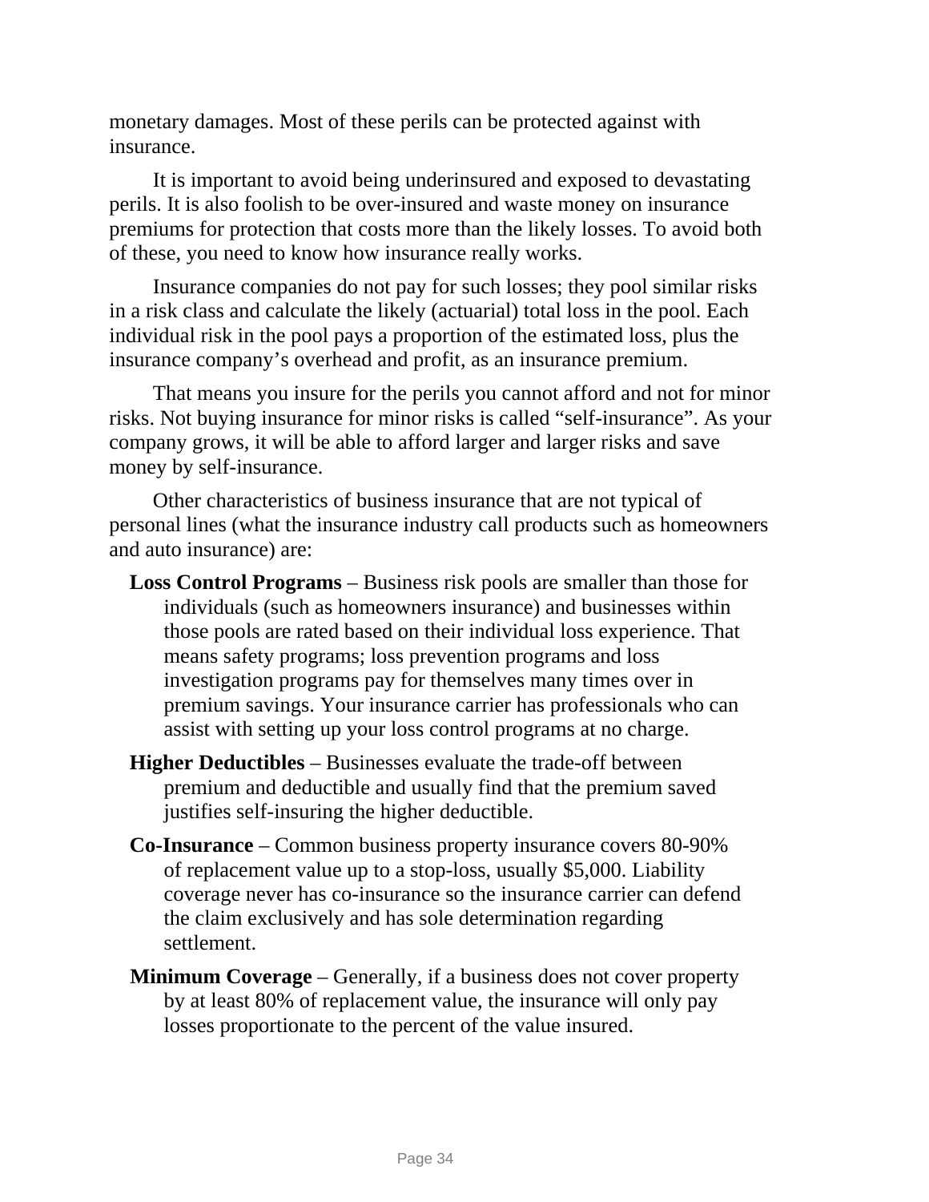monetary damages. Most of these perils can be protected against with insurance.

It is important to avoid being underinsured and exposed to devastating perils. It is also foolish to be over-insured and waste money on insurance premiums for protection that costs more than the likely losses. To avoid both of these, you need to know how insurance really works.

Insurance companies do not pay for such losses; they pool similar risks in a risk class and calculate the likely (actuarial) total loss in the pool. Each individual risk in the pool pays a proportion of the estimated loss, plus the insurance company's overhead and profit, as an insurance premium.

That means you insure for the perils you cannot afford and not for minor risks. Not buying insurance for minor risks is called "self-insurance". As your company grows, it will be able to afford larger and larger risks and save money by self-insurance.

Other characteristics of business insurance that are not typical of personal lines (what the insurance industry call products such as homeowners and auto insurance) are:

**Loss Control Programs** – Business risk pools are smaller than those for individuals (such as homeowners insurance) and businesses within those pools are rated based on their individual loss experience. That means safety programs; loss prevention programs and loss investigation programs pay for themselves many times over in premium savings. Your insurance carrier has professionals who can assist with setting up your loss control programs at no charge.

**Higher Deductibles** – Businesses evaluate the trade-off between premium and deductible and usually find that the premium saved justifies self-insuring the higher deductible.

**Co-Insurance** – Common business property insurance covers 80-90% of replacement value up to a stop-loss, usually $5,000. Liability coverage never has co-insurance so the insurance carrier can defend the claim exclusively and has sole determination regarding settlement.

**Minimum Coverage** – Generally, if a business does not cover property by at least 80% of replacement value, the insurance will only pay losses proportionate to the percent of the value insured.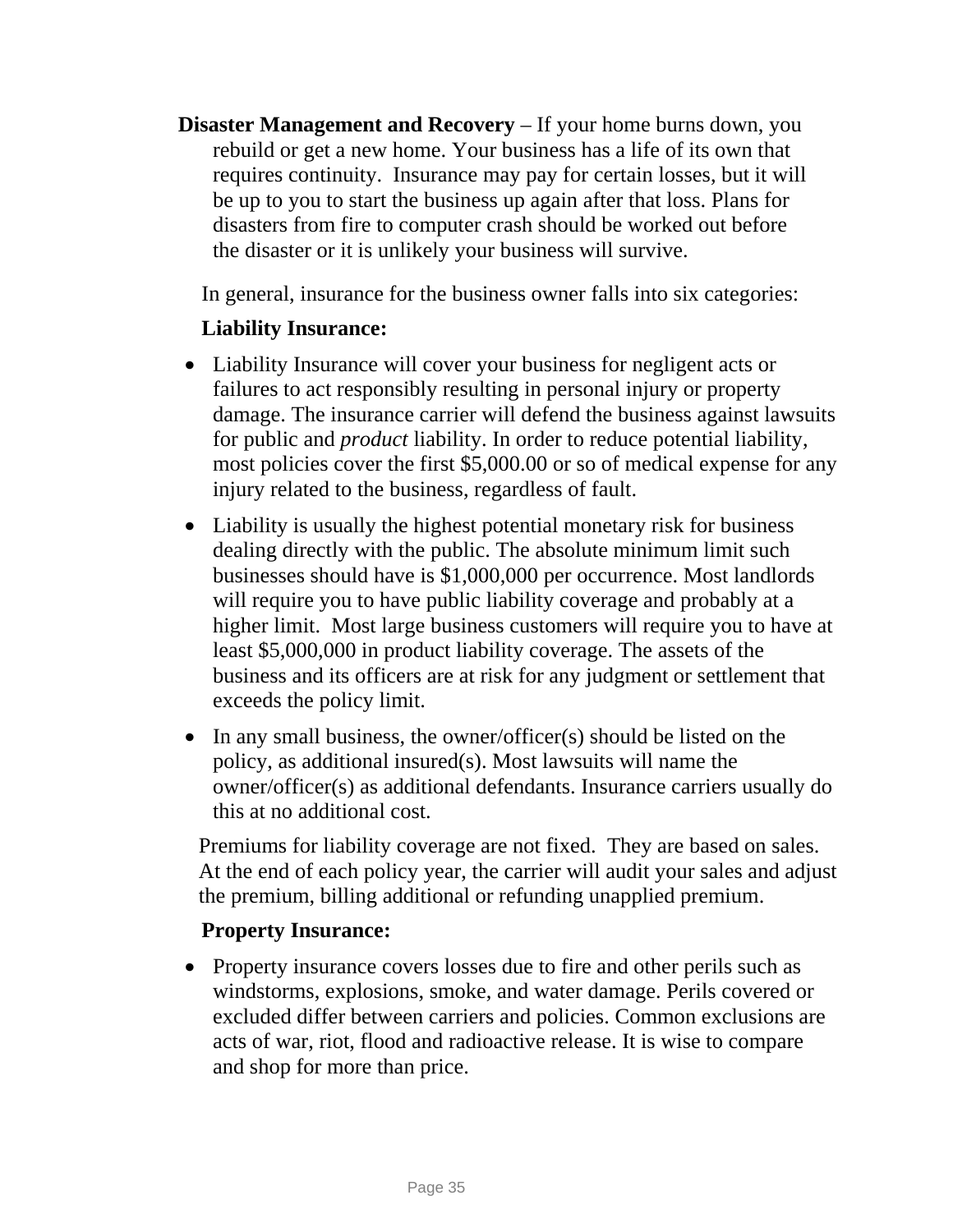**Disaster Management and Recovery** – If your home burns down, you rebuild or get a new home. Your business has a life of its own that requires continuity. Insurance may pay for certain losses, but it will be up to you to start the business up again after that loss. Plans for disasters from fire to computer crash should be worked out before the disaster or it is unlikely your business will survive.

In general, insurance for the business owner falls into six categories:

**Liability Insurance:**

- Liability Insurance will cover your business for negligent acts or failures to act responsibly resulting in personal injury or property damage. The insurance carrier will defend the business against lawsuits for public and *product* liability. In order to reduce potential liability, most policies cover the first $5,000.00 or so of medical expense for any injury related to the business, regardless of fault.
- Liability is usually the highest potential monetary risk for business dealing directly with the public. The absolute minimum limit such businesses should have is $1,000,000 per occurrence. Most landlords will require you to have public liability coverage and probably at a higher limit. Most large business customers will require you to have at least $5,000,000 in product liability coverage. The assets of the business and its officers are at risk for any judgment or settlement that exceeds the policy limit.
- In any small business, the owner/officer(s) should be listed on the policy, as additional insured(s). Most lawsuits will name the owner/officer(s) as additional defendants. Insurance carriers usually do this at no additional cost.

Premiums for liability coverage are not fixed. They are based on sales. At the end of each policy year, the carrier will audit your sales and adjust the premium, billing additional or refunding unapplied premium.

**Property Insurance:**

- Property insurance covers losses due to fire and other perils such as windstorms, explosions, smoke, and water damage. Perils covered or excluded differ between carriers and policies. Common exclusions are acts of war, riot, flood and radioactive release. It is wise to compare and shop for more than price.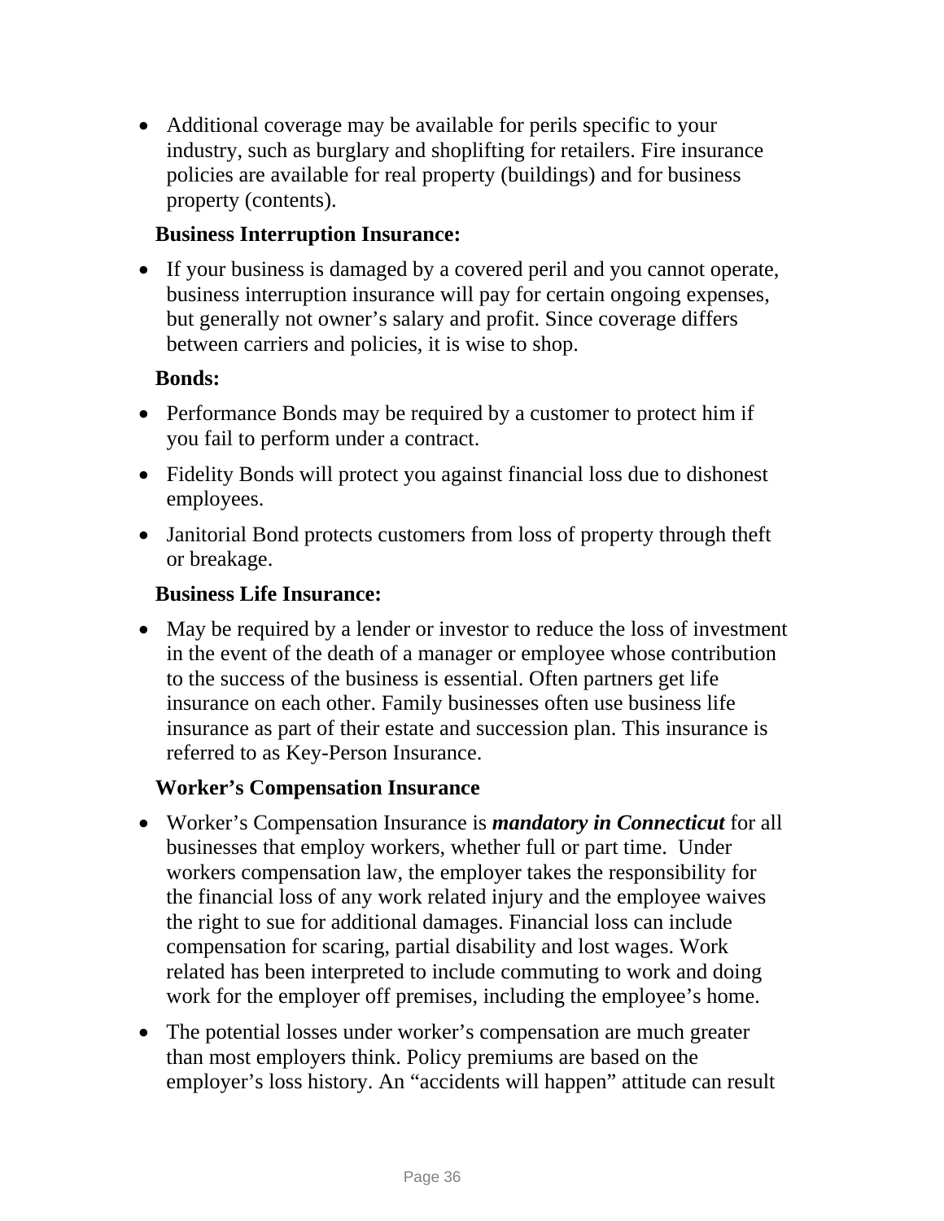- Additional coverage may be available for perils specific to your industry, such as burglary and shoplifting for retailers. Fire insurance policies are available for real property (buildings) and for business property (contents).

**Business Interruption Insurance:**

- If your business is damaged by a covered peril and you cannot operate, business interruption insurance will pay for certain ongoing expenses, but generally not owner's salary and profit. Since coverage differs between carriers and policies, it is wise to shop.

**Bonds:**

- Performance Bonds may be required by a customer to protect him if you fail to perform under a contract.
- Fidelity Bonds will protect you against financial loss due to dishonest employees.
- Janitorial Bond protects customers from loss of property through theft or breakage.

**Business Life Insurance:**

- May be required by a lender or investor to reduce the loss of investment in the event of the death of a manager or employee whose contribution to the success of the business is essential. Often partners get life insurance on each other. Family businesses often use business life insurance as part of their estate and succession plan. This insurance is referred to as Key-Person Insurance.

**Worker's Compensation Insurance**

- Worker's Compensation Insurance is ***mandatory in Connecticut*** for all businesses that employ workers, whether full or part time. Under workers compensation law, the employer takes the responsibility for the financial loss of any work related injury and the employee waives the right to sue for additional damages. Financial loss can include compensation for scaring, partial disability and lost wages. Work related has been interpreted to include commuting to work and doing work for the employer off premises, including the employee's home.
- The potential losses under worker's compensation are much greater than most employers think. Policy premiums are based on the employer's loss history. An "accidents will happen" attitude can result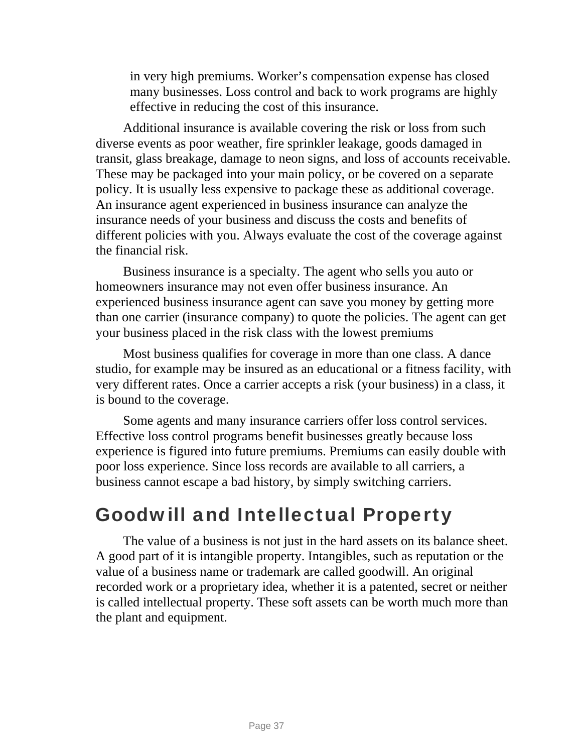in very high premiums. Worker's compensation expense has closed many businesses. Loss control and back to work programs are highly effective in reducing the cost of this insurance.

Additional insurance is available covering the risk or loss from such diverse events as poor weather, fire sprinkler leakage, goods damaged in transit, glass breakage, damage to neon signs, and loss of accounts receivable. These may be packaged into your main policy, or be covered on a separate policy. It is usually less expensive to package these as additional coverage. An insurance agent experienced in business insurance can analyze the insurance needs of your business and discuss the costs and benefits of different policies with you. Always evaluate the cost of the coverage against the financial risk.

Business insurance is a specialty. The agent who sells you auto or homeowners insurance may not even offer business insurance. An experienced business insurance agent can save you money by getting more than one carrier (insurance company) to quote the policies. The agent can get your business placed in the risk class with the lowest premiums

Most business qualifies for coverage in more than one class. A dance studio, for example may be insured as an educational or a fitness facility, with very different rates. Once a carrier accepts a risk (your business) in a class, it is bound to the coverage.

Some agents and many insurance carriers offer loss control services. Effective loss control programs benefit businesses greatly because loss experience is figured into future premiums. Premiums can easily double with poor loss experience. Since loss records are available to all carriers, a business cannot escape a bad history, by simply switching carriers.

## Goodwill and Intellectual Property

The value of a business is not just in the hard assets on its balance sheet. A good part of it is intangible property. Intangibles, such as reputation or the value of a business name or trademark are called goodwill. An original recorded work or a proprietary idea, whether it is a patented, secret or neither is called intellectual property. These soft assets can be worth much more than the plant and equipment.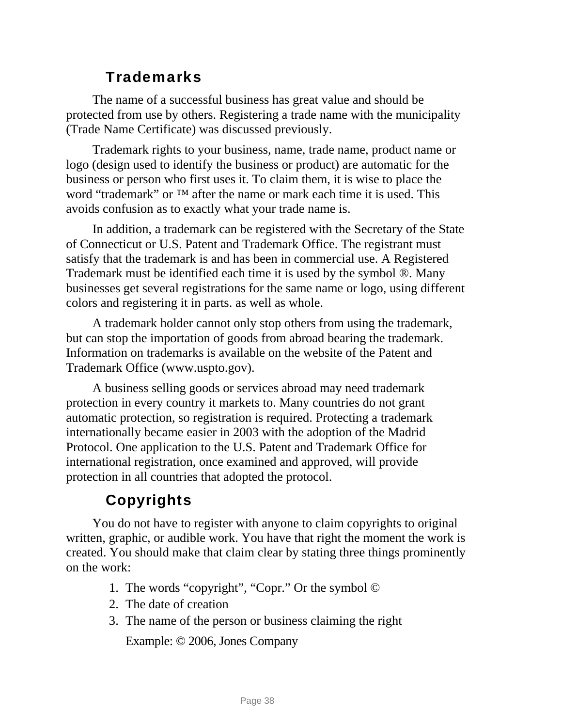## Trademarks

The name of a successful business has great value and should be protected from use by others. Registering a trade name with the municipality (Trade Name Certificate) was discussed previously.

Trademark rights to your business, name, trade name, product name or logo (design used to identify the business or product) are automatic for the business or person who first uses it. To claim them, it is wise to place the word "trademark" or ™ after the name or mark each time it is used. This avoids confusion as to exactly what your trade name is.

In addition, a trademark can be registered with the Secretary of the State of Connecticut or U.S. Patent and Trademark Office. The registrant must satisfy that the trademark is and has been in commercial use. A Registered Trademark must be identified each time it is used by the symbol ®. Many businesses get several registrations for the same name or logo, using different colors and registering it in parts. as well as whole.

A trademark holder cannot only stop others from using the trademark, but can stop the importation of goods from abroad bearing the trademark. Information on trademarks is available on the website of the Patent and Trademark Office (www.uspto.gov).

A business selling goods or services abroad may need trademark protection in every country it markets to. Many countries do not grant automatic protection, so registration is required. Protecting a trademark internationally became easier in 2003 with the adoption of the Madrid Protocol. One application to the U.S. Patent and Trademark Office for international registration, once examined and approved, will provide protection in all countries that adopted the protocol.

## Copyrights

You do not have to register with anyone to claim copyrights to original written, graphic, or audible work. You have that right the moment the work is created. You should make that claim clear by stating three things prominently on the work:

1. The words "copyright", "Copr." Or the symbol ©
2. The date of creation
3. The name of the person or business claiming the right

   Example: © 2006, Jones Company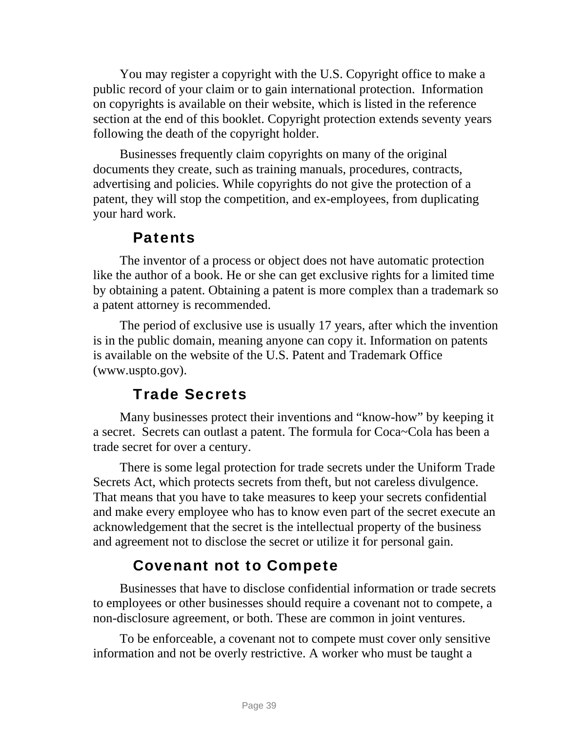You may register a copyright with the U.S. Copyright office to make a public record of your claim or to gain international protection.  Information on copyrights is available on their website, which is listed in the reference section at the end of this booklet. Copyright protection extends seventy years following the death of the copyright holder.

Businesses frequently claim copyrights on many of the original documents they create, such as training manuals, procedures, contracts, advertising and policies. While copyrights do not give the protection of a patent, they will stop the competition, and ex-employees, from duplicating your hard work.

### Patents

The inventor of a process or object does not have automatic protection like the author of a book. He or she can get exclusive rights for a limited time by obtaining a patent. Obtaining a patent is more complex than a trademark so a patent attorney is recommended.

The period of exclusive use is usually 17 years, after which the invention is in the public domain, meaning anyone can copy it. Information on patents is available on the website of the U.S. Patent and Trademark Office (www.uspto.gov).

### Trade Secrets

Many businesses protect their inventions and “know-how” by keeping it a secret.  Secrets can outlast a patent. The formula for Coca~Cola has been a trade secret for over a century.

There is some legal protection for trade secrets under the Uniform Trade Secrets Act, which protects secrets from theft, but not careless divulgence. That means that you have to take measures to keep your secrets confidential and make every employee who has to know even part of the secret execute an acknowledgement that the secret is the intellectual property of the business and agreement not to disclose the secret or utilize it for personal gain.

### Covenant not to Compete

Businesses that have to disclose confidential information or trade secrets to employees or other businesses should require a covenant not to compete, a non-disclosure agreement, or both. These are common in joint ventures.

To be enforceable, a covenant not to compete must cover only sensitive information and not be overly restrictive. A worker who must be taught a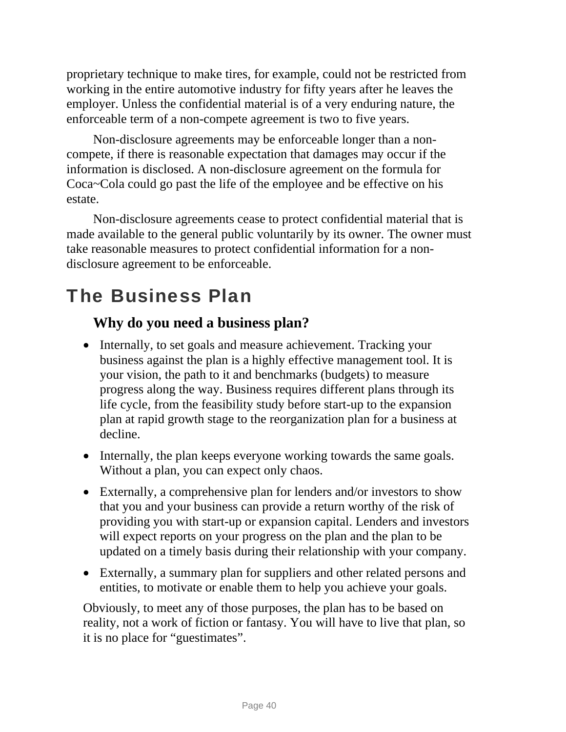proprietary technique to make tires, for example, could not be restricted from working in the entire automotive industry for fifty years after he leaves the employer. Unless the confidential material is of a very enduring nature, the enforceable term of a non-compete agreement is two to five years.

Non-disclosure agreements may be enforceable longer than a non-compete, if there is reasonable expectation that damages may occur if the information is disclosed. A non-disclosure agreement on the formula for Coca~Cola could go past the life of the employee and be effective on his estate.

Non-disclosure agreements cease to protect confidential material that is made available to the general public voluntarily by its owner. The owner must take reasonable measures to protect confidential information for a non-disclosure agreement to be enforceable.

# The Business Plan

## Why do you need a business plan?

- Internally, to set goals and measure achievement. Tracking your business against the plan is a highly effective management tool. It is your vision, the path to it and benchmarks (budgets) to measure progress along the way. Business requires different plans through its life cycle, from the feasibility study before start-up to the expansion plan at rapid growth stage to the reorganization plan for a business at decline.
- Internally, the plan keeps everyone working towards the same goals. Without a plan, you can expect only chaos.
- Externally, a comprehensive plan for lenders and/or investors to show that you and your business can provide a return worthy of the risk of providing you with start-up or expansion capital. Lenders and investors will expect reports on your progress on the plan and the plan to be updated on a timely basis during their relationship with your company.
- Externally, a summary plan for suppliers and other related persons and entities, to motivate or enable them to help you achieve your goals.

Obviously, to meet any of those purposes, the plan has to be based on reality, not a work of fiction or fantasy. You will have to live that plan, so it is no place for “guestimates”.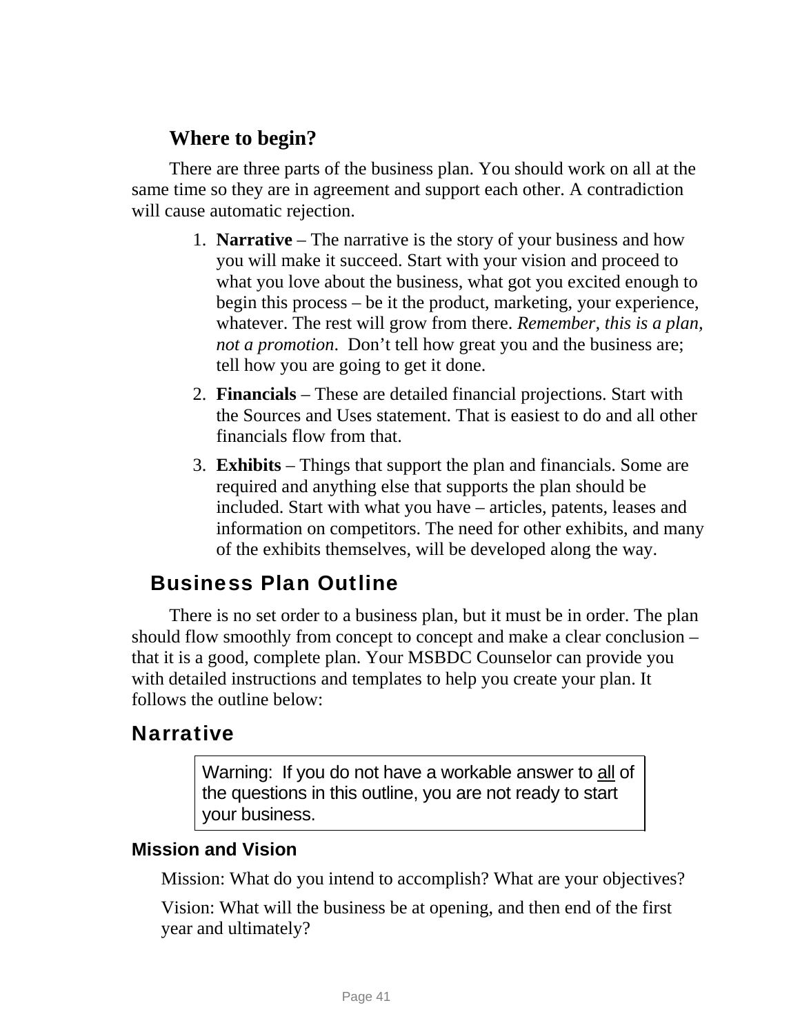### Where to begin?

There are three parts of the business plan. You should work on all at the same time so they are in agreement and support each other. A contradiction will cause automatic rejection.

1. **Narrative** – The narrative is the story of your business and how you will make it succeed. Start with your vision and proceed to what you love about the business, what got you excited enough to begin this process – be it the product, marketing, your experience, whatever. The rest will grow from there. *Remember, this is a plan, not a promotion*. Don't tell how great you and the business are; tell how you are going to get it done.
2. **Financials** – These are detailed financial projections. Start with the Sources and Uses statement. That is easiest to do and all other financials flow from that.
3. **Exhibits** – Things that support the plan and financials. Some are required and anything else that supports the plan should be included. Start with what you have – articles, patents, leases and information on competitors. The need for other exhibits, and many of the exhibits themselves, will be developed along the way.

## Business Plan Outline

There is no set order to a business plan, but it must be in order. The plan should flow smoothly from concept to concept and make a clear conclusion – that it is a good, complete plan. Your MSBDC Counselor can provide you with detailed instructions and templates to help you create your plan. It follows the outline below:

## Narrative

> Warning: If you do not have a workable answer to <u>all</u> of the questions in this outline, you are not ready to start your business.

### Mission and Vision

Mission: What do you intend to accomplish? What are your objectives?

Vision: What will the business be at opening, and then end of the first year and ultimately?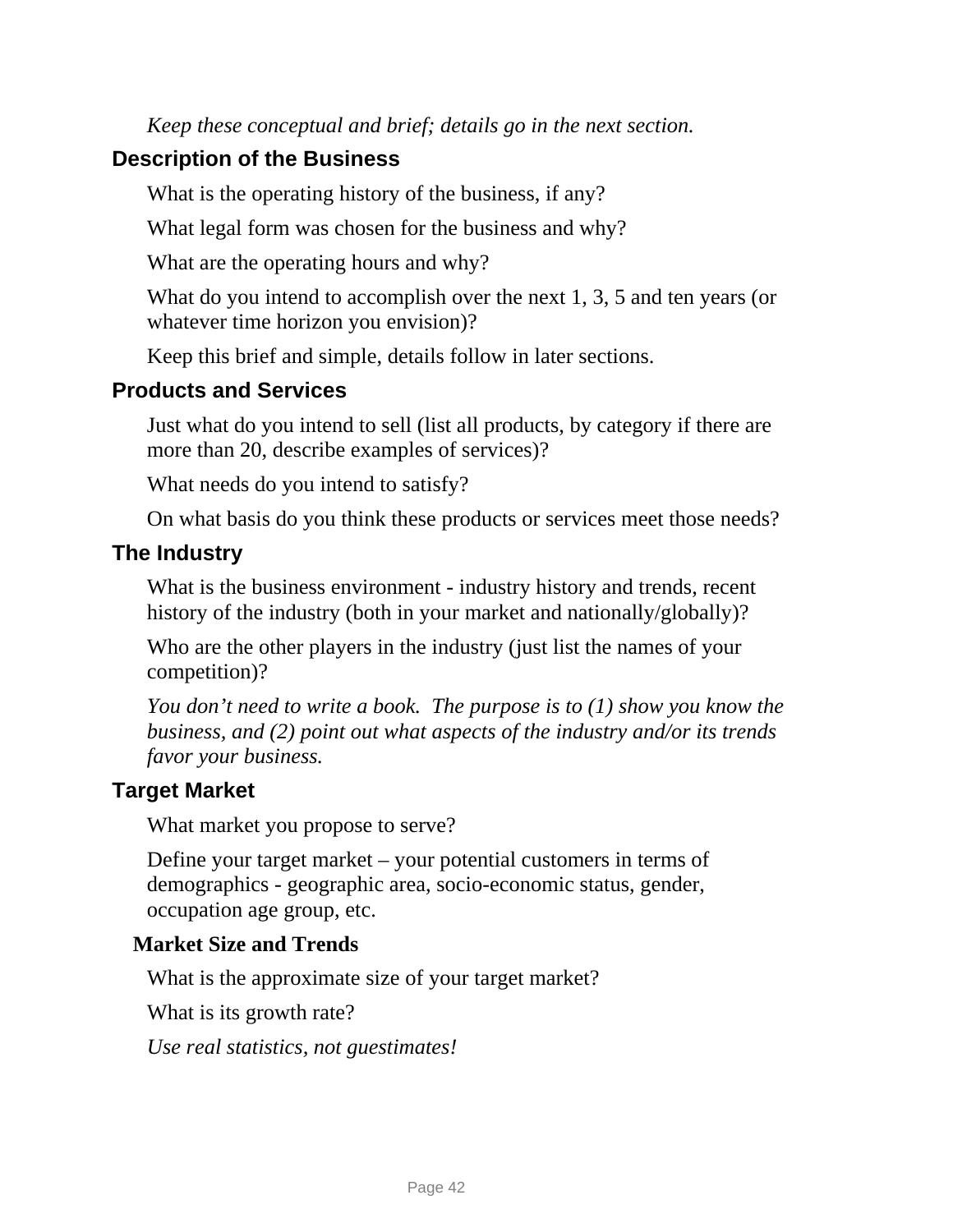*Keep these conceptual and brief; details go in the next section.*

## Description of the Business

What is the operating history of the business, if any?

What legal form was chosen for the business and why?

What are the operating hours and why?

What do you intend to accomplish over the next 1, 3, 5 and ten years (or whatever time horizon you envision)?

Keep this brief and simple, details follow in later sections.

## Products and Services

Just what do you intend to sell (list all products, by category if there are more than 20, describe examples of services)?

What needs do you intend to satisfy?

On what basis do you think these products or services meet those needs?

## The Industry

What is the business environment - industry history and trends, recent history of the industry (both in your market and nationally/globally)?

Who are the other players in the industry (just list the names of your competition)?

*You don't need to write a book. The purpose is to (1) show you know the business, and (2) point out what aspects of the industry and/or its trends favor your business.*

## Target Market

What market you propose to serve?

Define your target market – your potential customers in terms of demographics - geographic area, socio-economic status, gender, occupation age group, etc.

### Market Size and Trends

What is the approximate size of your target market?

What is its growth rate?

*Use real statistics, not guestimates!*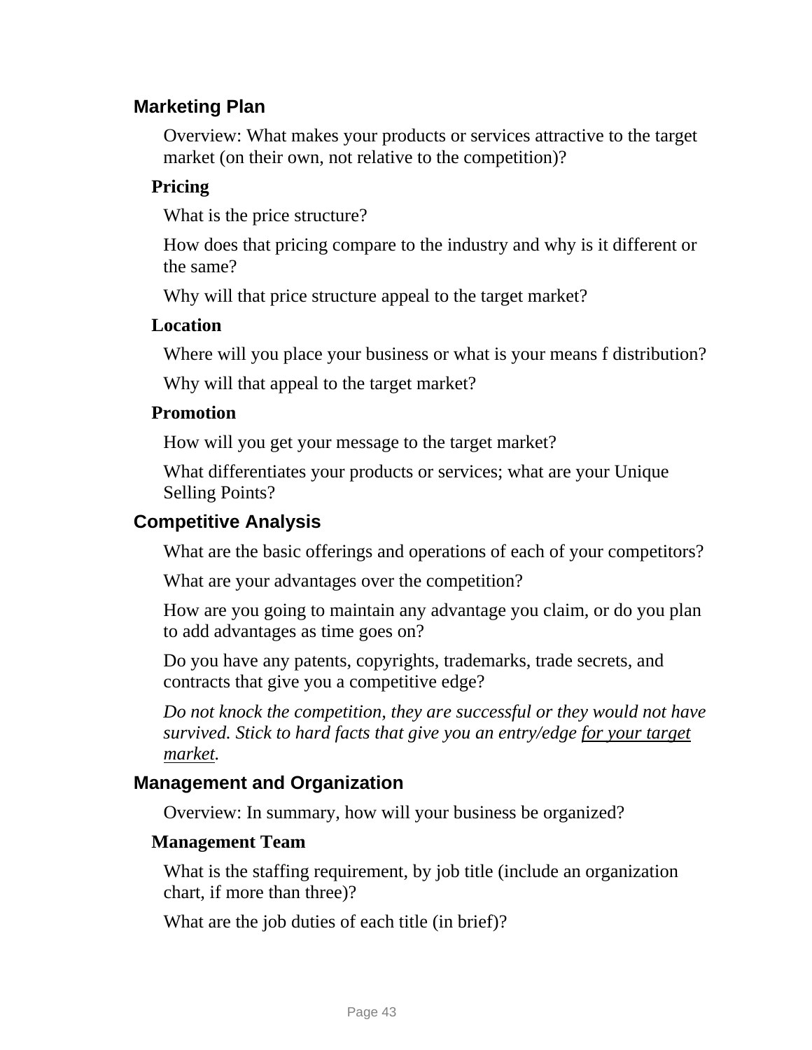## Marketing Plan

Overview: What makes your products or services attractive to the target market (on their own, not relative to the competition)?

### Pricing

What is the price structure?

How does that pricing compare to the industry and why is it different or the same?

Why will that price structure appeal to the target market?

### Location

Where will you place your business or what is your means f distribution?

Why will that appeal to the target market?

### Promotion

How will you get your message to the target market?

What differentiates your products or services; what are your Unique Selling Points?

## Competitive Analysis

What are the basic offerings and operations of each of your competitors?

What are your advantages over the competition?

How are you going to maintain any advantage you claim, or do you plan to add advantages as time goes on?

Do you have any patents, copyrights, trademarks, trade secrets, and contracts that give you a competitive edge?

*Do not knock the competition, they are successful or they would not have survived. Stick to hard facts that give you an entry/edge <u>for your target market</u>.*

## Management and Organization

Overview: In summary, how will your business be organized?

### Management Team

What is the staffing requirement, by job title (include an organization chart, if more than three)?

What are the job duties of each title (in brief)?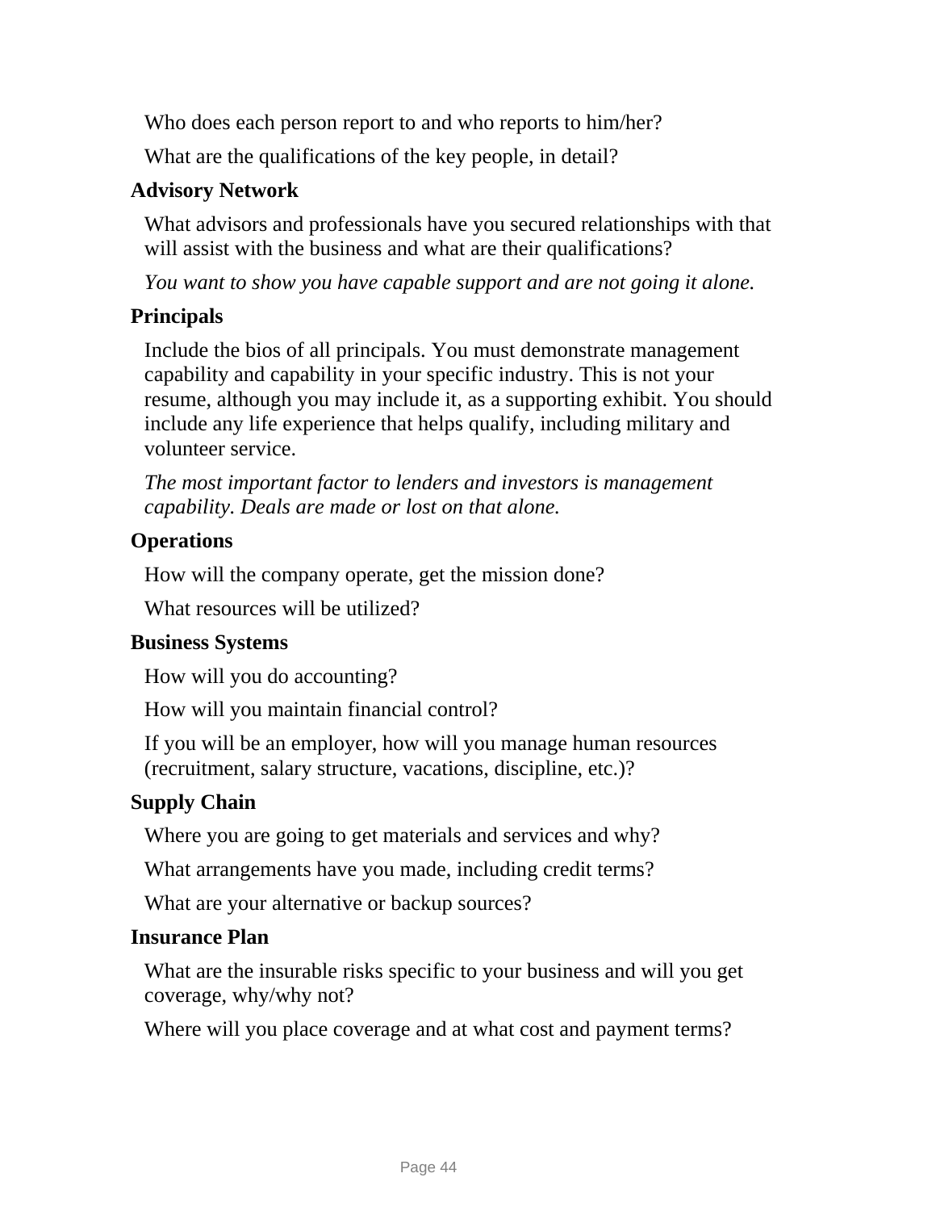Who does each person report to and who reports to him/her?

What are the qualifications of the key people, in detail?

**Advisory Network**

What advisors and professionals have you secured relationships with that will assist with the business and what are their qualifications?

*You want to show you have capable support and are not going it alone.*

**Principals**

Include the bios of all principals. You must demonstrate management capability and capability in your specific industry. This is not your resume, although you may include it, as a supporting exhibit. You should include any life experience that helps qualify, including military and volunteer service.

*The most important factor to lenders and investors is management capability. Deals are made or lost on that alone.*

**Operations**

How will the company operate, get the mission done?

What resources will be utilized?

**Business Systems**

How will you do accounting?

How will you maintain financial control?

If you will be an employer, how will you manage human resources (recruitment, salary structure, vacations, discipline, etc.)?

**Supply Chain**

Where you are going to get materials and services and why?

What arrangements have you made, including credit terms?

What are your alternative or backup sources?

**Insurance Plan**

What are the insurable risks specific to your business and will you get coverage, why/why not?

Where will you place coverage and at what cost and payment terms?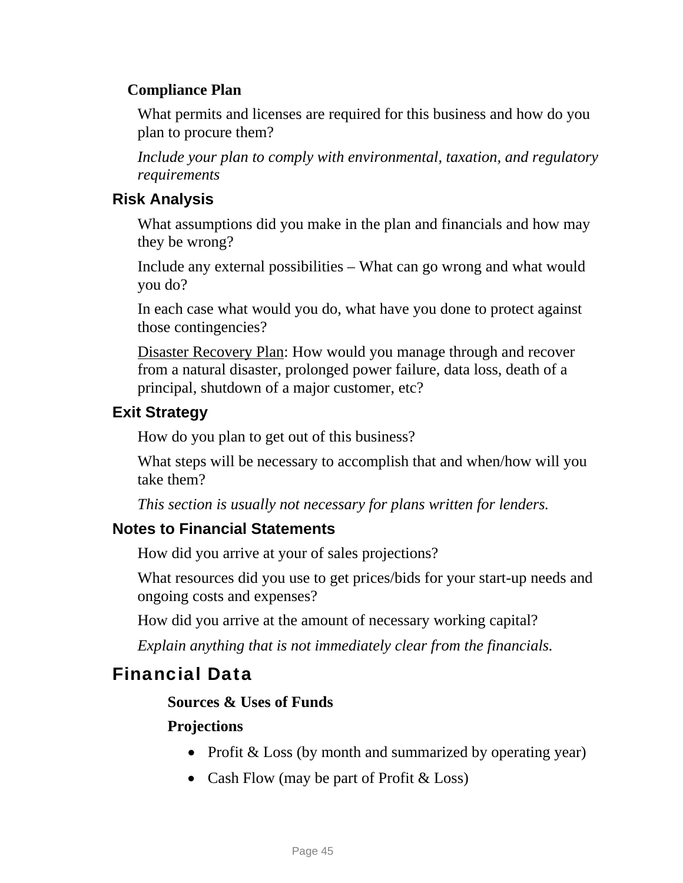### Compliance Plan

What permits and licenses are required for this business and how do you plan to procure them?

*Include your plan to comply with environmental, taxation, and regulatory requirements*

### Risk Analysis

What assumptions did you make in the plan and financials and how may they be wrong?

Include any external possibilities – What can go wrong and what would you do?

In each case what would you do, what have you done to protect against those contingencies?

Disaster Recovery Plan: How would you manage through and recover from a natural disaster, prolonged power failure, data loss, death of a principal, shutdown of a major customer, etc?

### Exit Strategy

How do you plan to get out of this business?

What steps will be necessary to accomplish that and when/how will you take them?

*This section is usually not necessary for plans written for lenders.*

### Notes to Financial Statements

How did you arrive at your of sales projections?

What resources did you use to get prices/bids for your start-up needs and ongoing costs and expenses?

How did you arrive at the amount of necessary working capital?

*Explain anything that is not immediately clear from the financials.*

## Financial Data

**Sources & Uses of Funds**

**Projections**

- Profit & Loss (by month and summarized by operating year)
- Cash Flow (may be part of Profit & Loss)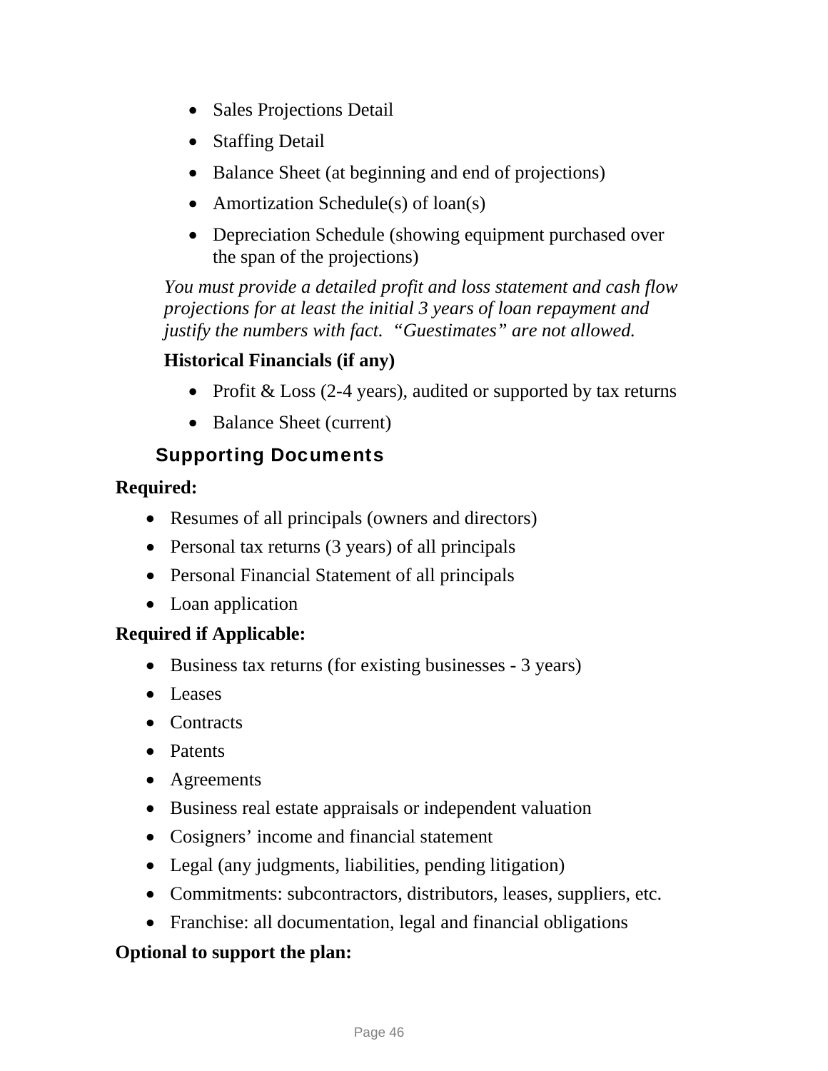- Sales Projections Detail
- Staffing Detail
- Balance Sheet (at beginning and end of projections)
- Amortization Schedule(s) of loan(s)
- Depreciation Schedule (showing equipment purchased over the span of the projections)

*You must provide a detailed profit and loss statement and cash flow projections for at least the initial 3 years of loan repayment and justify the numbers with fact. "Guestimates" are not allowed.*

**Historical Financials (if any)**

- Profit & Loss (2-4 years), audited or supported by tax returns
- Balance Sheet (current)

### Supporting Documents

**Required:**

- Resumes of all principals (owners and directors)
- Personal tax returns (3 years) of all principals
- Personal Financial Statement of all principals
- Loan application

**Required if Applicable:**

- Business tax returns (for existing businesses - 3 years)
- Leases
- Contracts
- Patents
- Agreements
- Business real estate appraisals or independent valuation
- Cosigners' income and financial statement
- Legal (any judgments, liabilities, pending litigation)
- Commitments: subcontractors, distributors, leases, suppliers, etc.
- Franchise: all documentation, legal and financial obligations

**Optional to support the plan:**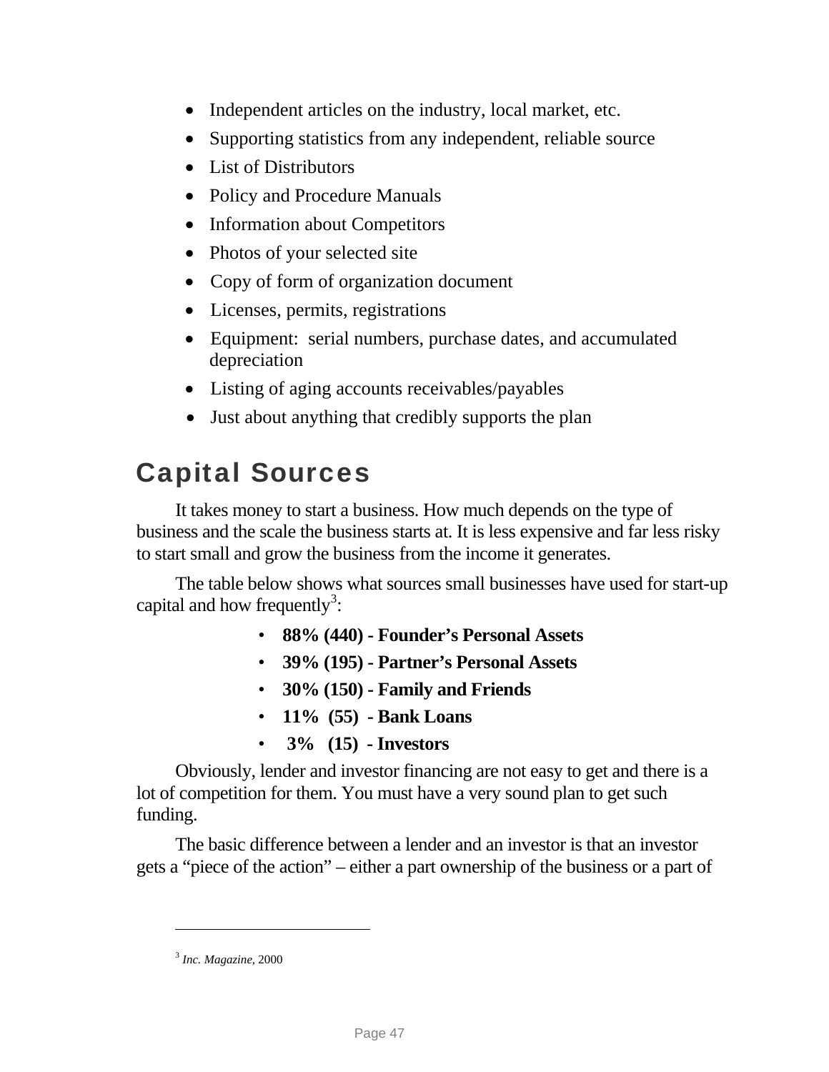- Independent articles on the industry, local market, etc.
- Supporting statistics from any independent, reliable source
- List of Distributors
- Policy and Procedure Manuals
- Information about Competitors
- Photos of your selected site
- Copy of form of organization document
- Licenses, permits, registrations
- Equipment: serial numbers, purchase dates, and accumulated depreciation
- Listing of aging accounts receivables/payables
- Just about anything that credibly supports the plan

## Capital Sources

It takes money to start a business. How much depends on the type of business and the scale the business starts at. It is less expensive and far less risky to start small and grow the business from the income it generates.

The table below shows what sources small businesses have used for start-up capital and how frequently[3]:

- **88% (440) - Founder's Personal Assets**
- **39% (195) - Partner's Personal Assets**
- **30% (150) - Family and Friends**
- **11% (55) - Bank Loans**
- **3% (15) - Investors**

Obviously, lender and investor financing are not easy to get and there is a lot of competition for them. You must have a very sound plan to get such funding.

The basic difference between a lender and an investor is that an investor gets a "piece of the action" – either a part ownership of the business or a part of

---

[3] *Inc. Magazine*, 2000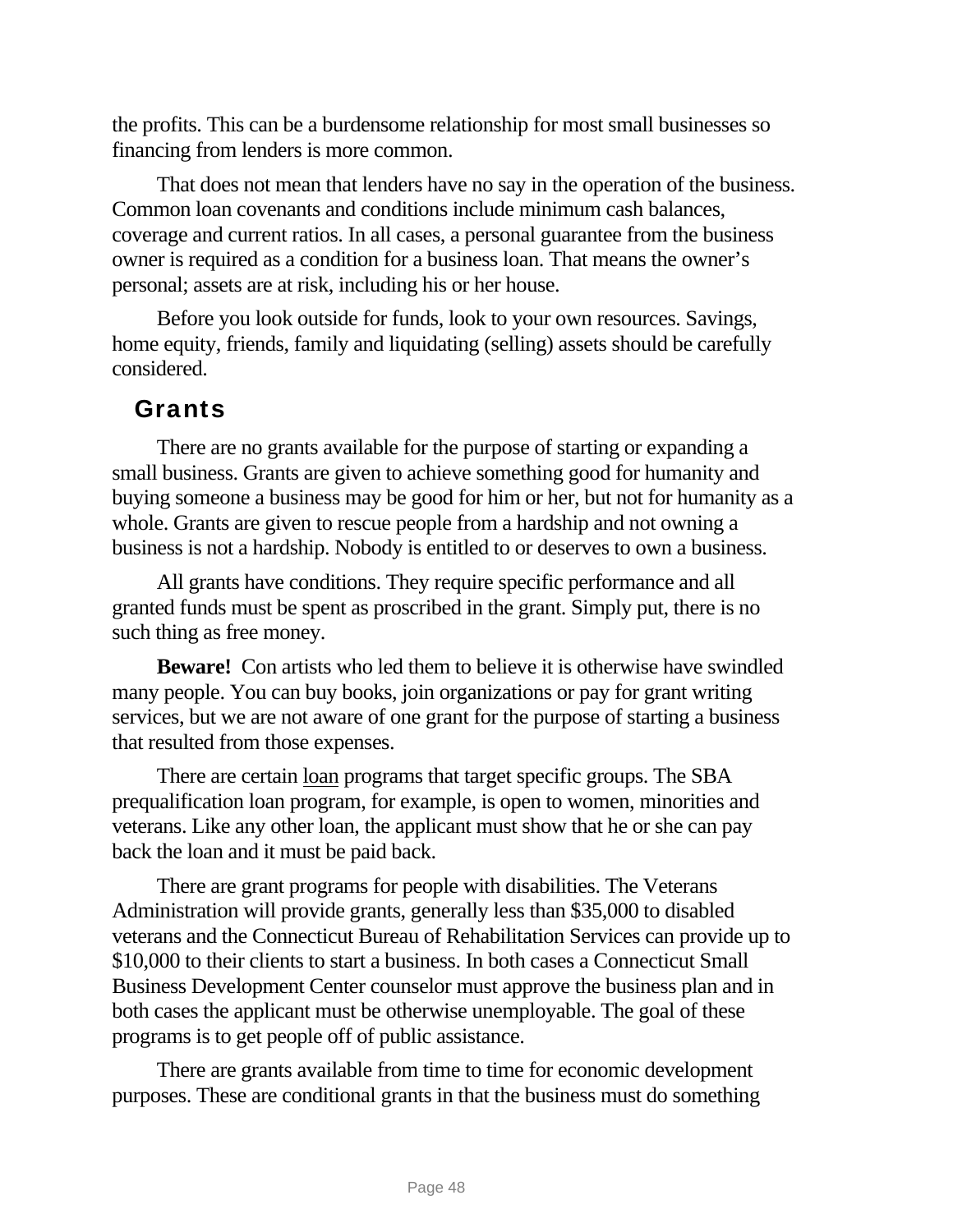the profits. This can be a burdensome relationship for most small businesses so financing from lenders is more common.

That does not mean that lenders have no say in the operation of the business. Common loan covenants and conditions include minimum cash balances, coverage and current ratios. In all cases, a personal guarantee from the business owner is required as a condition for a business loan. That means the owner's personal; assets are at risk, including his or her house.

Before you look outside for funds, look to your own resources. Savings, home equity, friends, family and liquidating (selling) assets should be carefully considered.

## Grants

There are no grants available for the purpose of starting or expanding a small business. Grants are given to achieve something good for humanity and buying someone a business may be good for him or her, but not for humanity as a whole. Grants are given to rescue people from a hardship and not owning a business is not a hardship. Nobody is entitled to or deserves to own a business.

All grants have conditions. They require specific performance and all granted funds must be spent as proscribed in the grant. Simply put, there is no such thing as free money.

**Beware!** Con artists who led them to believe it is otherwise have swindled many people. You can buy books, join organizations or pay for grant writing services, but we are not aware of one grant for the purpose of starting a business that resulted from those expenses.

There are certain <u>loan</u> programs that target specific groups. The SBA prequalification loan program, for example, is open to women, minorities and veterans. Like any other loan, the applicant must show that he or she can pay back the loan and it must be paid back.

There are grant programs for people with disabilities. The Veterans Administration will provide grants, generally less than $35,000 to disabled veterans and the Connecticut Bureau of Rehabilitation Services can provide up to $10,000 to their clients to start a business. In both cases a Connecticut Small Business Development Center counselor must approve the business plan and in both cases the applicant must be otherwise unemployable. The goal of these programs is to get people off of public assistance.

There are grants available from time to time for economic development purposes. These are conditional grants in that the business must do something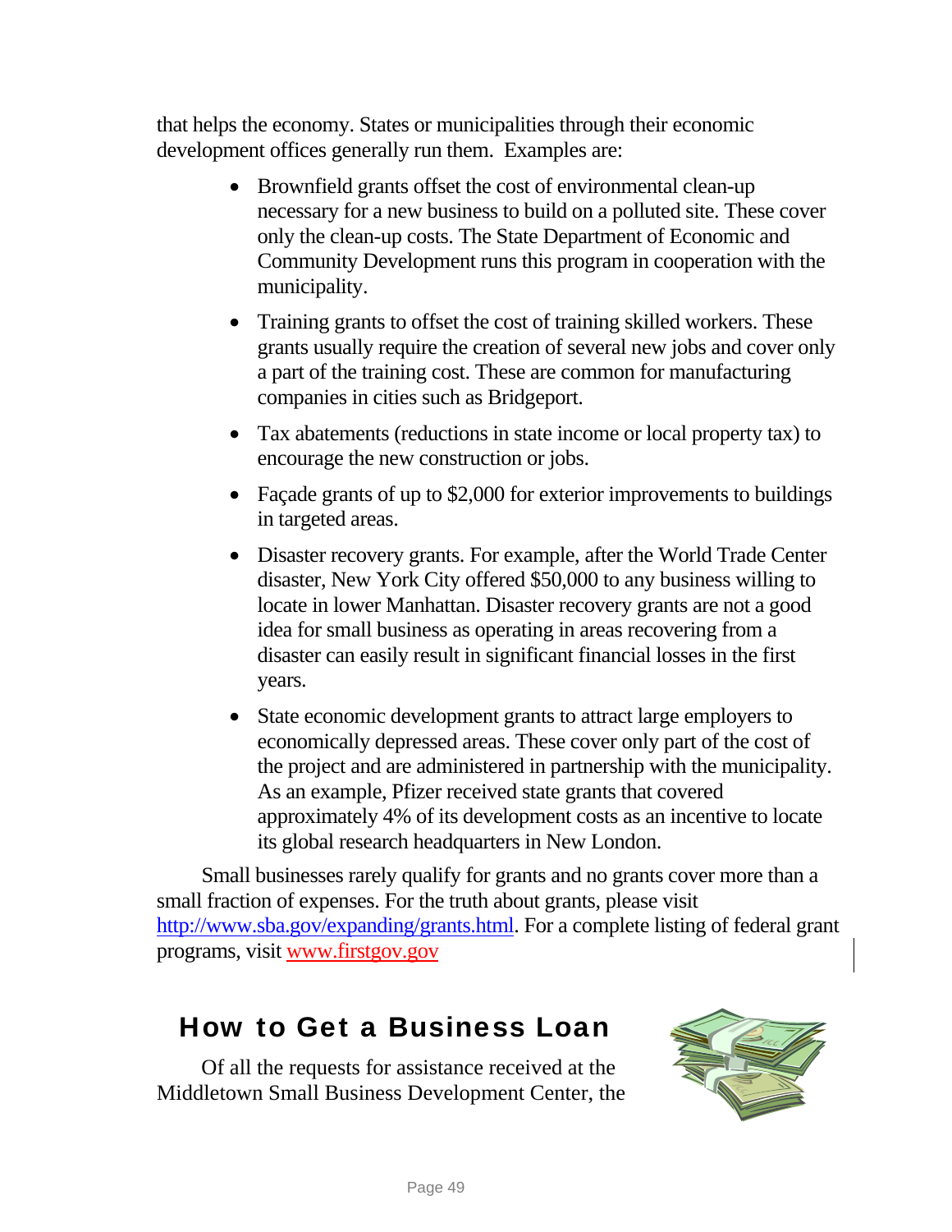that helps the economy. States or municipalities through their economic development offices generally run them. Examples are:

- Brownfield grants offset the cost of environmental clean-up necessary for a new business to build on a polluted site. These cover only the clean-up costs. The State Department of Economic and Community Development runs this program in cooperation with the municipality.
- Training grants to offset the cost of training skilled workers. These grants usually require the creation of several new jobs and cover only a part of the training cost. These are common for manufacturing companies in cities such as Bridgeport.
- Tax abatements (reductions in state income or local property tax) to encourage the new construction or jobs.
- Façade grants of up to $2,000 for exterior improvements to buildings in targeted areas.
- Disaster recovery grants. For example, after the World Trade Center disaster, New York City offered $50,000 to any business willing to locate in lower Manhattan. Disaster recovery grants are not a good idea for small business as operating in areas recovering from a disaster can easily result in significant financial losses in the first years.
- State economic development grants to attract large employers to economically depressed areas. These cover only part of the cost of the project and are administered in partnership with the municipality. As an example, Pfizer received state grants that covered approximately 4% of its development costs as an incentive to locate its global research headquarters in New London.

Small businesses rarely qualify for grants and no grants cover more than a small fraction of expenses. For the truth about grants, please visit http://www.sba.gov/expanding/grants.html. For a complete listing of federal grant programs, visit www.firstgov.gov

## How to Get a Business Loan

Of all the requests for assistance received at the Middletown Small Business Development Center, the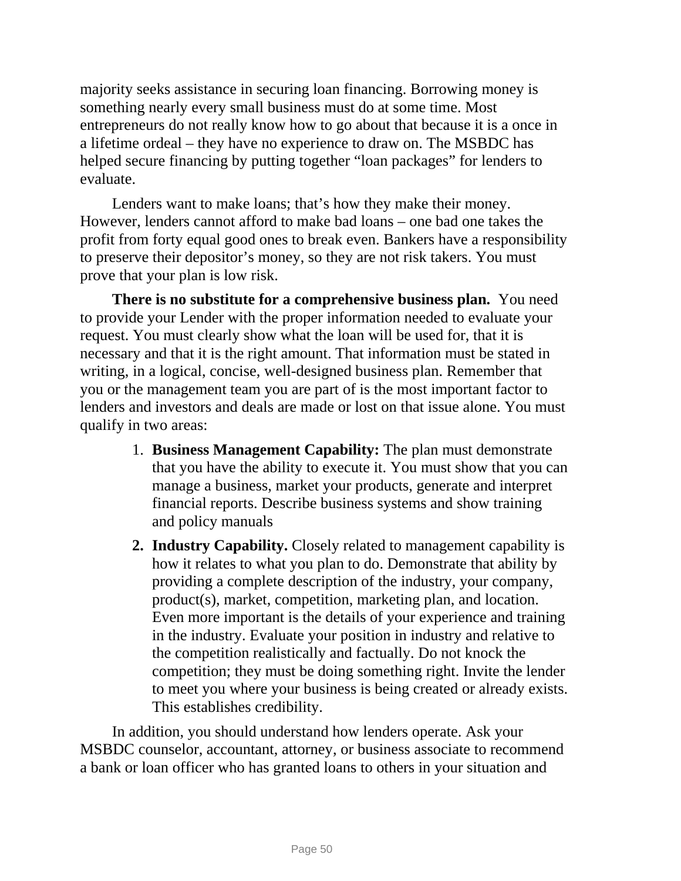majority seeks assistance in securing loan financing. Borrowing money is something nearly every small business must do at some time. Most entrepreneurs do not really know how to go about that because it is a once in a lifetime ordeal – they have no experience to draw on. The MSBDC has helped secure financing by putting together "loan packages" for lenders to evaluate.

Lenders want to make loans; that's how they make their money. However, lenders cannot afford to make bad loans – one bad one takes the profit from forty equal good ones to break even. Bankers have a responsibility to preserve their depositor's money, so they are not risk takers. You must prove that your plan is low risk.

**There is no substitute for a comprehensive business plan.** You need to provide your Lender with the proper information needed to evaluate your request. You must clearly show what the loan will be used for, that it is necessary and that it is the right amount. That information must be stated in writing, in a logical, concise, well-designed business plan. Remember that you or the management team you are part of is the most important factor to lenders and investors and deals are made or lost on that issue alone. You must qualify in two areas:

1. **Business Management Capability:** The plan must demonstrate that you have the ability to execute it. You must show that you can manage a business, market your products, generate and interpret financial reports. Describe business systems and show training and policy manuals
2. **Industry Capability.** Closely related to management capability is how it relates to what you plan to do. Demonstrate that ability by providing a complete description of the industry, your company, product(s), market, competition, marketing plan, and location. Even more important is the details of your experience and training in the industry. Evaluate your position in industry and relative to the competition realistically and factually. Do not knock the competition; they must be doing something right. Invite the lender to meet you where your business is being created or already exists. This establishes credibility.

In addition, you should understand how lenders operate. Ask your MSBDC counselor, accountant, attorney, or business associate to recommend a bank or loan officer who has granted loans to others in your situation and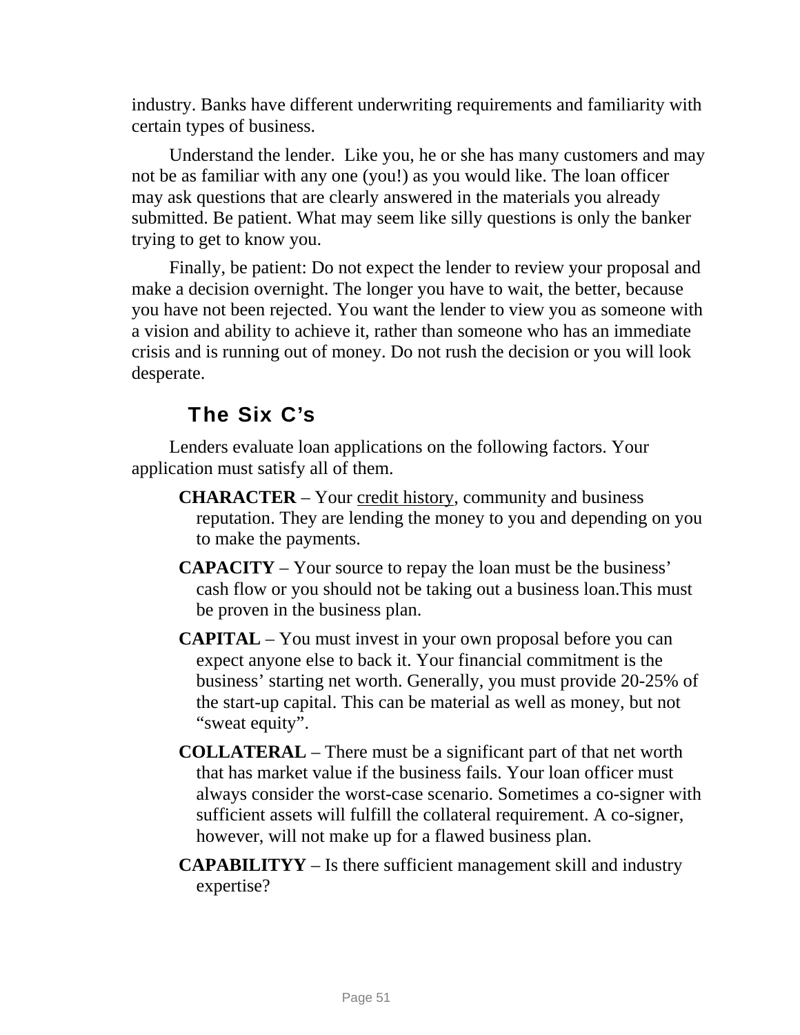industry. Banks have different underwriting requirements and familiarity with certain types of business.

Understand the lender.  Like you, he or she has many customers and may not be as familiar with any one (you!) as you would like. The loan officer may ask questions that are clearly answered in the materials you already submitted. Be patient. What may seem like silly questions is only the banker trying to get to know you.

Finally, be patient: Do not expect the lender to review your proposal and make a decision overnight. The longer you have to wait, the better, because you have not been rejected. You want the lender to view you as someone with a vision and ability to achieve it, rather than someone who has an immediate crisis and is running out of money. Do not rush the decision or you will look desperate.

## The Six C's

Lenders evaluate loan applications on the following factors. Your application must satisfy all of them.

**CHARACTER** – Your credit history, community and business reputation. They are lending the money to you and depending on you to make the payments.

**CAPACITY** – Your source to repay the loan must be the business' cash flow or you should not be taking out a business loan.This must be proven in the business plan.

**CAPITAL** – You must invest in your own proposal before you can expect anyone else to back it. Your financial commitment is the business' starting net worth. Generally, you must provide 20-25% of the start-up capital. This can be material as well as money, but not "sweat equity".

**COLLATERAL** – There must be a significant part of that net worth that has market value if the business fails. Your loan officer must always consider the worst-case scenario. Sometimes a co-signer with sufficient assets will fulfill the collateral requirement. A co-signer, however, will not make up for a flawed business plan.

**CAPABILITYY** – Is there sufficient management skill and industry expertise?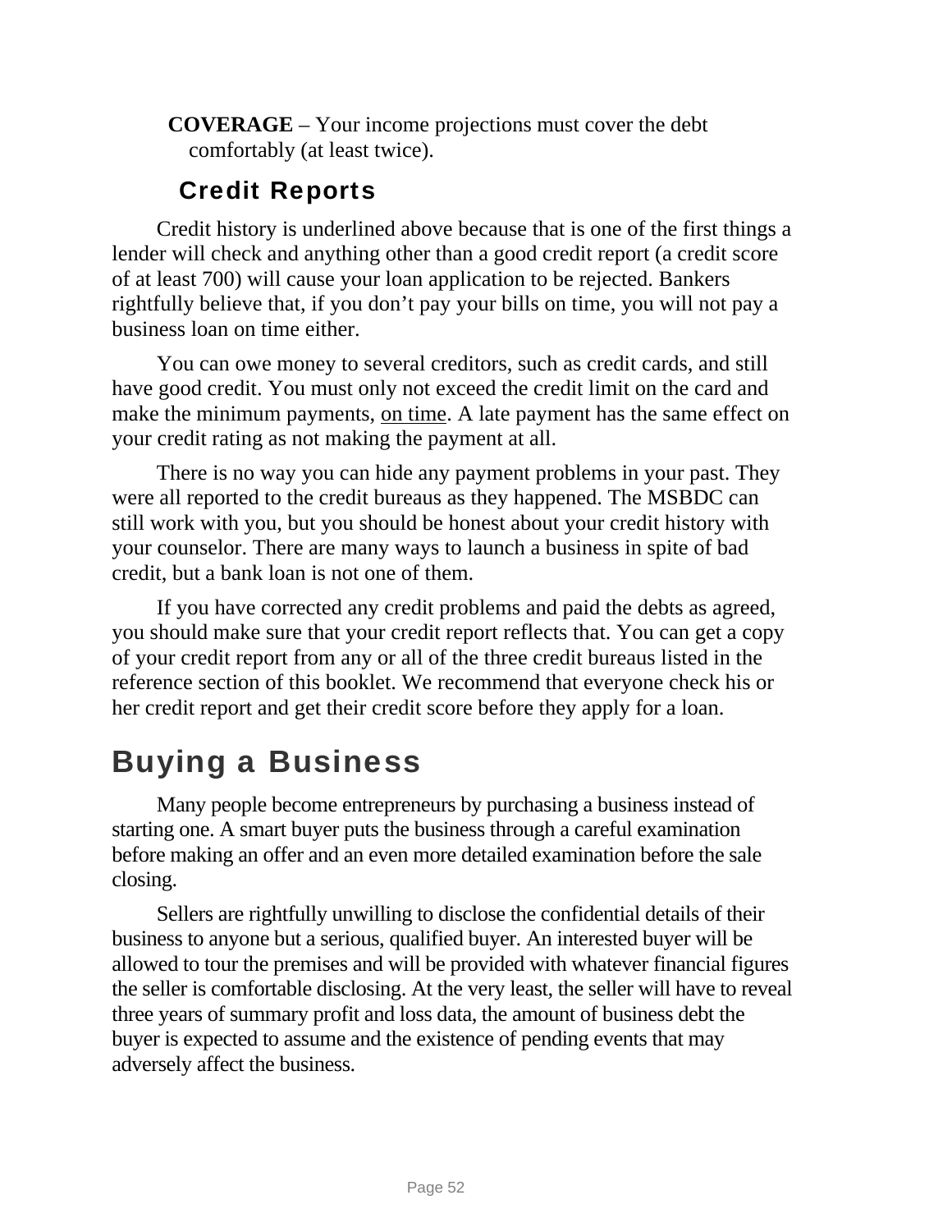**COVERAGE** – Your income projections must cover the debt comfortably (at least twice).

### Credit Reports

Credit history is underlined above because that is one of the first things a lender will check and anything other than a good credit report (a credit score of at least 700) will cause your loan application to be rejected. Bankers rightfully believe that, if you don't pay your bills on time, you will not pay a business loan on time either.

You can owe money to several creditors, such as credit cards, and still have good credit. You must only not exceed the credit limit on the card and make the minimum payments, <u>on time</u>. A late payment has the same effect on your credit rating as not making the payment at all.

There is no way you can hide any payment problems in your past. They were all reported to the credit bureaus as they happened. The MSBDC can still work with you, but you should be honest about your credit history with your counselor. There are many ways to launch a business in spite of bad credit, but a bank loan is not one of them.

If you have corrected any credit problems and paid the debts as agreed, you should make sure that your credit report reflects that. You can get a copy of your credit report from any or all of the three credit bureaus listed in the reference section of this booklet. We recommend that everyone check his or her credit report and get their credit score before they apply for a loan.

## Buying a Business

Many people become entrepreneurs by purchasing a business instead of starting one. A smart buyer puts the business through a careful examination before making an offer and an even more detailed examination before the sale closing.

Sellers are rightfully unwilling to disclose the confidential details of their business to anyone but a serious, qualified buyer. An interested buyer will be allowed to tour the premises and will be provided with whatever financial figures the seller is comfortable disclosing. At the very least, the seller will have to reveal three years of summary profit and loss data, the amount of business debt the buyer is expected to assume and the existence of pending events that may adversely affect the business.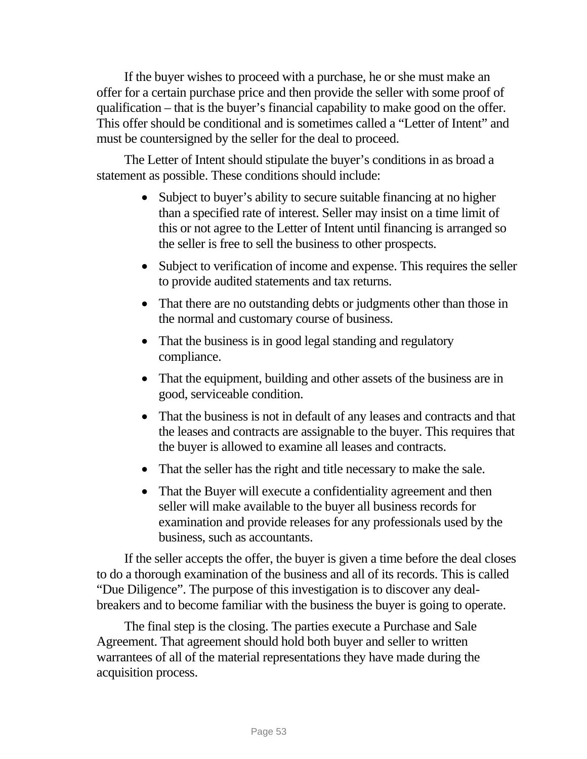If the buyer wishes to proceed with a purchase, he or she must make an offer for a certain purchase price and then provide the seller with some proof of qualification – that is the buyer's financial capability to make good on the offer. This offer should be conditional and is sometimes called a "Letter of Intent" and must be countersigned by the seller for the deal to proceed.

The Letter of Intent should stipulate the buyer's conditions in as broad a statement as possible. These conditions should include:

- Subject to buyer's ability to secure suitable financing at no higher than a specified rate of interest. Seller may insist on a time limit of this or not agree to the Letter of Intent until financing is arranged so the seller is free to sell the business to other prospects.
- Subject to verification of income and expense. This requires the seller to provide audited statements and tax returns.
- That there are no outstanding debts or judgments other than those in the normal and customary course of business.
- That the business is in good legal standing and regulatory compliance.
- That the equipment, building and other assets of the business are in good, serviceable condition.
- That the business is not in default of any leases and contracts and that the leases and contracts are assignable to the buyer. This requires that the buyer is allowed to examine all leases and contracts.
- That the seller has the right and title necessary to make the sale.
- That the Buyer will execute a confidentiality agreement and then seller will make available to the buyer all business records for examination and provide releases for any professionals used by the business, such as accountants.

If the seller accepts the offer, the buyer is given a time before the deal closes to do a thorough examination of the business and all of its records. This is called "Due Diligence". The purpose of this investigation is to discover any deal-breakers and to become familiar with the business the buyer is going to operate.

The final step is the closing. The parties execute a Purchase and Sale Agreement. That agreement should hold both buyer and seller to written warrantees of all of the material representations they have made during the acquisition process.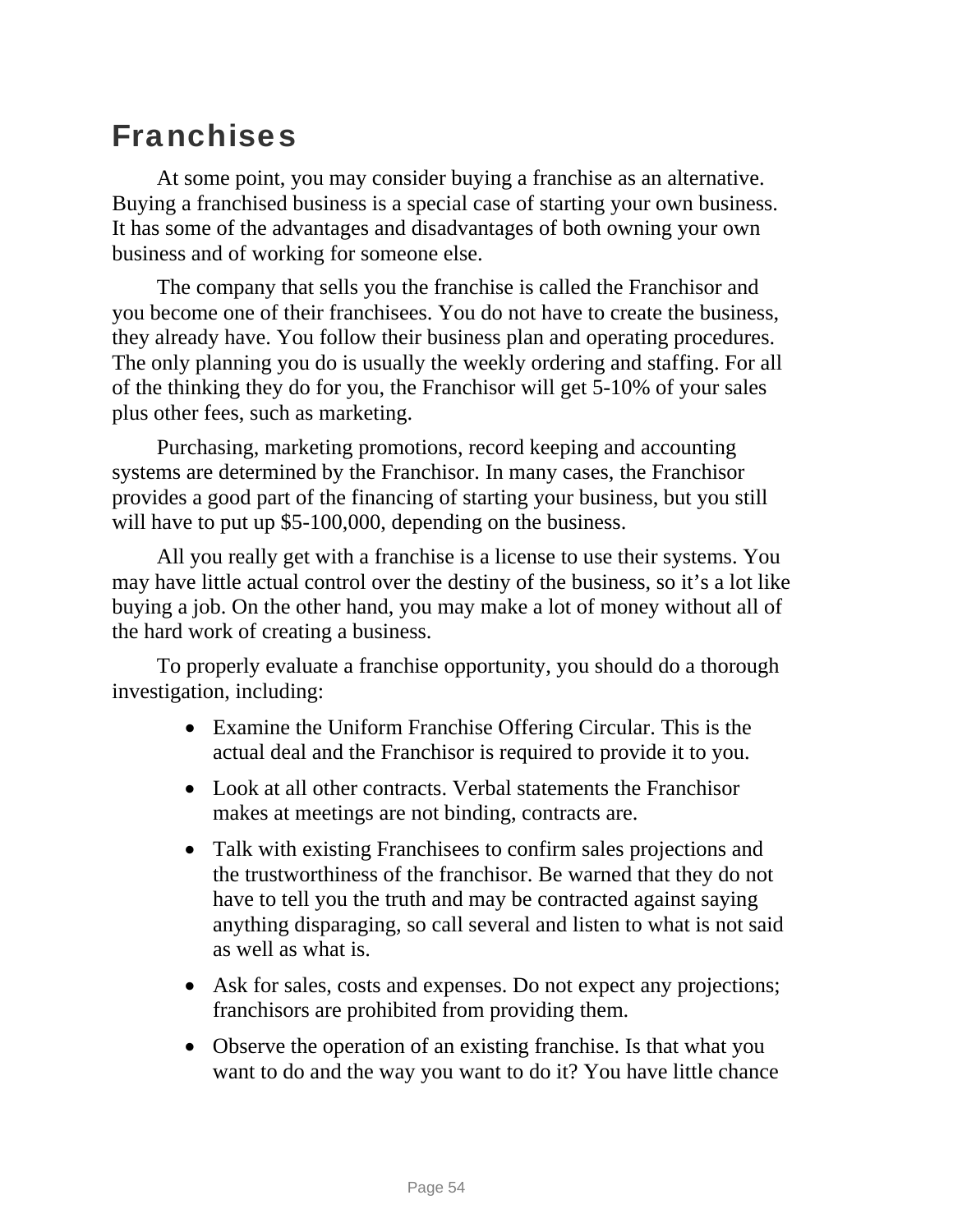# Franchises

At some point, you may consider buying a franchise as an alternative. Buying a franchised business is a special case of starting your own business. It has some of the advantages and disadvantages of both owning your own business and of working for someone else.

The company that sells you the franchise is called the Franchisor and you become one of their franchisees. You do not have to create the business, they already have. You follow their business plan and operating procedures. The only planning you do is usually the weekly ordering and staffing. For all of the thinking they do for you, the Franchisor will get 5-10% of your sales plus other fees, such as marketing.

Purchasing, marketing promotions, record keeping and accounting systems are determined by the Franchisor. In many cases, the Franchisor provides a good part of the financing of starting your business, but you still will have to put up $5-100,000, depending on the business.

All you really get with a franchise is a license to use their systems. You may have little actual control over the destiny of the business, so it's a lot like buying a job. On the other hand, you may make a lot of money without all of the hard work of creating a business.

To properly evaluate a franchise opportunity, you should do a thorough investigation, including:

- Examine the Uniform Franchise Offering Circular. This is the actual deal and the Franchisor is required to provide it to you.
- Look at all other contracts. Verbal statements the Franchisor makes at meetings are not binding, contracts are.
- Talk with existing Franchisees to confirm sales projections and the trustworthiness of the franchisor. Be warned that they do not have to tell you the truth and may be contracted against saying anything disparaging, so call several and listen to what is not said as well as what is.
- Ask for sales, costs and expenses. Do not expect any projections; franchisors are prohibited from providing them.
- Observe the operation of an existing franchise. Is that what you want to do and the way you want to do it? You have little chance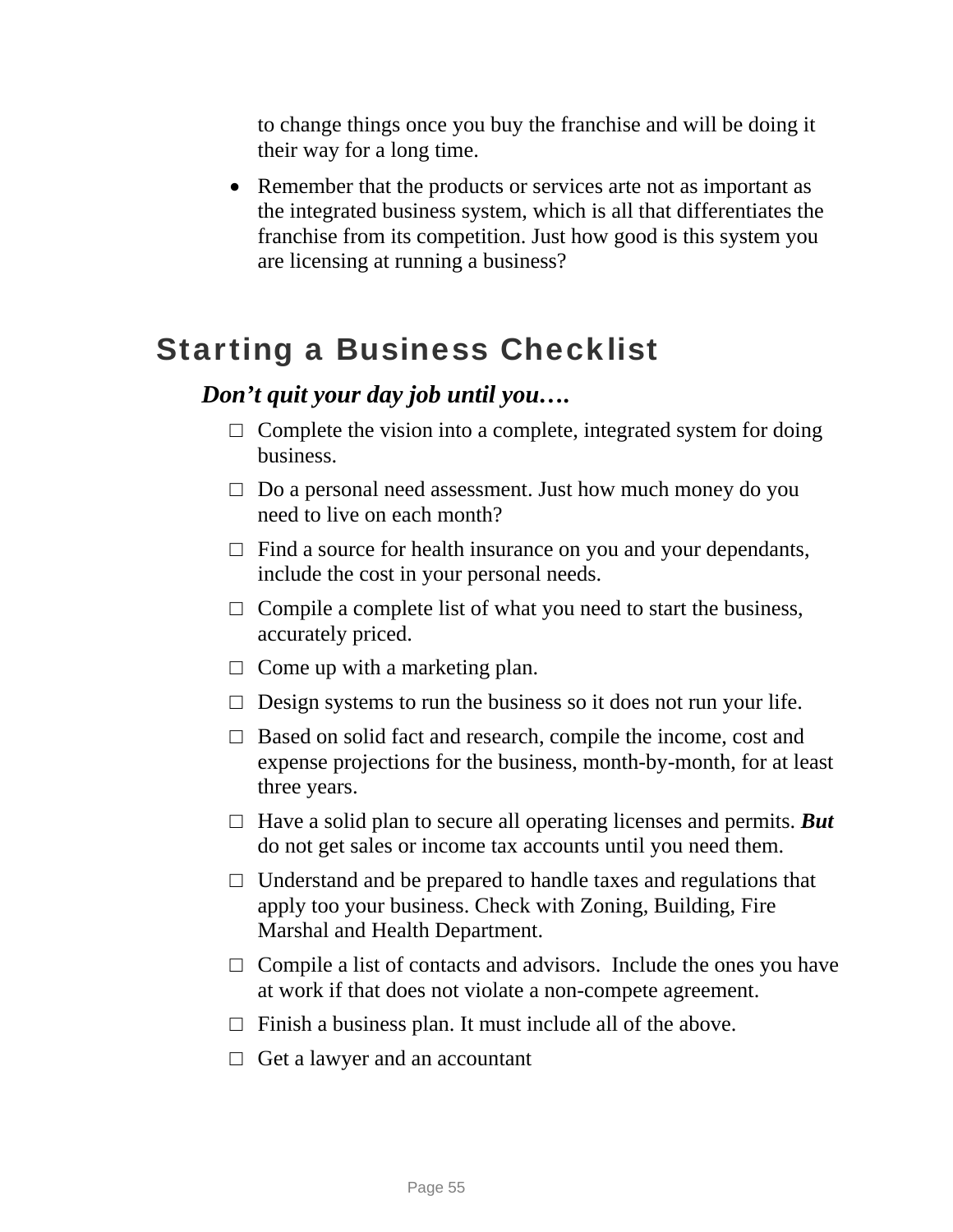to change things once you buy the franchise and will be doing it their way for a long time.

- Remember that the products or services arte not as important as the integrated business system, which is all that differentiates the franchise from its competition. Just how good is this system you are licensing at running a business?

## Starting a Business Checklist

***Don't quit your day job until you….***

- □ Complete the vision into a complete, integrated system for doing business.
- □ Do a personal need assessment. Just how much money do you need to live on each month?
- □ Find a source for health insurance on you and your dependants, include the cost in your personal needs.
- □ Compile a complete list of what you need to start the business, accurately priced.
- □ Come up with a marketing plan.
- □ Design systems to run the business so it does not run your life.
- □ Based on solid fact and research, compile the income, cost and expense projections for the business, month-by-month, for at least three years.
- □ Have a solid plan to secure all operating licenses and permits. ***But*** do not get sales or income tax accounts until you need them.
- □ Understand and be prepared to handle taxes and regulations that apply too your business. Check with Zoning, Building, Fire Marshal and Health Department.
- □ Compile a list of contacts and advisors. Include the ones you have at work if that does not violate a non-compete agreement.
- □ Finish a business plan. It must include all of the above.
- □ Get a lawyer and an accountant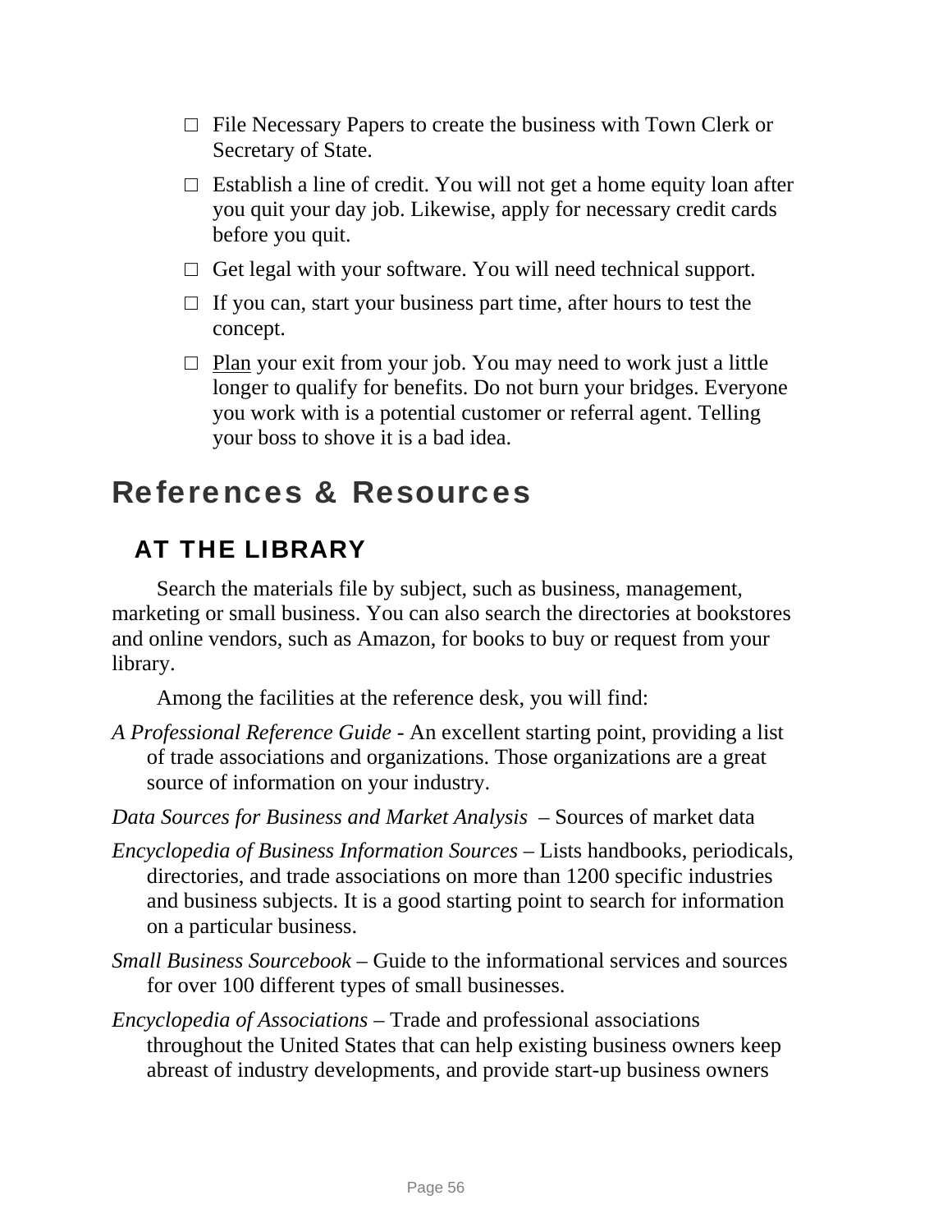- ☐ File Necessary Papers to create the business with Town Clerk or Secretary of State.
- ☐ Establish a line of credit. You will not get a home equity loan after you quit your day job. Likewise, apply for necessary credit cards before you quit.
- ☐ Get legal with your software. You will need technical support.
- ☐ If you can, start your business part time, after hours to test the concept.
- ☐ Plan your exit from your job. You may need to work just a little longer to qualify for benefits. Do not burn your bridges. Everyone you work with is a potential customer or referral agent. Telling your boss to shove it is a bad idea.

# References & Resources

## AT THE LIBRARY

Search the materials file by subject, such as business, management, marketing or small business. You can also search the directories at bookstores and online vendors, such as Amazon, for books to buy or request from your library.

Among the facilities at the reference desk, you will find:

*A Professional Reference Guide* - An excellent starting point, providing a list of trade associations and organizations. Those organizations are a great source of information on your industry.

*Data Sources for Business and Market Analysis* – Sources of market data

*Encyclopedia of Business Information Sources* – Lists handbooks, periodicals, directories, and trade associations on more than 1200 specific industries and business subjects. It is a good starting point to search for information on a particular business.

*Small Business Sourcebook* – Guide to the informational services and sources for over 100 different types of small businesses.

*Encyclopedia of Associations* – Trade and professional associations throughout the United States that can help existing business owners keep abreast of industry developments, and provide start-up business owners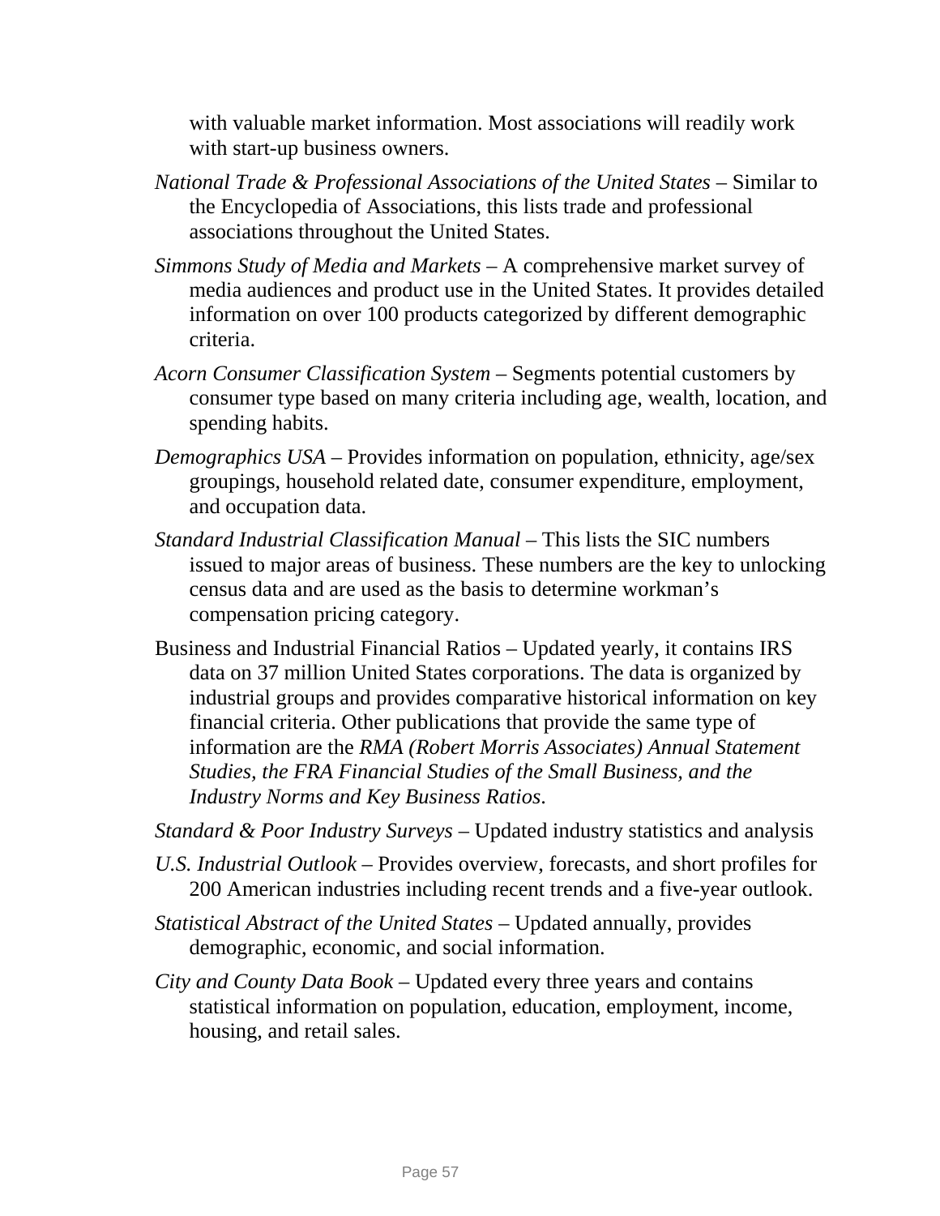with valuable market information. Most associations will readily work with start-up business owners.

*National Trade & Professional Associations of the United States* – Similar to the Encyclopedia of Associations, this lists trade and professional associations throughout the United States.

*Simmons Study of Media and Markets* – A comprehensive market survey of media audiences and product use in the United States. It provides detailed information on over 100 products categorized by different demographic criteria.

*Acorn Consumer Classification System* – Segments potential customers by consumer type based on many criteria including age, wealth, location, and spending habits.

*Demographics USA* – Provides information on population, ethnicity, age/sex groupings, household related date, consumer expenditure, employment, and occupation data.

*Standard Industrial Classification Manual* – This lists the SIC numbers issued to major areas of business. These numbers are the key to unlocking census data and are used as the basis to determine workman's compensation pricing category.

Business and Industrial Financial Ratios – Updated yearly, it contains IRS data on 37 million United States corporations. The data is organized by industrial groups and provides comparative historical information on key financial criteria. Other publications that provide the same type of information are the *RMA (Robert Morris Associates) Annual Statement Studies, the FRA Financial Studies of the Small Business, and the Industry Norms and Key Business Ratios*.

*Standard & Poor Industry Surveys* – Updated industry statistics and analysis

*U.S. Industrial Outlook* – Provides overview, forecasts, and short profiles for 200 American industries including recent trends and a five-year outlook.

*Statistical Abstract of the United States* – Updated annually, provides demographic, economic, and social information.

*City and County Data Book* – Updated every three years and contains statistical information on population, education, employment, income, housing, and retail sales.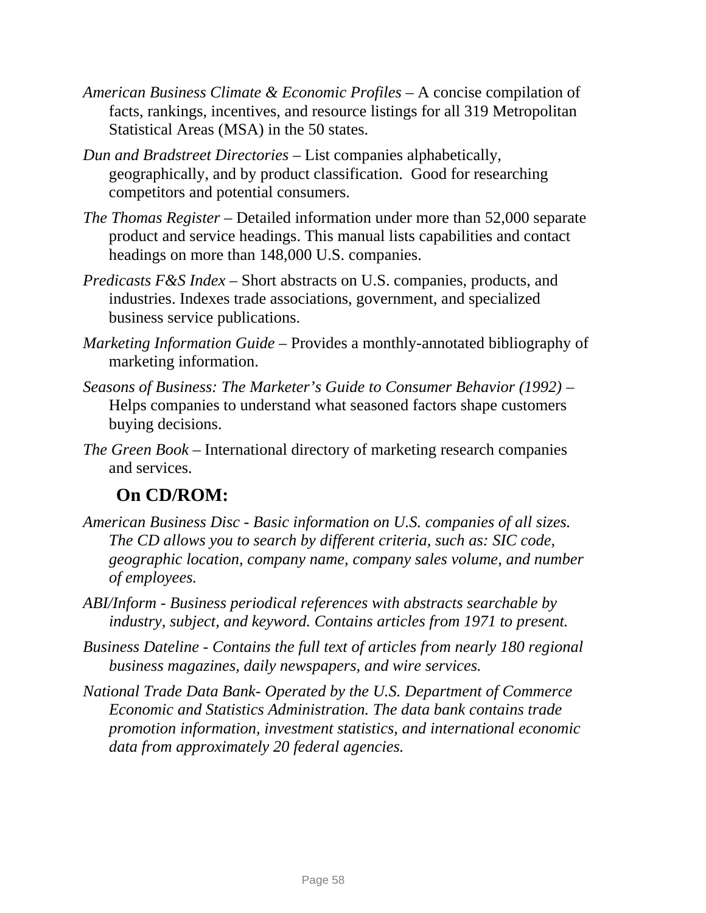*American Business Climate & Economic Profiles* – A concise compilation of facts, rankings, incentives, and resource listings for all 319 Metropolitan Statistical Areas (MSA) in the 50 states.

*Dun and Bradstreet Directories* – List companies alphabetically, geographically, and by product classification. Good for researching competitors and potential consumers.

*The Thomas Register* – Detailed information under more than 52,000 separate product and service headings. This manual lists capabilities and contact headings on more than 148,000 U.S. companies.

*Predicasts F&S Index* – Short abstracts on U.S. companies, products, and industries. Indexes trade associations, government, and specialized business service publications.

*Marketing Information Guide* – Provides a monthly-annotated bibliography of marketing information.

*Seasons of Business: The Marketer's Guide to Consumer Behavior (1992)* – Helps companies to understand what seasoned factors shape customers buying decisions.

*The Green Book* – International directory of marketing research companies and services.

## On CD/ROM:

*American Business Disc - Basic information on U.S. companies of all sizes. The CD allows you to search by different criteria, such as: SIC code, geographic location, company name, company sales volume, and number of employees.*

*ABI/Inform - Business periodical references with abstracts searchable by industry, subject, and keyword. Contains articles from 1971 to present.*

*Business Dateline - Contains the full text of articles from nearly 180 regional business magazines, daily newspapers, and wire services.*

*National Trade Data Bank- Operated by the U.S. Department of Commerce Economic and Statistics Administration. The data bank contains trade promotion information, investment statistics, and international economic data from approximately 20 federal agencies.*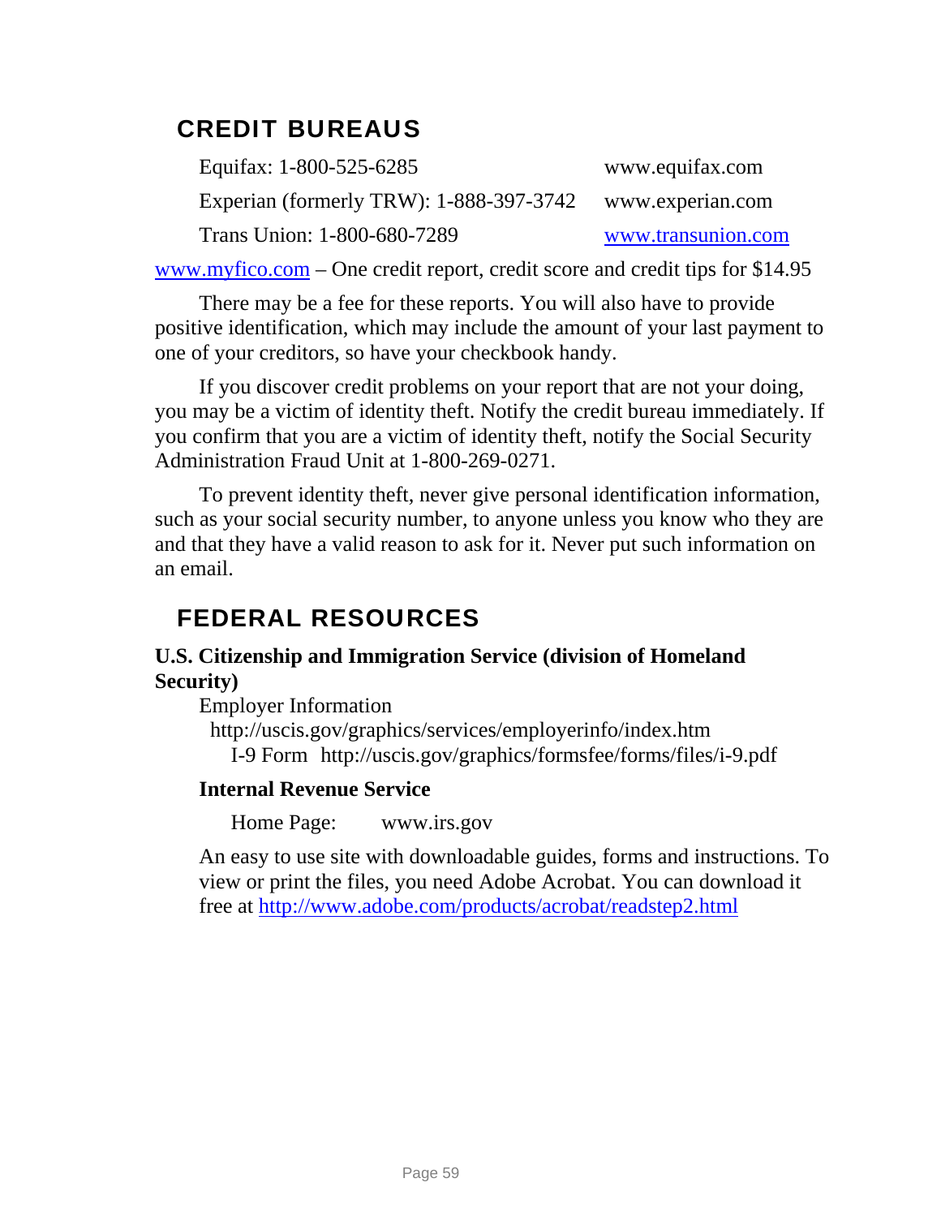## CREDIT BUREAUS

| | |
|---|---|
| Equifax: 1-800-525-6285 | www.equifax.com |
| Experian (formerly TRW): 1-888-397-3742 | www.experian.com |
| Trans Union: 1-800-680-7289 | www.transunion.com |

www.myfico.com – One credit report, credit score and credit tips for $14.95

There may be a fee for these reports. You will also have to provide positive identification, which may include the amount of your last payment to one of your creditors, so have your checkbook handy.

If you discover credit problems on your report that are not your doing, you may be a victim of identity theft. Notify the credit bureau immediately. If you confirm that you are a victim of identity theft, notify the Social Security Administration Fraud Unit at 1-800-269-0271.

To prevent identity theft, never give personal identification information, such as your social security number, to anyone unless you know who they are and that they have a valid reason to ask for it. Never put such information on an email.

## FEDERAL RESOURCES

**U.S. Citizenship and Immigration Service (division of Homeland Security)**

Employer Information
http://uscis.gov/graphics/services/employerinfo/index.htm
I-9 Form http://uscis.gov/graphics/formsfee/forms/files/i-9.pdf

**Internal Revenue Service**

Home Page: www.irs.gov

An easy to use site with downloadable guides, forms and instructions. To view or print the files, you need Adobe Acrobat. You can download it free at http://www.adobe.com/products/acrobat/readstep2.html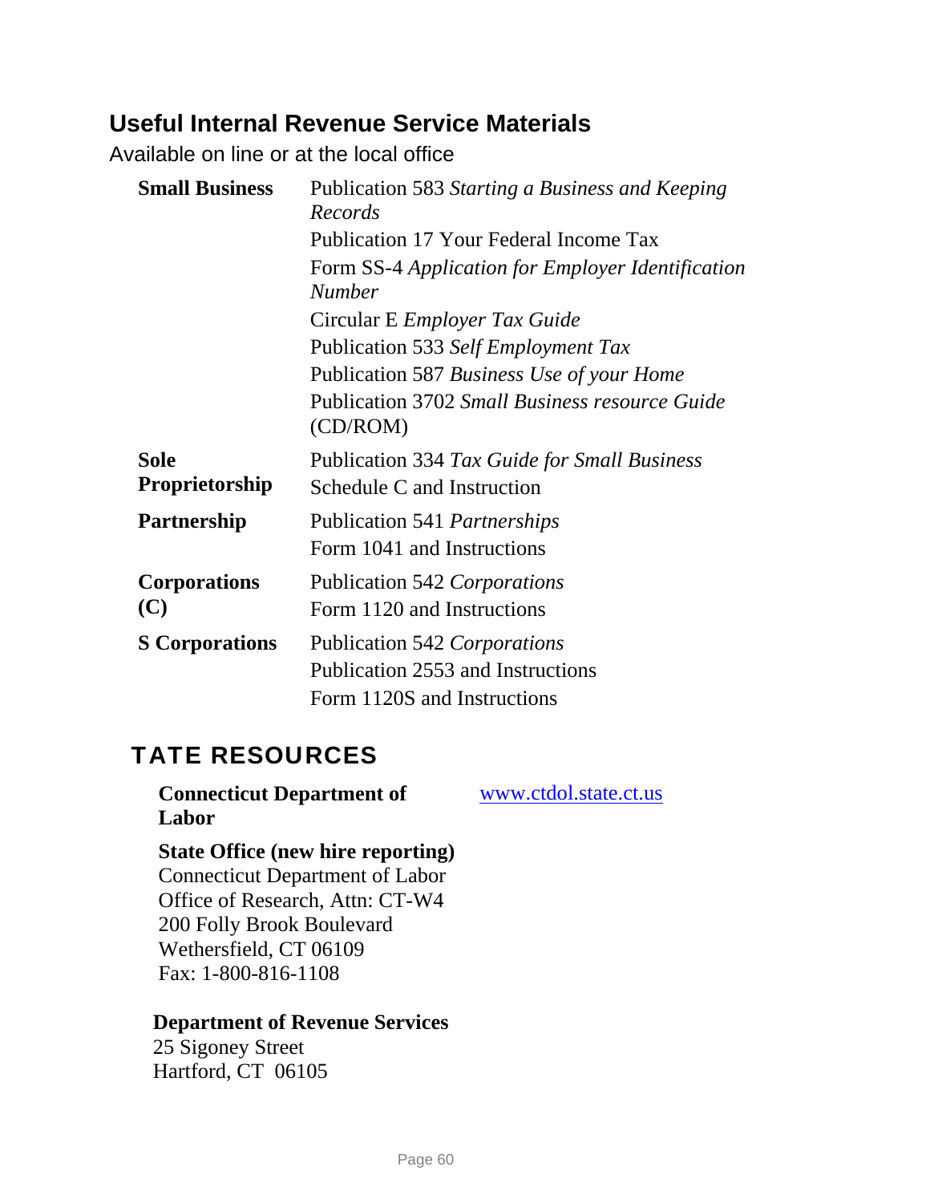## Useful Internal Revenue Service Materials

Available on line or at the local office

| | |
|---|---|
| **Small Business** | Publication 583 *Starting a Business and Keeping Records*<br>Publication 17 Your Federal Income Tax<br>Form SS-4 *Application for Employer Identification Number*<br>Circular E *Employer Tax Guide*<br>Publication 533 *Self Employment Tax*<br>Publication 587 *Business Use of your Home*<br>Publication 3702 *Small Business resource Guide* (CD/ROM) |
| **Sole Proprietorship** | Publication 334 *Tax Guide for Small Business*<br>Schedule C and Instruction |
| **Partnership** | Publication 541 *Partnerships*<br>Form 1041 and Instructions |
| **Corporations (C)** | Publication 542 *Corporations*<br>Form 1120 and Instructions |
| **S Corporations** | Publication 542 *Corporations*<br>Publication 2553 and Instructions<br>Form 1120S and Instructions |

## TATE RESOURCES

**Connecticut Department of Labor** www.ctdol.state.ct.us

**State Office (new hire reporting)**
Connecticut Department of Labor
Office of Research, Attn: CT-W4
200 Folly Brook Boulevard
Wethersfield, CT 06109
Fax: 1-800-816-1108

**Department of Revenue Services**
25 Sigoney Street
Hartford, CT 06105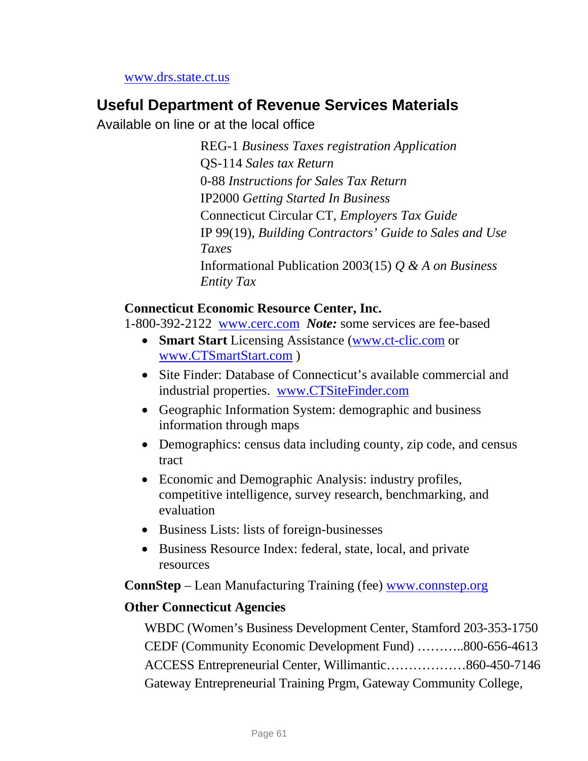www.drs.state.ct.us

## Useful Department of Revenue Services Materials

Available on line or at the local office

REG-1 *Business Taxes registration Application*
QS-114 *Sales tax Return*
0-88 *Instructions for Sales Tax Return*
IP2000 *Getting Started In Business*
Connecticut Circular CT, *Employers Tax Guide*
IP 99(19), *Building Contractors' Guide to Sales and Use Taxes*
Informational Publication 2003(15) *Q & A on Business Entity Tax*

**Connecticut Economic Resource Center, Inc.**
1-800-392-2122 www.cerc.com ***Note:*** some services are fee-based

- **Smart Start** Licensing Assistance (www.ct-clic.com or www.CTSmartStart.com )
- Site Finder: Database of Connecticut's available commercial and industrial properties. www.CTSiteFinder.com
- Geographic Information System: demographic and business information through maps
- Demographics: census data including county, zip code, and census tract
- Economic and Demographic Analysis: industry profiles, competitive intelligence, survey research, benchmarking, and evaluation
- Business Lists: lists of foreign-businesses
- Business Resource Index: federal, state, local, and private resources

**ConnStep** – Lean Manufacturing Training (fee) www.connstep.org

**Other Connecticut Agencies**

WBDC (Women's Business Development Center, Stamford 203-353-1750
CEDF (Community Economic Development Fund) ………..800-656-4613
ACCESS Entrepreneurial Center, Willimantic………………860-450-7146
Gateway Entrepreneurial Training Prgm, Gateway Community College,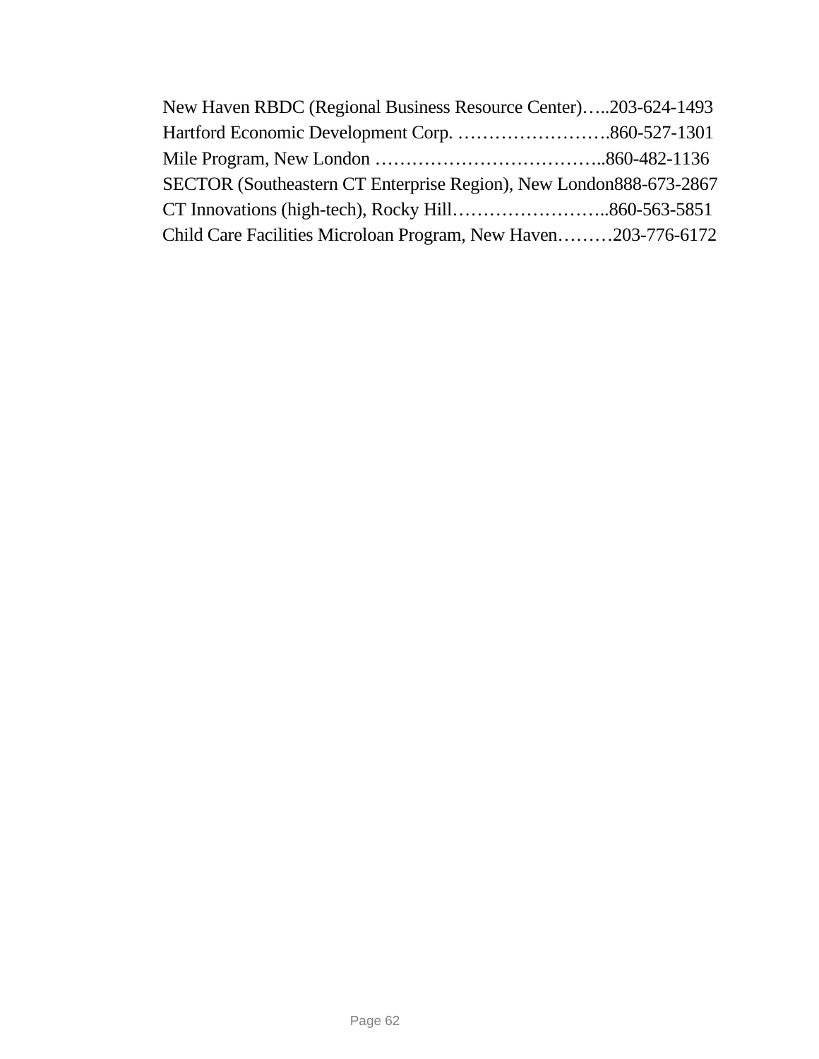New Haven RBDC (Regional Business Resource Center)…..203-624-1493
Hartford Economic Development Corp. …………………….860-527-1301
Mile Program, New London ………………………………..860-482-1136
SECTOR (Southeastern CT Enterprise Region), New London888-673-2867
CT Innovations (high-tech), Rocky Hill……………………..860-563-5851
Child Care Facilities Microloan Program, New Haven………203-776-6172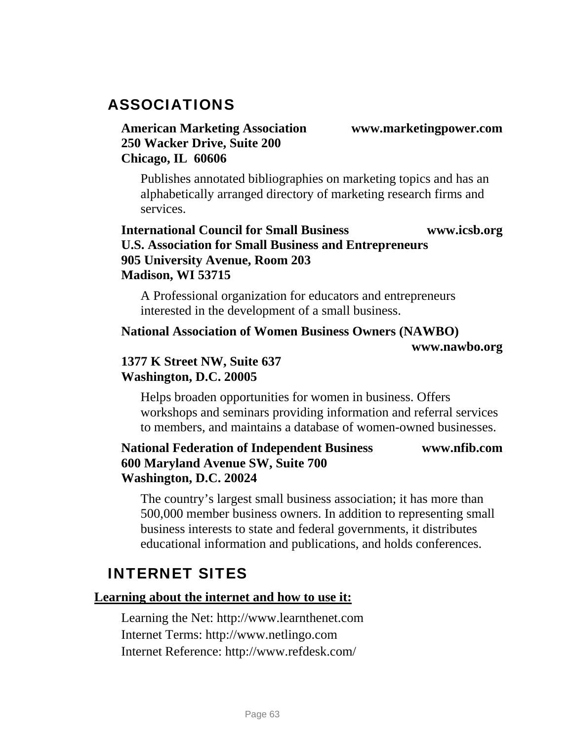## ASSOCIATIONS

**American Marketing Association** **www.marketingpower.com**
**250 Wacker Drive, Suite 200**
**Chicago, IL 60606**

Publishes annotated bibliographies on marketing topics and has an alphabetically arranged directory of marketing research firms and services.

**International Council for Small Business** **www.icsb.org**
**U.S. Association for Small Business and Entrepreneurs**
**905 University Avenue, Room 203**
**Madison, WI 53715**

A Professional organization for educators and entrepreneurs interested in the development of a small business.

**National Association of Women Business Owners (NAWBO)**
**www.nawbo.org**
**1377 K Street NW, Suite 637**
**Washington, D.C. 20005**

Helps broaden opportunities for women in business. Offers workshops and seminars providing information and referral services to members, and maintains a database of women-owned businesses.

**National Federation of Independent Business** **www.nfib.com**
**600 Maryland Avenue SW, Suite 700**
**Washington, D.C. 20024**

The country's largest small business association; it has more than 500,000 member business owners. In addition to representing small business interests to state and federal governments, it distributes educational information and publications, and holds conferences.

## INTERNET SITES

**Learning about the internet and how to use it:**

Learning the Net: http://www.learnthenet.com
Internet Terms: http://www.netlingo.com
Internet Reference: http://www.refdesk.com/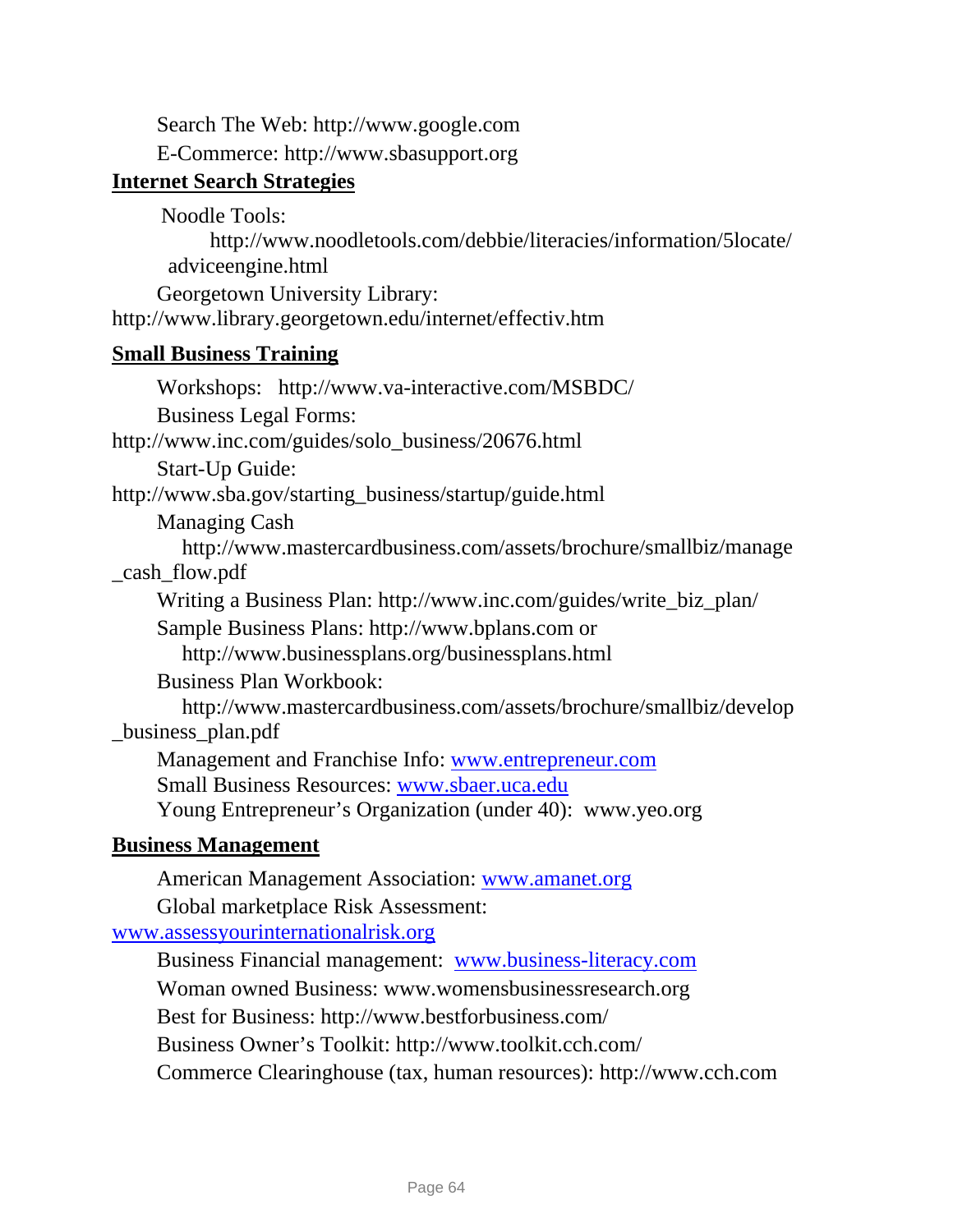Search The Web: http://www.google.com

E-Commerce: http://www.sbasupport.org

## Internet Search Strategies

Noodle Tools: http://www.noodletools.com/debbie/literacies/information/5locate/adviceengine.html

Georgetown University Library: http://www.library.georgetown.edu/internet/effectiv.htm

## Small Business Training

Workshops: http://www.va-interactive.com/MSBDC/

Business Legal Forms: http://www.inc.com/guides/solo_business/20676.html

Start-Up Guide: http://www.sba.gov/starting_business/startup/guide.html

Managing Cash http://www.mastercardbusiness.com/assets/brochure/smallbiz/manage_cash_flow.pdf

Writing a Business Plan: http://www.inc.com/guides/write_biz_plan/

Sample Business Plans: http://www.bplans.com or http://www.businessplans.org/businessplans.html

Business Plan Workbook: http://www.mastercardbusiness.com/assets/brochure/smallbiz/develop_business_plan.pdf

Management and Franchise Info: www.entrepreneur.com

Small Business Resources: www.sbaer.uca.edu

Young Entrepreneur's Organization (under 40): www.yeo.org

## Business Management

American Management Association: www.amanet.org

Global marketplace Risk Assessment: www.assessyourinternationalrisk.org

Business Financial management: www.business-literacy.com

Woman owned Business: www.womensbusinessresearch.org

Best for Business: http://www.bestforbusiness.com/

Business Owner's Toolkit: http://www.toolkit.cch.com/

Commerce Clearinghouse (tax, human resources): http://www.cch.com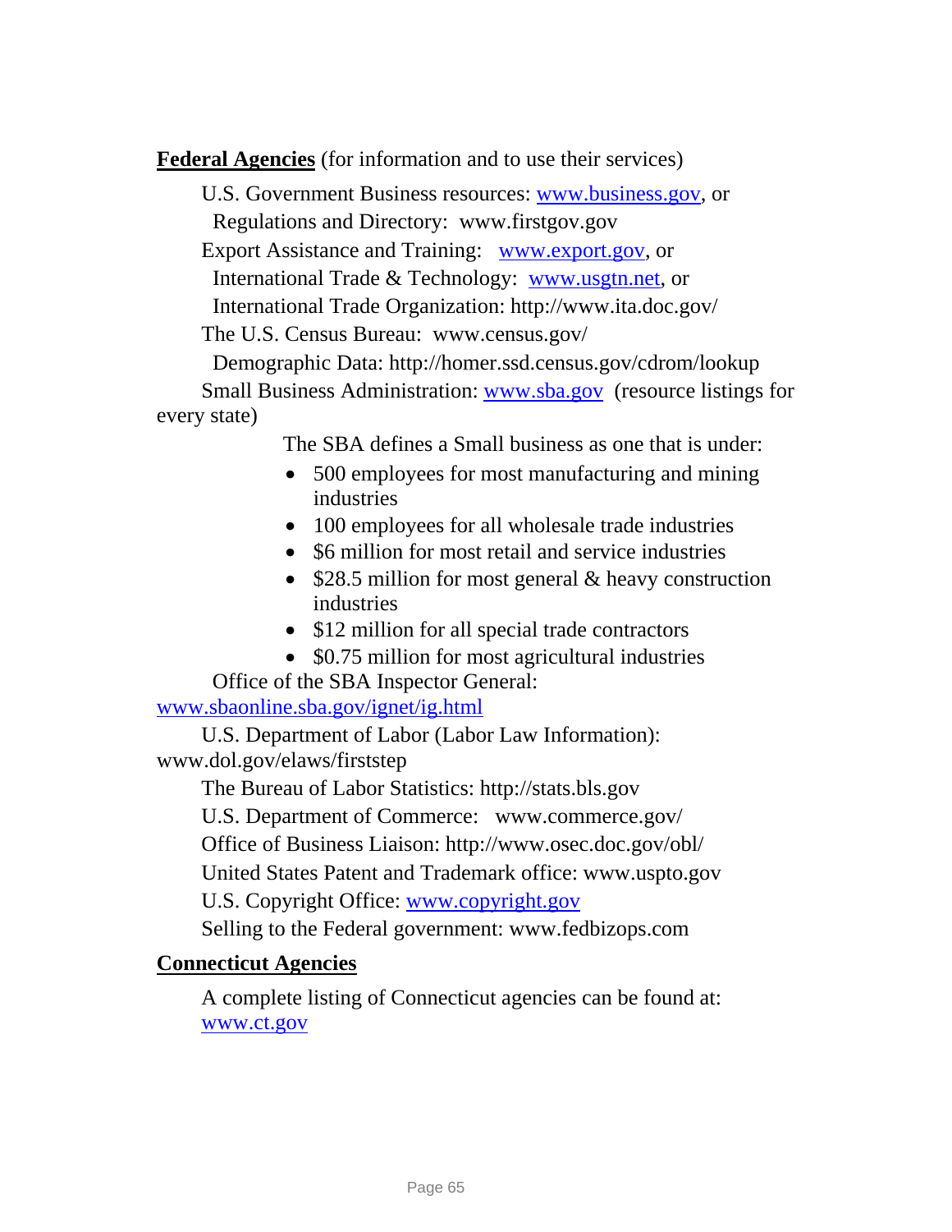**Federal Agencies** (for information and to use their services)

U.S. Government Business resources: www.business.gov, or
Regulations and Directory: www.firstgov.gov

Export Assistance and Training: www.export.gov, or
International Trade & Technology: www.usgtn.net, or
International Trade Organization: http://www.ita.doc.gov/

The U.S. Census Bureau: www.census.gov/
Demographic Data: http://homer.ssd.census.gov/cdrom/lookup

Small Business Administration: www.sba.gov (resource listings for every state)

The SBA defines a Small business as one that is under:

- 500 employees for most manufacturing and mining industries
- 100 employees for all wholesale trade industries
- $6 million for most retail and service industries
- $28.5 million for most general & heavy construction industries
- $12 million for all special trade contractors
- $0.75 million for most agricultural industries

Office of the SBA Inspector General: www.sbaonline.sba.gov/ignet/ig.html

U.S. Department of Labor (Labor Law Information): www.dol.gov/elaws/firststep

The Bureau of Labor Statistics: http://stats.bls.gov

U.S. Department of Commerce: www.commerce.gov/

Office of Business Liaison: http://www.osec.doc.gov/obl/

United States Patent and Trademark office: www.uspto.gov

U.S. Copyright Office: www.copyright.gov

Selling to the Federal government: www.fedbizops.com

**Connecticut Agencies**

A complete listing of Connecticut agencies can be found at: www.ct.gov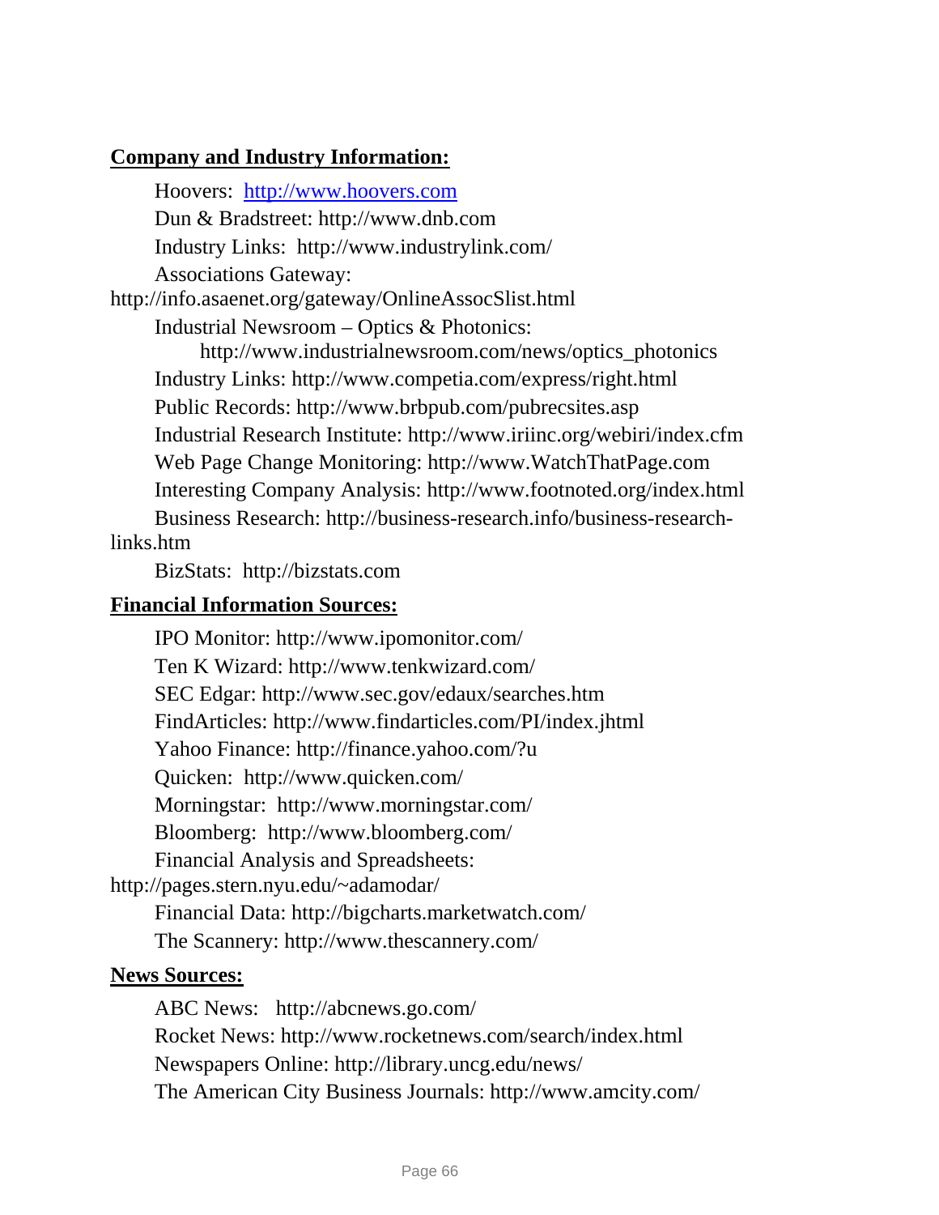## Company and Industry Information:

Hoovers: http://www.hoovers.com
Dun & Bradstreet: http://www.dnb.com
Industry Links: http://www.industrylink.com/
Associations Gateway: http://info.asaenet.org/gateway/OnlineAssocSlist.html
Industrial Newsroom – Optics & Photonics: http://www.industrialnewsroom.com/news/optics_photonics
Industry Links: http://www.competia.com/express/right.html
Public Records: http://www.brbpub.com/pubrecsites.asp
Industrial Research Institute: http://www.iriinc.org/webiri/index.cfm
Web Page Change Monitoring: http://www.WatchThatPage.com
Interesting Company Analysis: http://www.footnoted.org/index.html
Business Research: http://business-research.info/business-research-links.htm
BizStats: http://bizstats.com

## Financial Information Sources:

IPO Monitor: http://www.ipomonitor.com/
Ten K Wizard: http://www.tenkwizard.com/
SEC Edgar: http://www.sec.gov/edaux/searches.htm
FindArticles: http://www.findarticles.com/PI/index.jhtml
Yahoo Finance: http://finance.yahoo.com/?u
Quicken: http://www.quicken.com/
Morningstar: http://www.morningstar.com/
Bloomberg: http://www.bloomberg.com/
Financial Analysis and Spreadsheets: http://pages.stern.nyu.edu/~adamodar/
Financial Data: http://bigcharts.marketwatch.com/
The Scannery: http://www.thescannery.com/

## News Sources:

ABC News: http://abcnews.go.com/
Rocket News: http://www.rocketnews.com/search/index.html
Newspapers Online: http://library.uncg.edu/news/
The American City Business Journals: http://www.amcity.com/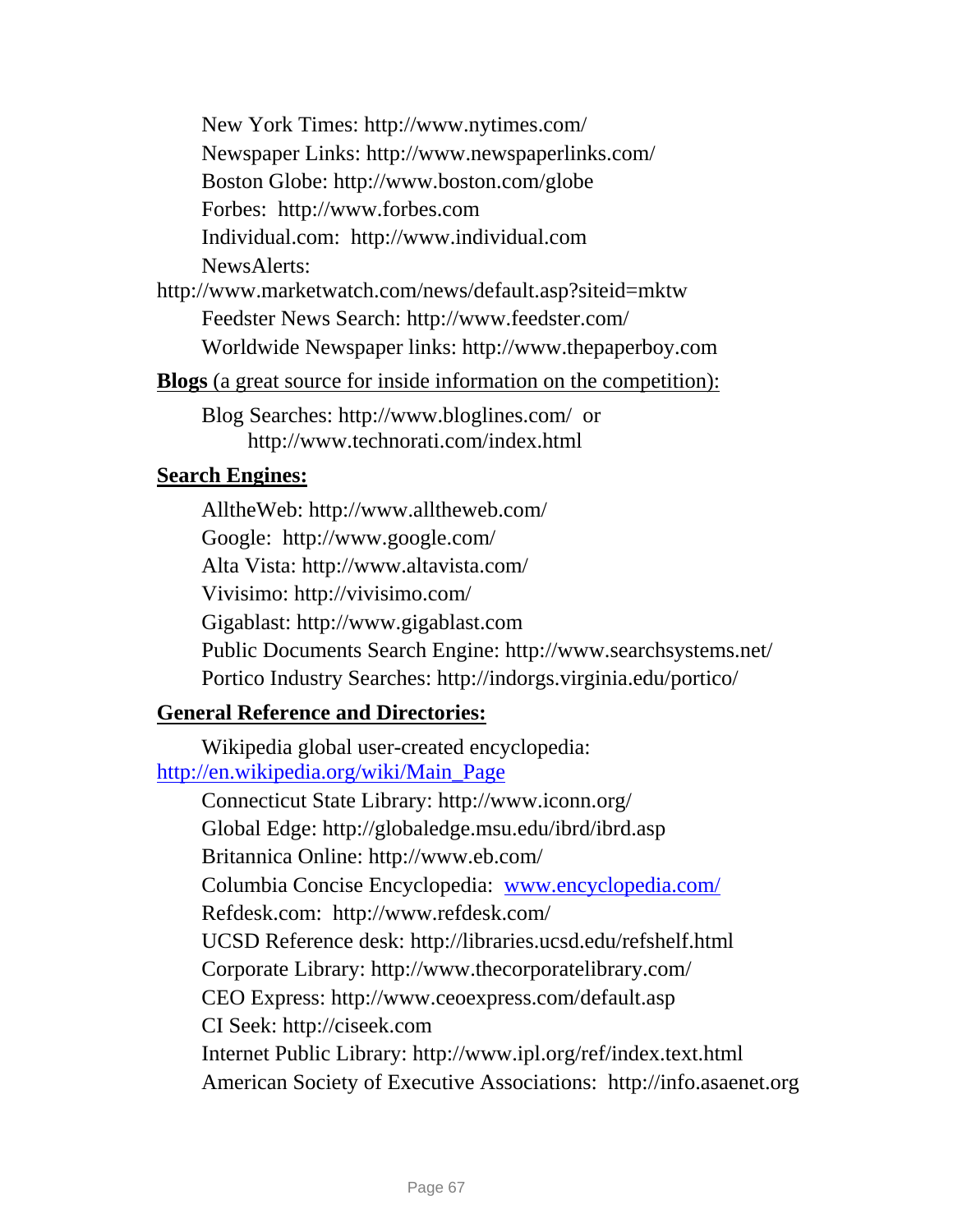New York Times: http://www.nytimes.com/

Newspaper Links: http://www.newspaperlinks.com/

Boston Globe: http://www.boston.com/globe

Forbes: http://www.forbes.com

Individual.com: http://www.individual.com

NewsAlerts: http://www.marketwatch.com/news/default.asp?siteid=mktw

Feedster News Search: http://www.feedster.com/

Worldwide Newspaper links: http://www.thepaperboy.com

**Blogs** (a great source for inside information on the competition):

Blog Searches: http://www.bloglines.com/ or http://www.technorati.com/index.html

**Search Engines:**

AlltheWeb: http://www.alltheweb.com/

Google: http://www.google.com/

Alta Vista: http://www.altavista.com/

Vivisimo: http://vivisimo.com/

Gigablast: http://www.gigablast.com

Public Documents Search Engine: http://www.searchsystems.net/

Portico Industry Searches: http://indorgs.virginia.edu/portico/

**General Reference and Directories:**

Wikipedia global user-created encyclopedia: http://en.wikipedia.org/wiki/Main_Page

Connecticut State Library: http://www.iconn.org/

Global Edge: http://globaledge.msu.edu/ibrd/ibrd.asp

Britannica Online: http://www.eb.com/

Columbia Concise Encyclopedia: www.encyclopedia.com/

Refdesk.com: http://www.refdesk.com/

UCSD Reference desk: http://libraries.ucsd.edu/refshelf.html

Corporate Library: http://www.thecorporatelibrary.com/

CEO Express: http://www.ceoexpress.com/default.asp

CI Seek: http://ciseek.com

Internet Public Library: http://www.ipl.org/ref/index.text.html

American Society of Executive Associations: http://info.asaenet.org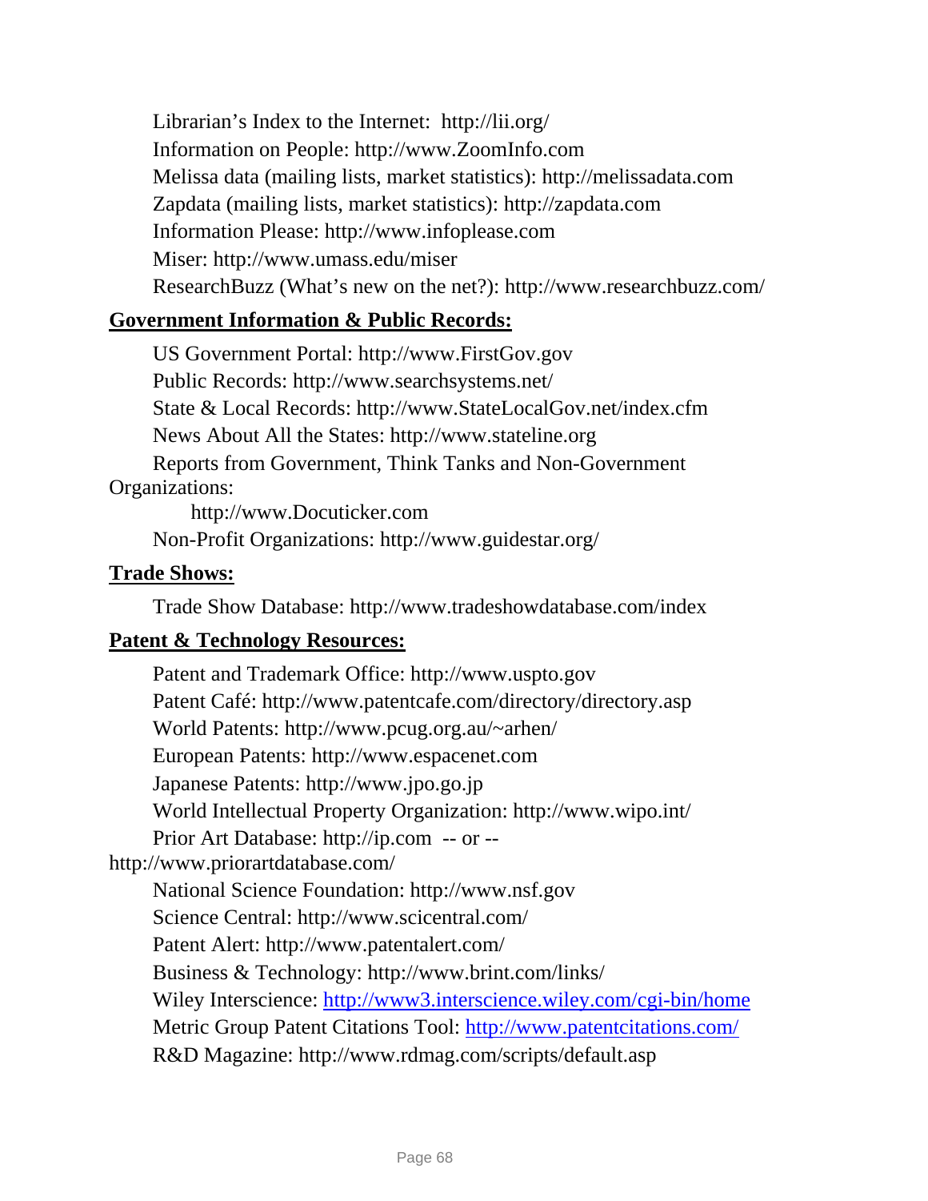Librarian's Index to the Internet: http://lii.org/
Information on People: http://www.ZoomInfo.com
Melissa data (mailing lists, market statistics): http://melissadata.com
Zapdata (mailing lists, market statistics): http://zapdata.com
Information Please: http://www.infoplease.com
Miser: http://www.umass.edu/miser
ResearchBuzz (What's new on the net?): http://www.researchbuzz.com/

**Government Information & Public Records:**

US Government Portal: http://www.FirstGov.gov
Public Records: http://www.searchsystems.net/
State & Local Records: http://www.StateLocalGov.net/index.cfm
News About All the States: http://www.stateline.org
Reports from Government, Think Tanks and Non-Government Organizations:
http://www.Docuticker.com
Non-Profit Organizations: http://www.guidestar.org/

**Trade Shows:**

Trade Show Database: http://www.tradeshowdatabase.com/index

**Patent & Technology Resources:**

Patent and Trademark Office: http://www.uspto.gov
Patent Café: http://www.patentcafe.com/directory/directory.asp
World Patents: http://www.pcug.org.au/~arhen/
European Patents: http://www.espacenet.com
Japanese Patents: http://www.jpo.go.jp
World Intellectual Property Organization: http://www.wipo.int/
Prior Art Database: http://ip.com -- or -- http://www.priorartdatabase.com/
National Science Foundation: http://www.nsf.gov
Science Central: http://www.scicentral.com/
Patent Alert: http://www.patentalert.com/
Business & Technology: http://www.brint.com/links/
Wiley Interscience: http://www3.interscience.wiley.com/cgi-bin/home
Metric Group Patent Citations Tool: http://www.patentcitations.com/
R&D Magazine: http://www.rdmag.com/scripts/default.asp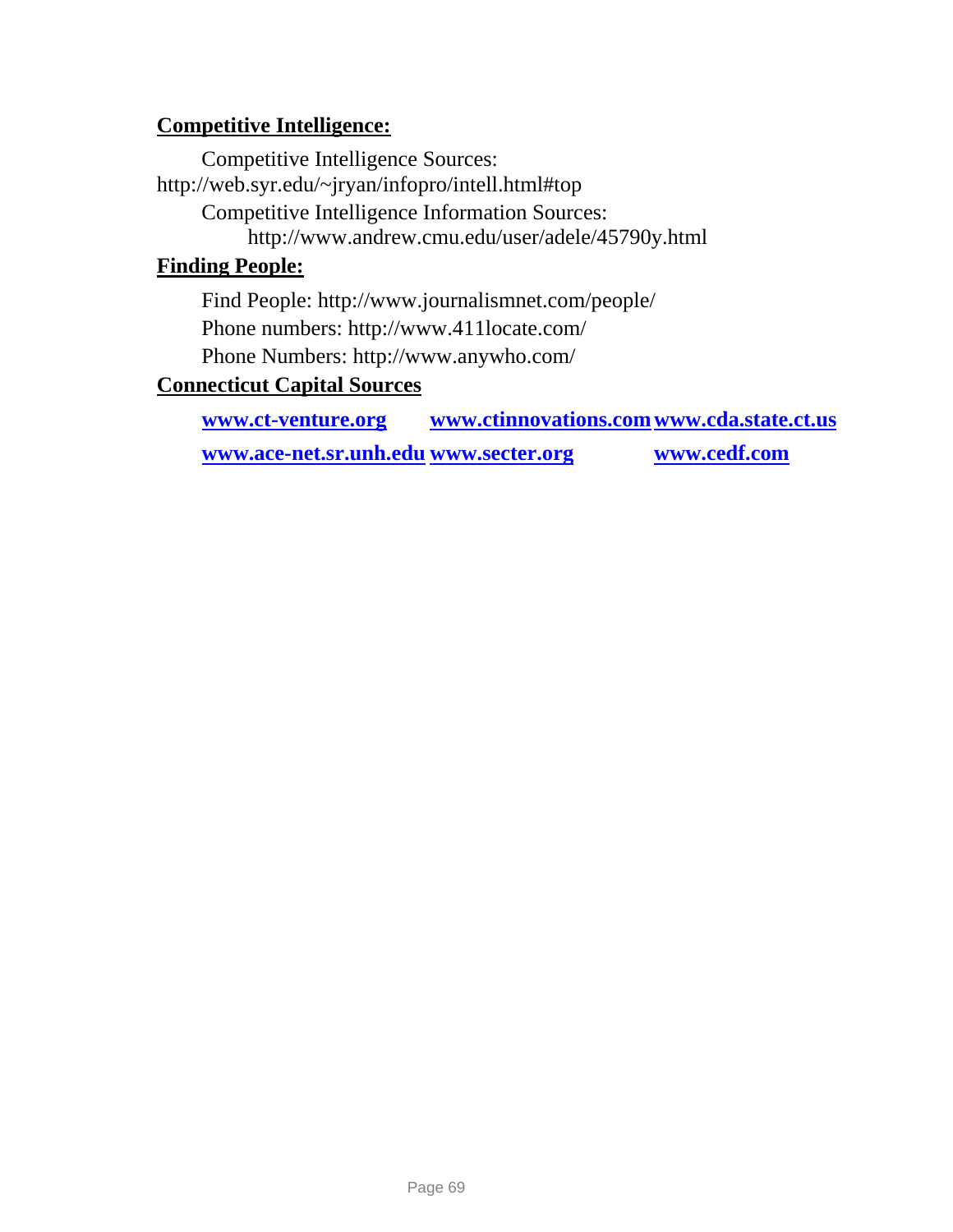**Competitive Intelligence:**

Competitive Intelligence Sources:
http://web.syr.edu/~jryan/infopro/intell.html#top

Competitive Intelligence Information Sources:
http://www.andrew.cmu.edu/user/adele/45790y.html

**Finding People:**

Find People: http://www.journalismnet.com/people/

Phone numbers: http://www.411locate.com/

Phone Numbers: http://www.anywho.com/

**Connecticut Capital Sources**

| | | |
|---|---|---|
| **www.ct-venture.org** | **www.ctinnovations.com** | **www.cda.state.ct.us** |
| **www.ace-net.sr.unh.edu** | **www.secter.org** | **www.cedf.com** |